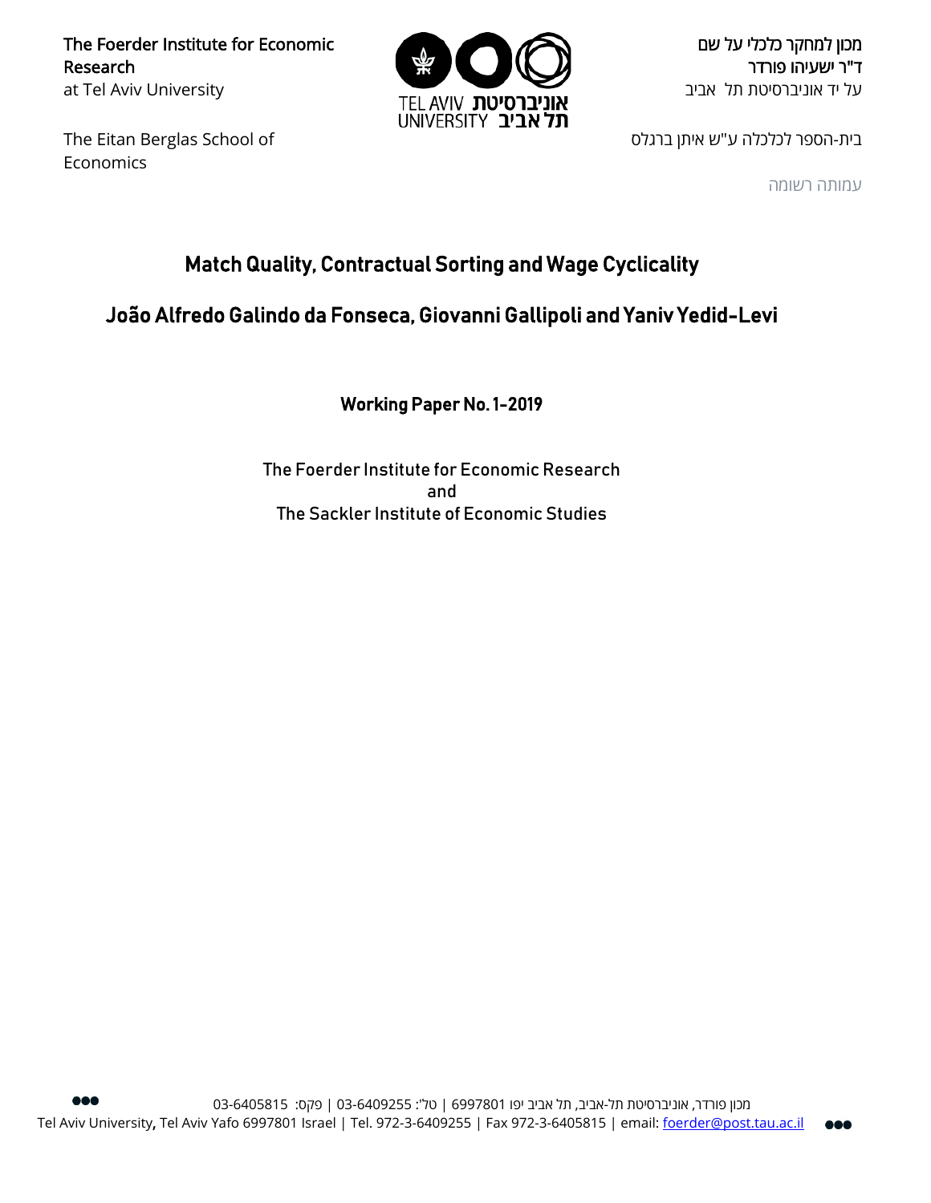The Foerder Institute for Economic Research
at Tel Aviv University

מכון למחקר כלכלי על שם
ד"ר ישעיהו פורדר
על יד אוניברסיטת תל אביב

The Eitan Berglas School of Economics

בית-הספר לכלכלה ע"ש איתן ברגלס

עמותה רשומה

# Match Quality, Contractual Sorting and Wage Cyclicality

## João Alfredo Galindo da Fonseca, Giovanni Gallipoli and Yaniv Yedid-Levi

**Working Paper No. 1-2019**

The Foerder Institute for Economic Research
and
The Sackler Institute of Economic Studies

מכון פורדר, אוניברסיטת תל-אביב, תל אביב יפו 6997801 | טל': 03-6409255 | פקס: 03-6405815
Tel Aviv University, Tel Aviv Yafo 6997801 Israel | Tel. 972-3-6409255 | Fax 972-3-6405815 | email: foerder@post.tau.ac.il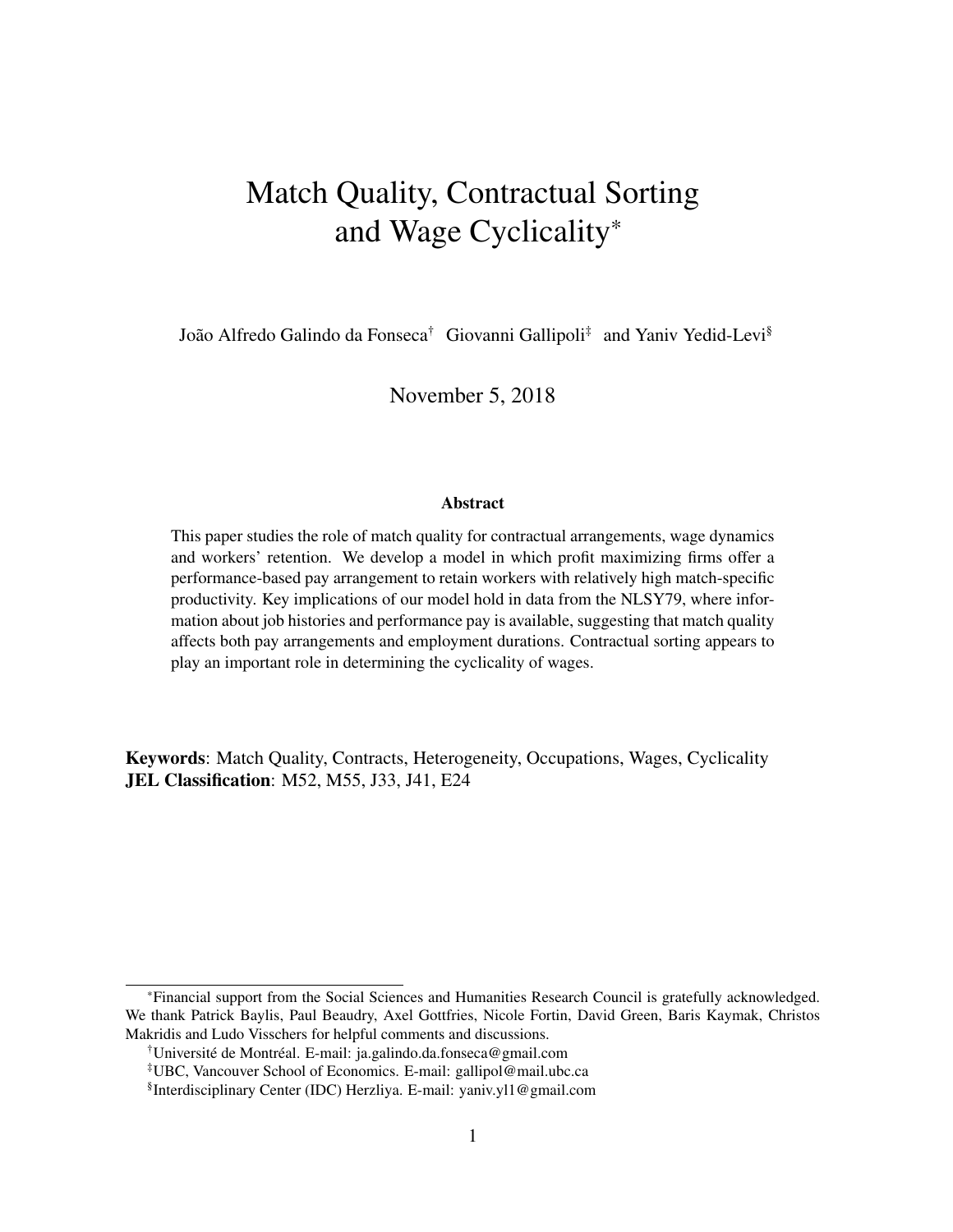# Match Quality, Contractual Sorting and Wage Cyclicality*

João Alfredo Galindo da Fonseca[†] Giovanni Gallipoli[‡] and Yaniv Yedid-Levi[§]

November 5, 2018

### Abstract

This paper studies the role of match quality for contractual arrangements, wage dynamics and workers' retention. We develop a model in which profit maximizing firms offer a performance-based pay arrangement to retain workers with relatively high match-specific productivity. Key implications of our model hold in data from the NLSY79, where information about job histories and performance pay is available, suggesting that match quality affects both pay arrangements and employment durations. Contractual sorting appears to play an important role in determining the cyclicality of wages.

**Keywords**: Match Quality, Contracts, Heterogeneity, Occupations, Wages, Cyclicality
**JEL Classification**: M52, M55, J33, J41, E24

---

*Financial support from the Social Sciences and Humanities Research Council is gratefully acknowledged. We thank Patrick Baylis, Paul Beaudry, Axel Gottfries, Nicole Fortin, David Green, Baris Kaymak, Christos Makridis and Ludo Visschers for helpful comments and discussions.

[†]Université de Montréal. E-mail: ja.galindo.da.fonseca@gmail.com

[‡]UBC, Vancouver School of Economics. E-mail: gallipol@mail.ubc.ca

[§]Interdisciplinary Center (IDC) Herzliya. E-mail: yaniv.yl1@gmail.com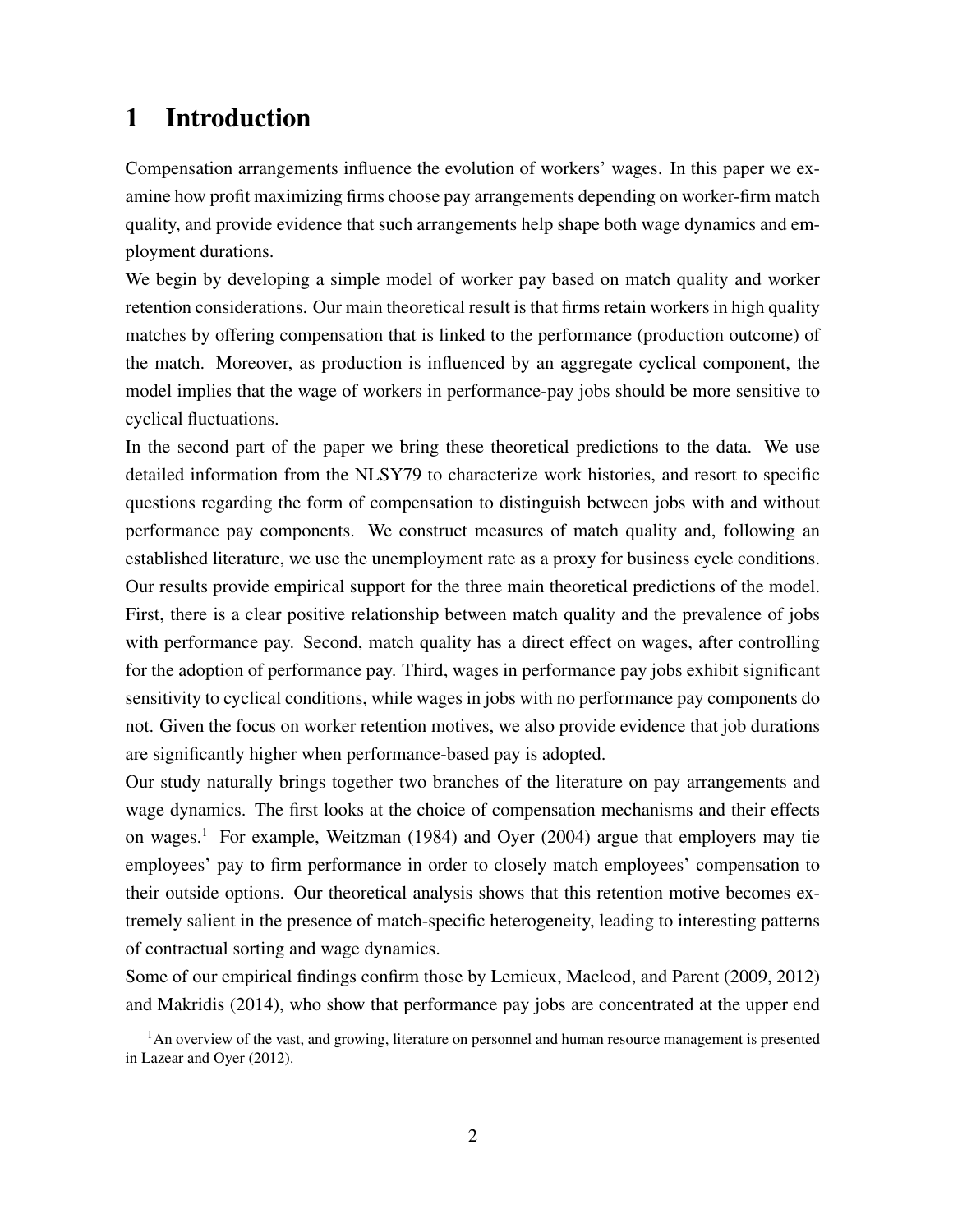# 1 Introduction

Compensation arrangements influence the evolution of workers' wages. In this paper we examine how profit maximizing firms choose pay arrangements depending on worker-firm match quality, and provide evidence that such arrangements help shape both wage dynamics and employment durations.

We begin by developing a simple model of worker pay based on match quality and worker retention considerations. Our main theoretical result is that firms retain workers in high quality matches by offering compensation that is linked to the performance (production outcome) of the match. Moreover, as production is influenced by an aggregate cyclical component, the model implies that the wage of workers in performance-pay jobs should be more sensitive to cyclical fluctuations.

In the second part of the paper we bring these theoretical predictions to the data. We use detailed information from the NLSY79 to characterize work histories, and resort to specific questions regarding the form of compensation to distinguish between jobs with and without performance pay components. We construct measures of match quality and, following an established literature, we use the unemployment rate as a proxy for business cycle conditions. Our results provide empirical support for the three main theoretical predictions of the model. First, there is a clear positive relationship between match quality and the prevalence of jobs with performance pay. Second, match quality has a direct effect on wages, after controlling for the adoption of performance pay. Third, wages in performance pay jobs exhibit significant sensitivity to cyclical conditions, while wages in jobs with no performance pay components do not. Given the focus on worker retention motives, we also provide evidence that job durations are significantly higher when performance-based pay is adopted.

Our study naturally brings together two branches of the literature on pay arrangements and wage dynamics. The first looks at the choice of compensation mechanisms and their effects on wages.[1] For example, Weitzman (1984) and Oyer (2004) argue that employers may tie employees' pay to firm performance in order to closely match employees' compensation to their outside options. Our theoretical analysis shows that this retention motive becomes extremely salient in the presence of match-specific heterogeneity, leading to interesting patterns of contractual sorting and wage dynamics.

Some of our empirical findings confirm those by Lemieux, Macleod, and Parent (2009, 2012) and Makridis (2014), who show that performance pay jobs are concentrated at the upper end

[1] An overview of the vast, and growing, literature on personnel and human resource management is presented in Lazear and Oyer (2012).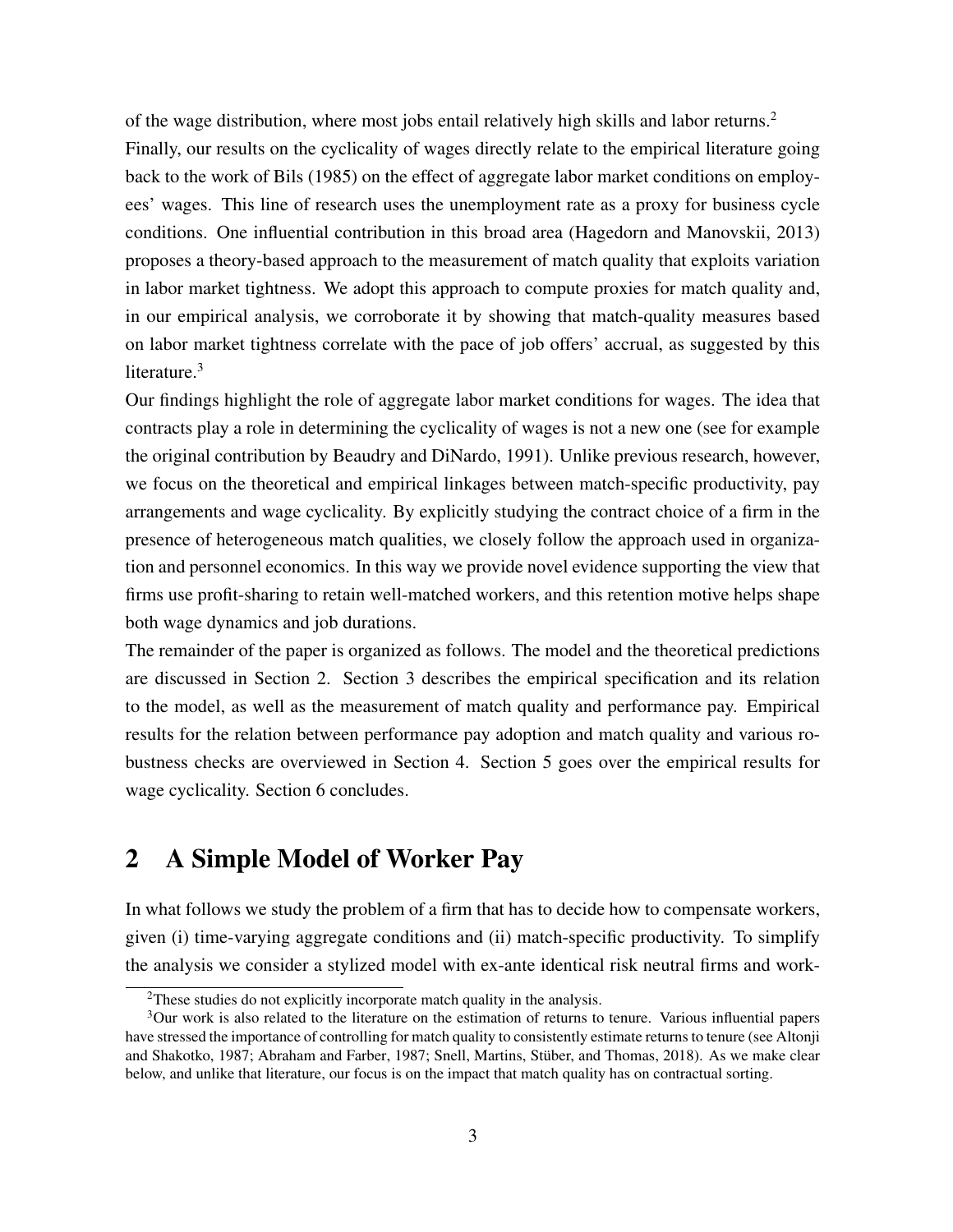of the wage distribution, where most jobs entail relatively high skills and labor returns.[2]

Finally, our results on the cyclicality of wages directly relate to the empirical literature going back to the work of Bils (1985) on the effect of aggregate labor market conditions on employees' wages. This line of research uses the unemployment rate as a proxy for business cycle conditions. One influential contribution in this broad area (Hagedorn and Manovskii, 2013) proposes a theory-based approach to the measurement of match quality that exploits variation in labor market tightness. We adopt this approach to compute proxies for match quality and, in our empirical analysis, we corroborate it by showing that match-quality measures based on labor market tightness correlate with the pace of job offers' accrual, as suggested by this literature.[3]

Our findings highlight the role of aggregate labor market conditions for wages. The idea that contracts play a role in determining the cyclicality of wages is not a new one (see for example the original contribution by Beaudry and DiNardo, 1991). Unlike previous research, however, we focus on the theoretical and empirical linkages between match-specific productivity, pay arrangements and wage cyclicality. By explicitly studying the contract choice of a firm in the presence of heterogeneous match qualities, we closely follow the approach used in organization and personnel economics. In this way we provide novel evidence supporting the view that firms use profit-sharing to retain well-matched workers, and this retention motive helps shape both wage dynamics and job durations.

The remainder of the paper is organized as follows. The model and the theoretical predictions are discussed in Section 2. Section 3 describes the empirical specification and its relation to the model, as well as the measurement of match quality and performance pay. Empirical results for the relation between performance pay adoption and match quality and various robustness checks are overviewed in Section 4. Section 5 goes over the empirical results for wage cyclicality. Section 6 concludes.

## 2 A Simple Model of Worker Pay

In what follows we study the problem of a firm that has to decide how to compensate workers, given (i) time-varying aggregate conditions and (ii) match-specific productivity. To simplify the analysis we consider a stylized model with ex-ante identical risk neutral firms and work-

[2] These studies do not explicitly incorporate match quality in the analysis.

[3] Our work is also related to the literature on the estimation of returns to tenure. Various influential papers have stressed the importance of controlling for match quality to consistently estimate returns to tenure (see Altonji and Shakotko, 1987; Abraham and Farber, 1987; Snell, Martins, Stüber, and Thomas, 2018). As we make clear below, and unlike that literature, our focus is on the impact that match quality has on contractual sorting.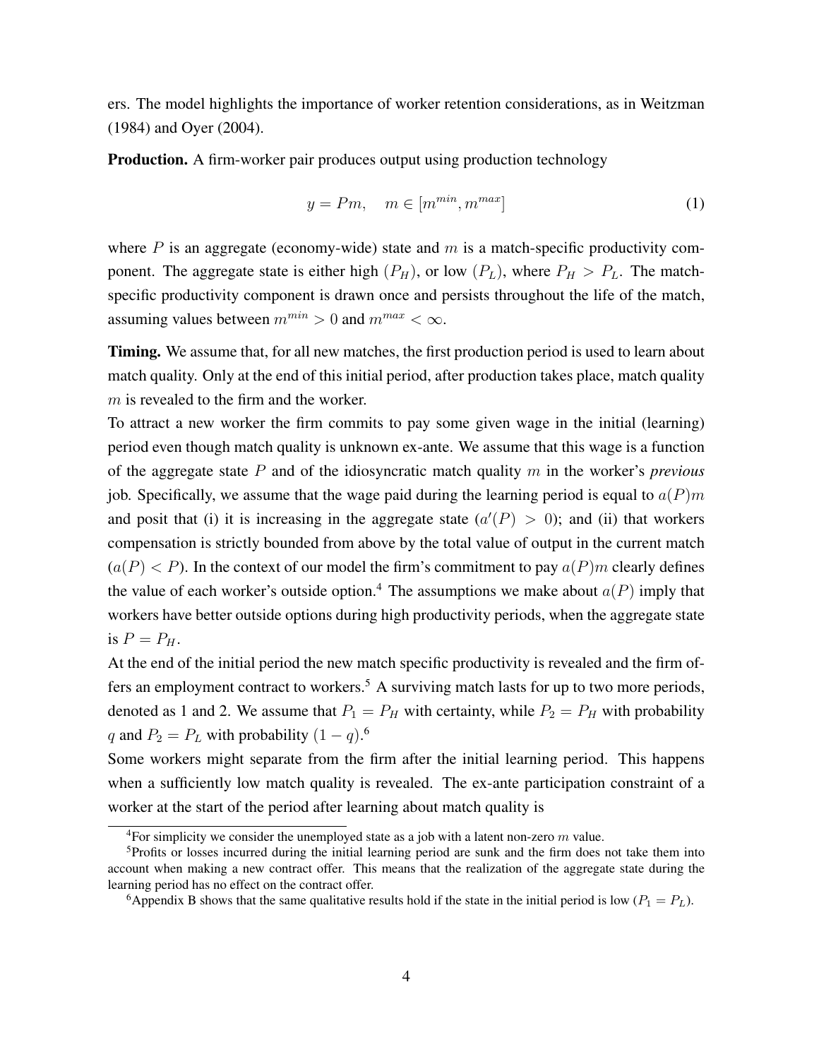ers. The model highlights the importance of worker retention considerations, as in Weitzman (1984) and Oyer (2004).

**Production.** A firm-worker pair produces output using production technology

$$y = Pm, \quad m \in [m^{min}, m^{max}] \tag{1}$$

where $P$ is an aggregate (economy-wide) state and $m$ is a match-specific productivity component. The aggregate state is either high ($P_H$), or low ($P_L$), where $P_H > P_L$. The match-specific productivity component is drawn once and persists throughout the life of the match, assuming values between $m^{min} > 0$ and $m^{max} < \infty$.

**Timing.** We assume that, for all new matches, the first production period is used to learn about match quality. Only at the end of this initial period, after production takes place, match quality $m$ is revealed to the firm and the worker.

To attract a new worker the firm commits to pay some given wage in the initial (learning) period even though match quality is unknown ex-ante. We assume that this wage is a function of the aggregate state $P$ and of the idiosyncratic match quality $m$ in the worker's *previous* job. Specifically, we assume that the wage paid during the learning period is equal to $a(P)m$ and posit that (i) it is increasing in the aggregate state ($a'(P) > 0$); and (ii) that workers compensation is strictly bounded from above by the total value of output in the current match ($a(P) < P$). In the context of our model the firm's commitment to pay $a(P)m$ clearly defines the value of each worker's outside option.[4] The assumptions we make about $a(P)$ imply that workers have better outside options during high productivity periods, when the aggregate state is $P = P_H$.

At the end of the initial period the new match specific productivity is revealed and the firm offers an employment contract to workers.[5] A surviving match lasts for up to two more periods, denoted as 1 and 2. We assume that $P_1 = P_H$ with certainty, while $P_2 = P_H$ with probability $q$ and $P_2 = P_L$ with probability $(1 - q)$.[6]

Some workers might separate from the firm after the initial learning period. This happens when a sufficiently low match quality is revealed. The ex-ante participation constraint of a worker at the start of the period after learning about match quality is

[4] For simplicity we consider the unemployed state as a job with a latent non-zero $m$ value.

[5] Profits or losses incurred during the initial learning period are sunk and the firm does not take them into account when making a new contract offer. This means that the realization of the aggregate state during the learning period has no effect on the contract offer.

[6] Appendix B shows that the same qualitative results hold if the state in the initial period is low ($P_1 = P_L$).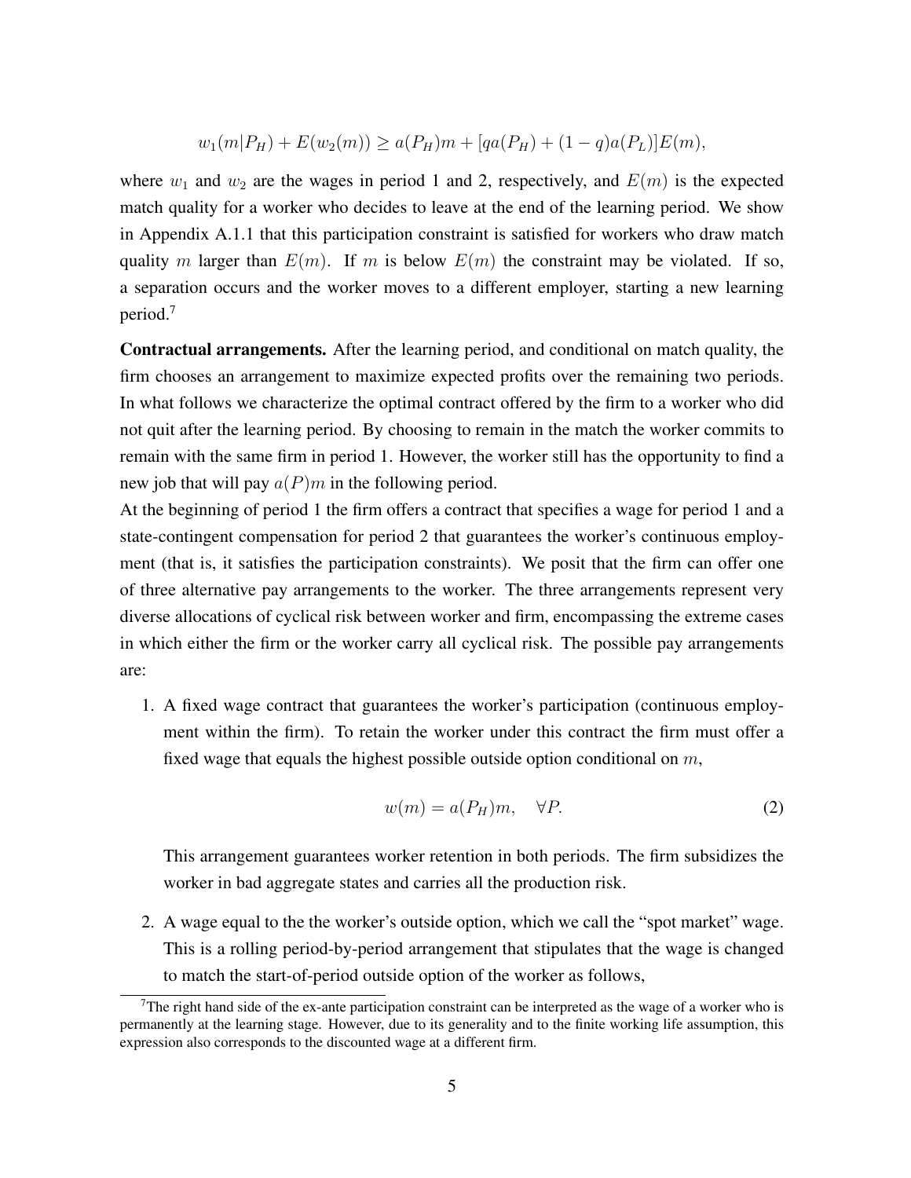$$w_1(m|P_H) + E(w_2(m)) \geq a(P_H)m + [qa(P_H) + (1-q)a(P_L)]E(m),$$

where $w_1$ and $w_2$ are the wages in period 1 and 2, respectively, and $E(m)$ is the expected match quality for a worker who decides to leave at the end of the learning period. We show in Appendix A.1.1 that this participation constraint is satisfied for workers who draw match quality $m$ larger than $E(m)$. If $m$ is below $E(m)$ the constraint may be violated. If so, a separation occurs and the worker moves to a different employer, starting a new learning period.[7]

**Contractual arrangements.** After the learning period, and conditional on match quality, the firm chooses an arrangement to maximize expected profits over the remaining two periods. In what follows we characterize the optimal contract offered by the firm to a worker who did not quit after the learning period. By choosing to remain in the match the worker commits to remain with the same firm in period 1. However, the worker still has the opportunity to find a new job that will pay $a(P)m$ in the following period.

At the beginning of period 1 the firm offers a contract that specifies a wage for period 1 and a state-contingent compensation for period 2 that guarantees the worker's continuous employment (that is, it satisfies the participation constraints). We posit that the firm can offer one of three alternative pay arrangements to the worker. The three arrangements represent very diverse allocations of cyclical risk between worker and firm, encompassing the extreme cases in which either the firm or the worker carry all cyclical risk. The possible pay arrangements are:

1. A fixed wage contract that guarantees the worker's participation (continuous employment within the firm). To retain the worker under this contract the firm must offer a fixed wage that equals the highest possible outside option conditional on $m$,

$$w(m) = a(P_H)m, \quad \forall P. \tag{2}$$

   This arrangement guarantees worker retention in both periods. The firm subsidizes the worker in bad aggregate states and carries all the production risk.

2. A wage equal to the the worker's outside option, which we call the "spot market" wage. This is a rolling period-by-period arrangement that stipulates that the wage is changed to match the start-of-period outside option of the worker as follows,

[7]The right hand side of the ex-ante participation constraint can be interpreted as the wage of a worker who is permanently at the learning stage. However, due to its generality and to the finite working life assumption, this expression also corresponds to the discounted wage at a different firm.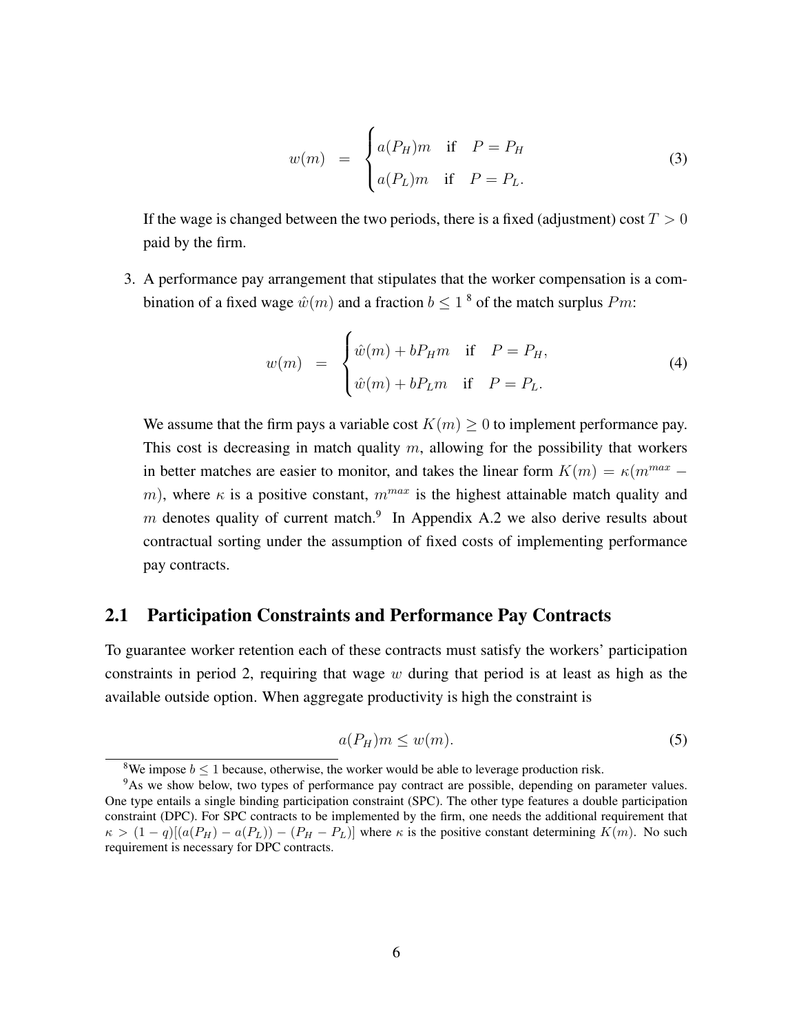$$w(m) \;\; = \;\; \begin{cases} a(P_H)m & \text{if} \quad P = P_H \\ a(P_L)m & \text{if} \quad P = P_L. \end{cases} \tag{3}$$

If the wage is changed between the two periods, there is a fixed (adjustment) cost $T > 0$ paid by the firm.

3. A performance pay arrangement that stipulates that the worker compensation is a combination of a fixed wage $\hat{w}(m)$ and a fraction $b \leq 1$ [8] of the match surplus $Pm$:

$$w(m) \;\; = \;\; \begin{cases} \hat{w}(m) + bP_H m & \text{if} \quad P = P_H, \\ \hat{w}(m) + bP_L m & \text{if} \quad P = P_L. \end{cases} \tag{4}$$

We assume that the firm pays a variable cost $K(m) \geq 0$ to implement performance pay. This cost is decreasing in match quality $m$, allowing for the possibility that workers in better matches are easier to monitor, and takes the linear form $K(m) = \kappa(m^{max} - m)$, where $\kappa$ is a positive constant, $m^{max}$ is the highest attainable match quality and $m$ denotes quality of current match.[9] In Appendix A.2 we also derive results about contractual sorting under the assumption of fixed costs of implementing performance pay contracts.

## 2.1 Participation Constraints and Performance Pay Contracts

To guarantee worker retention each of these contracts must satisfy the workers' participation constraints in period 2, requiring that wage $w$ during that period is at least as high as the available outside option. When aggregate productivity is high the constraint is

$$a(P_H)m \leq w(m). \tag{5}$$

[8] We impose $b \leq 1$ because, otherwise, the worker would be able to leverage production risk.

[9] As we show below, two types of performance pay contract are possible, depending on parameter values. One type entails a single binding participation constraint (SPC). The other type features a double participation constraint (DPC). For SPC contracts to be implemented by the firm, one needs the additional requirement that $\kappa > (1-q)[(a(P_H) - a(P_L)) - (P_H - P_L)]$ where $\kappa$ is the positive constant determining $K(m)$. No such requirement is necessary for DPC contracts.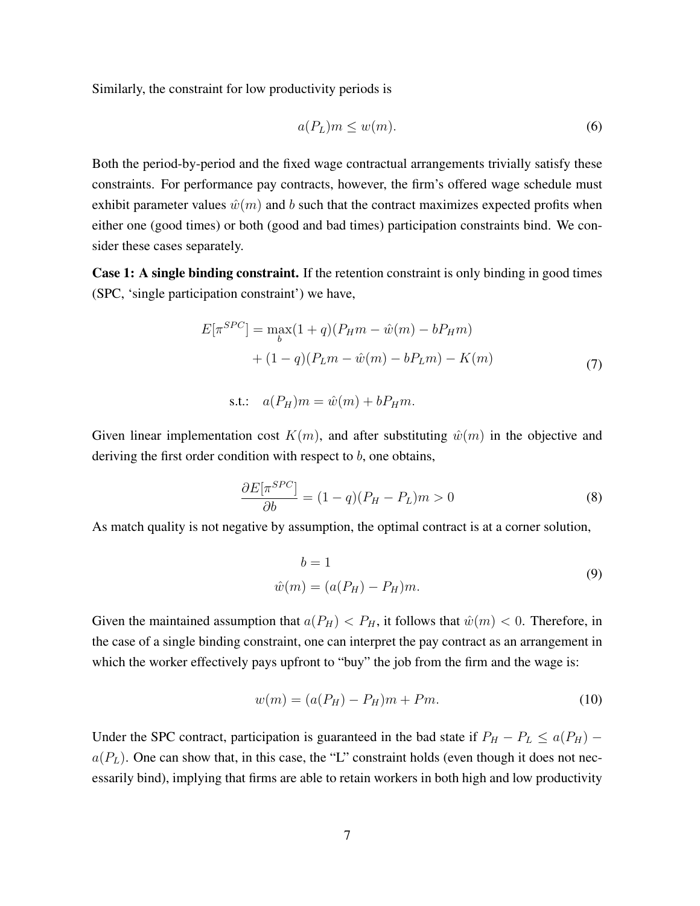Similarly, the constraint for low productivity periods is

$$a(P_L)m \leq w(m). \tag{6}$$

Both the period-by-period and the fixed wage contractual arrangements trivially satisfy these constraints. For performance pay contracts, however, the firm's offered wage schedule must exhibit parameter values $\hat{w}(m)$ and $b$ such that the contract maximizes expected profits when either one (good times) or both (good and bad times) participation constraints bind. We consider these cases separately.

**Case 1: A single binding constraint.** If the retention constraint is only binding in good times (SPC, 'single participation constraint') we have,

$$\begin{aligned} E[\pi^{SPC}] = \max_b (1+q)(P_H m - \hat{w}(m) - bP_H m) \\ + (1-q)(P_L m - \hat{w}(m) - bP_L m) - K(m) \end{aligned} \tag{7}$$

$$\text{s.t.:} \quad a(P_H)m = \hat{w}(m) + bP_H m.$$

Given linear implementation cost $K(m)$, and after substituting $\hat{w}(m)$ in the objective and deriving the first order condition with respect to $b$, one obtains,

$$\frac{\partial E[\pi^{SPC}]}{\partial b} = (1-q)(P_H - P_L)m > 0 \tag{8}$$

As match quality is not negative by assumption, the optimal contract is at a corner solution,

$$\begin{aligned} b &= 1 \\ \hat{w}(m) &= (a(P_H) - P_H)m. \end{aligned} \tag{9}$$

Given the maintained assumption that $a(P_H) < P_H$, it follows that $\hat{w}(m) < 0$. Therefore, in the case of a single binding constraint, one can interpret the pay contract as an arrangement in which the worker effectively pays upfront to "buy" the job from the firm and the wage is:

$$w(m) = (a(P_H) - P_H)m + Pm. \tag{10}$$

Under the SPC contract, participation is guaranteed in the bad state if $P_H - P_L \leq a(P_H) - a(P_L)$. One can show that, in this case, the "L" constraint holds (even though it does not necessarily bind), implying that firms are able to retain workers in both high and low productivity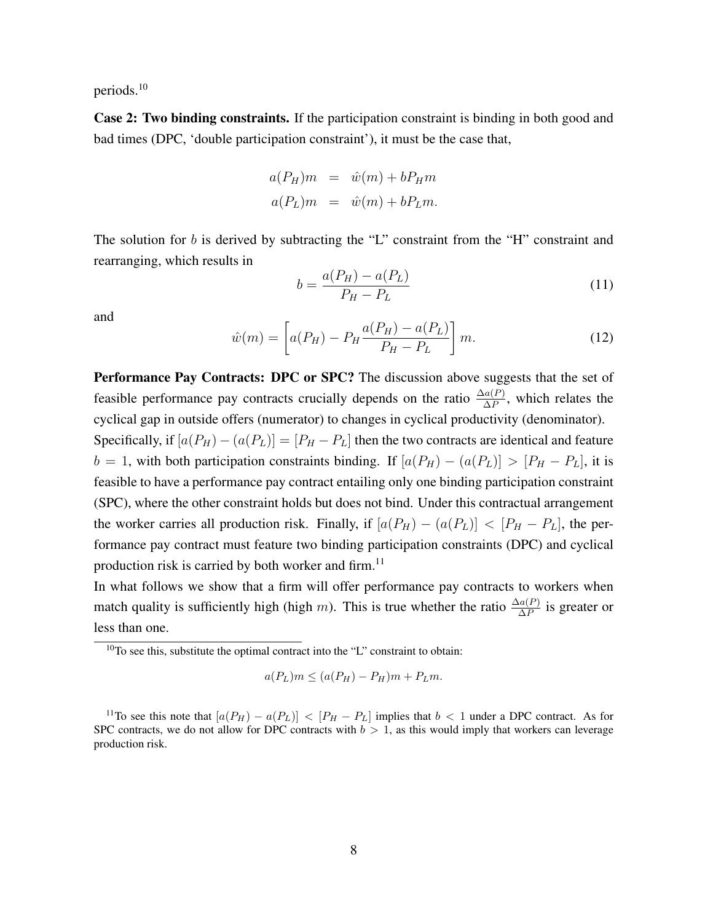periods.[10]

**Case 2: Two binding constraints.** If the participation constraint is binding in both good and bad times (DPC, 'double participation constraint'), it must be the case that,

$$
\begin{aligned}
a(P_H)m &= \hat{w}(m) + bP_H m \\
a(P_L)m &= \hat{w}(m) + bP_L m.
\end{aligned}
$$

The solution for $b$ is derived by subtracting the "L" constraint from the "H" constraint and rearranging, which results in

$$
b = \frac{a(P_H) - a(P_L)}{P_H - P_L} \tag{11}
$$

and

$$
\hat{w}(m) = \left[ a(P_H) - P_H \frac{a(P_H) - a(P_L)}{P_H - P_L} \right] m. \tag{12}
$$

**Performance Pay Contracts: DPC or SPC?** The discussion above suggests that the set of feasible performance pay contracts crucially depends on the ratio $\frac{\Delta a(P)}{\Delta P}$, which relates the cyclical gap in outside offers (numerator) to changes in cyclical productivity (denominator).
Specifically, if $[a(P_H) - (a(P_L)] = [P_H - P_L]$ then the two contracts are identical and feature $b = 1$, with both participation constraints binding. If $[a(P_H) - (a(P_L)] > [P_H - P_L]$, it is feasible to have a performance pay contract entailing only one binding participation constraint (SPC), where the other constraint holds but does not bind. Under this contractual arrangement the worker carries all production risk. Finally, if $[a(P_H) - (a(P_L)] < [P_H - P_L]$, the performance pay contract must feature two binding participation constraints (DPC) and cyclical production risk is carried by both worker and firm.[11]
In what follows we show that a firm will offer performance pay contracts to workers when match quality is sufficiently high (high $m$). This is true whether the ratio $\frac{\Delta a(P)}{\Delta P}$ is greater or less than one.

---

[10] To see this, substitute the optimal contract into the "L" constraint to obtain:

$$
a(P_L)m \leq (a(P_H) - P_H)m + P_L m.
$$

[11] To see this note that $[a(P_H) - a(P_L)] < [P_H - P_L]$ implies that $b < 1$ under a DPC contract. As for SPC contracts, we do not allow for DPC contracts with $b > 1$, as this would imply that workers can leverage production risk.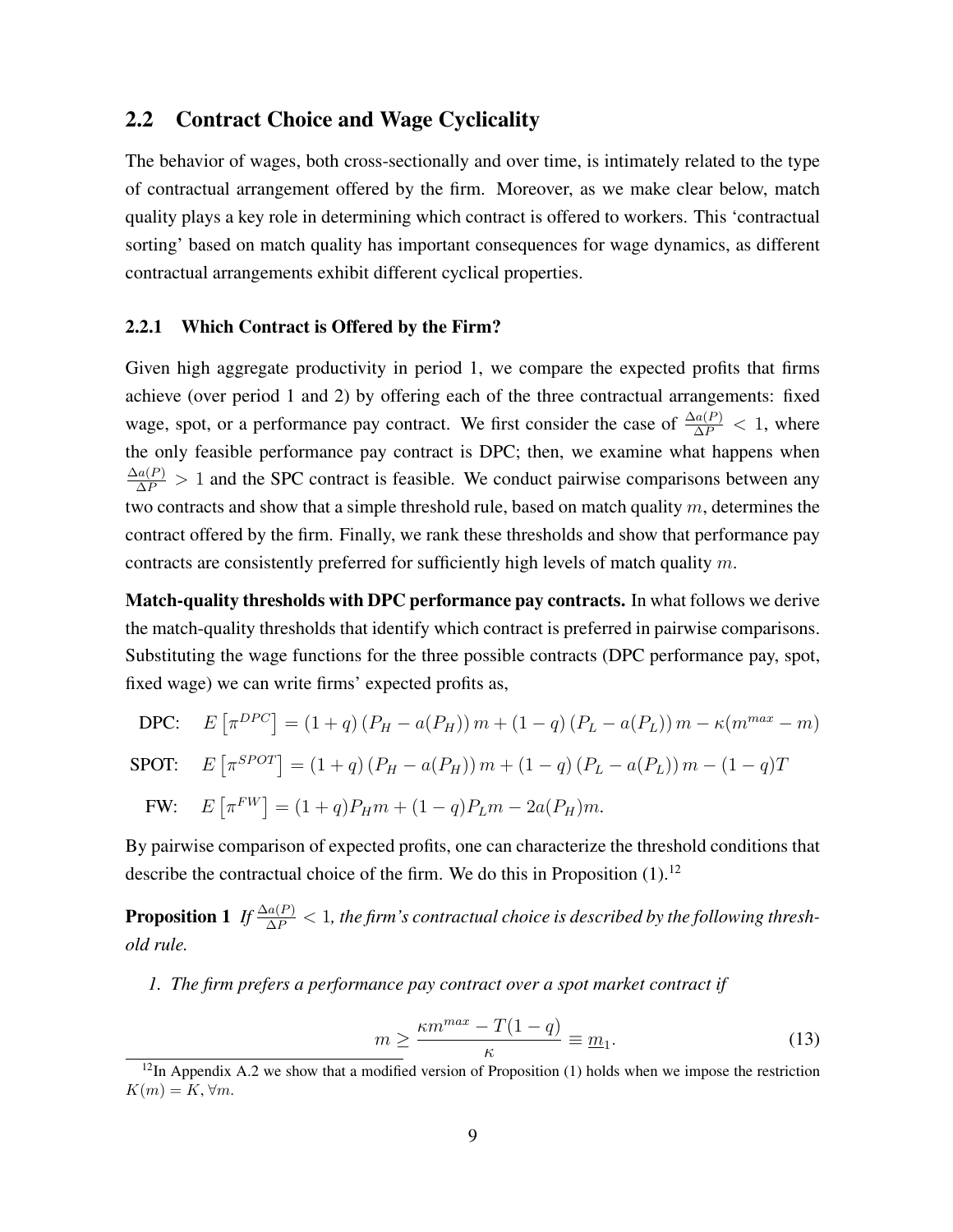## 2.2 Contract Choice and Wage Cyclicality

The behavior of wages, both cross-sectionally and over time, is intimately related to the type of contractual arrangement offered by the firm. Moreover, as we make clear below, match quality plays a key role in determining which contract is offered to workers. This 'contractual sorting' based on match quality has important consequences for wage dynamics, as different contractual arrangements exhibit different cyclical properties.

### 2.2.1 Which Contract is Offered by the Firm?

Given high aggregate productivity in period 1, we compare the expected profits that firms achieve (over period 1 and 2) by offering each of the three contractual arrangements: fixed wage, spot, or a performance pay contract. We first consider the case of $\frac{\Delta a(P)}{\Delta P} < 1$, where the only feasible performance pay contract is DPC; then, we examine what happens when $\frac{\Delta a(P)}{\Delta P} > 1$ and the SPC contract is feasible. We conduct pairwise comparisons between any two contracts and show that a simple threshold rule, based on match quality $m$, determines the contract offered by the firm. Finally, we rank these thresholds and show that performance pay contracts are consistently preferred for sufficiently high levels of match quality $m$.

**Match-quality thresholds with DPC performance pay contracts.** In what follows we derive the match-quality thresholds that identify which contract is preferred in pairwise comparisons. Substituting the wage functions for the three possible contracts (DPC performance pay, spot, fixed wage) we can write firms' expected profits as,

$$\text{DPC:} \quad E\left[\pi^{DPC}\right] = (1+q)\left(P_H - a(P_H)\right)m + (1-q)\left(P_L - a(P_L)\right)m - \kappa(m^{max} - m)$$

$$\text{SPOT:} \quad E\left[\pi^{SPOT}\right] = (1+q)\left(P_H - a(P_H)\right)m + (1-q)\left(P_L - a(P_L)\right)m - (1-q)T$$

$$\text{FW:} \quad E\left[\pi^{FW}\right] = (1+q)P_H m + (1-q)P_L m - 2a(P_H)m.$$

By pairwise comparison of expected profits, one can characterize the threshold conditions that describe the contractual choice of the firm. We do this in Proposition (1).[12]

**Proposition 1** *If $\frac{\Delta a(P)}{\Delta P} < 1$, the firm's contractual choice is described by the following threshold rule.*

*1. The firm prefers a performance pay contract over a spot market contract if*

$$m \geq \frac{\kappa m^{max} - T(1-q)}{\kappa} \equiv \underline{m}_1. \tag{13}$$

[12] In Appendix A.2 we show that a modified version of Proposition (1) holds when we impose the restriction $K(m) = K, \forall m$.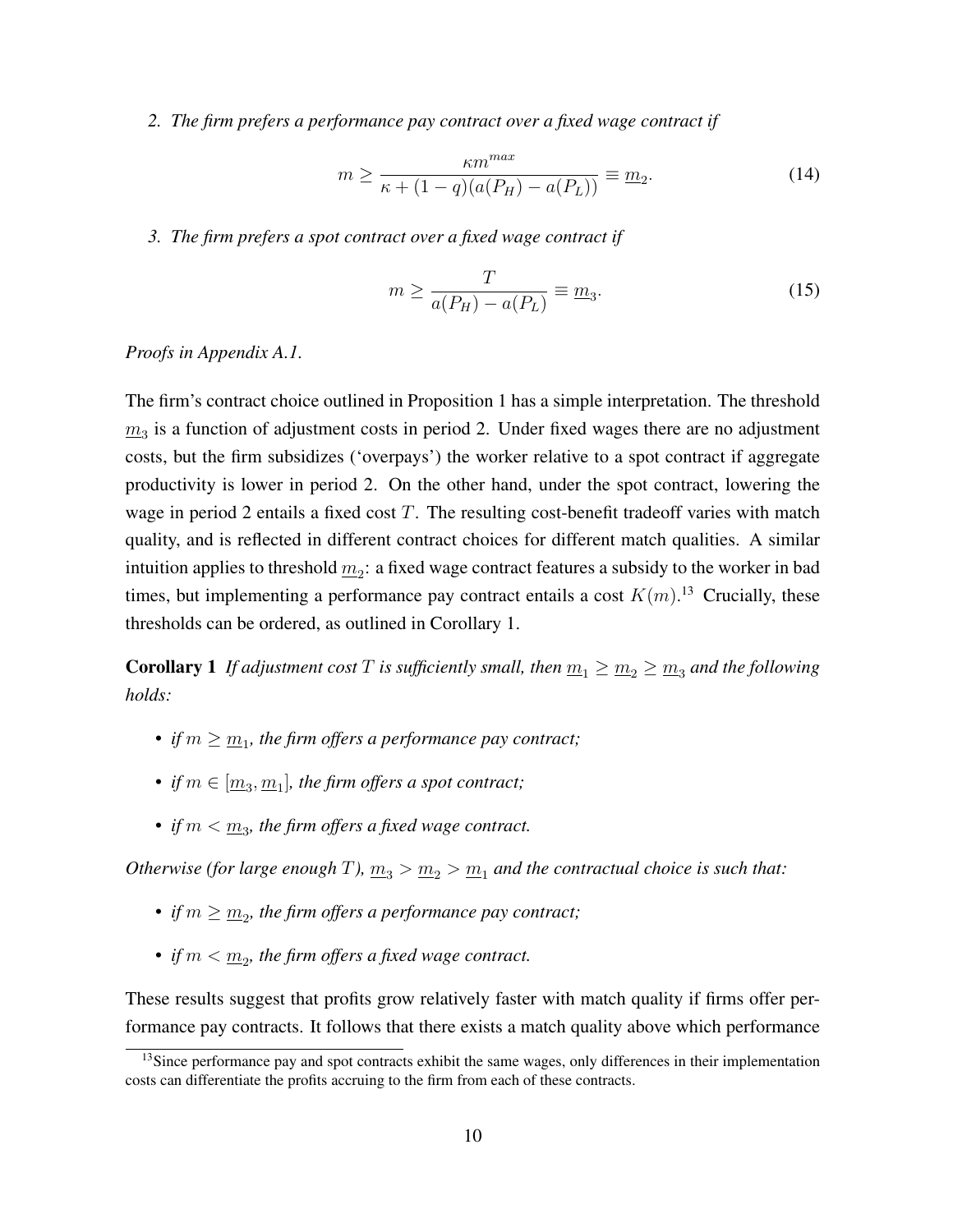*2. The firm prefers a performance pay contract over a fixed wage contract if*

$$m \geq \frac{\kappa m^{max}}{\kappa + (1-q)(a(P_H) - a(P_L))} \equiv \underline{m}_2. \tag{14}$$

*3. The firm prefers a spot contract over a fixed wage contract if*

$$m \geq \frac{T}{a(P_H) - a(P_L)} \equiv \underline{m}_3. \tag{15}$$

*Proofs in Appendix A.1.*

The firm's contract choice outlined in Proposition 1 has a simple interpretation. The threshold $\underline{m}_3$ is a function of adjustment costs in period 2. Under fixed wages there are no adjustment costs, but the firm subsidizes ('overpays') the worker relative to a spot contract if aggregate productivity is lower in period 2. On the other hand, under the spot contract, lowering the wage in period 2 entails a fixed cost $T$. The resulting cost-benefit tradeoff varies with match quality, and is reflected in different contract choices for different match qualities. A similar intuition applies to threshold $\underline{m}_2$: a fixed wage contract features a subsidy to the worker in bad times, but implementing a performance pay contract entails a cost $K(m)$.[13] Crucially, these thresholds can be ordered, as outlined in Corollary 1.

**Corollary 1** *If adjustment cost $T$ is sufficiently small, then $\underline{m}_1 \geq \underline{m}_2 \geq \underline{m}_3$ and the following holds:*

- *if $m \geq \underline{m}_1$, the firm offers a performance pay contract;*
- *if $m \in [\underline{m}_3, \underline{m}_1]$, the firm offers a spot contract;*
- *if $m < \underline{m}_3$, the firm offers a fixed wage contract.*

*Otherwise (for large enough $T$), $\underline{m}_3 > \underline{m}_2 > \underline{m}_1$ and the contractual choice is such that:*

- *if $m \geq \underline{m}_2$, the firm offers a performance pay contract;*
- *if $m < \underline{m}_2$, the firm offers a fixed wage contract.*

These results suggest that profits grow relatively faster with match quality if firms offer performance pay contracts. It follows that there exists a match quality above which performance

[13] Since performance pay and spot contracts exhibit the same wages, only differences in their implementation costs can differentiate the profits accruing to the firm from each of these contracts.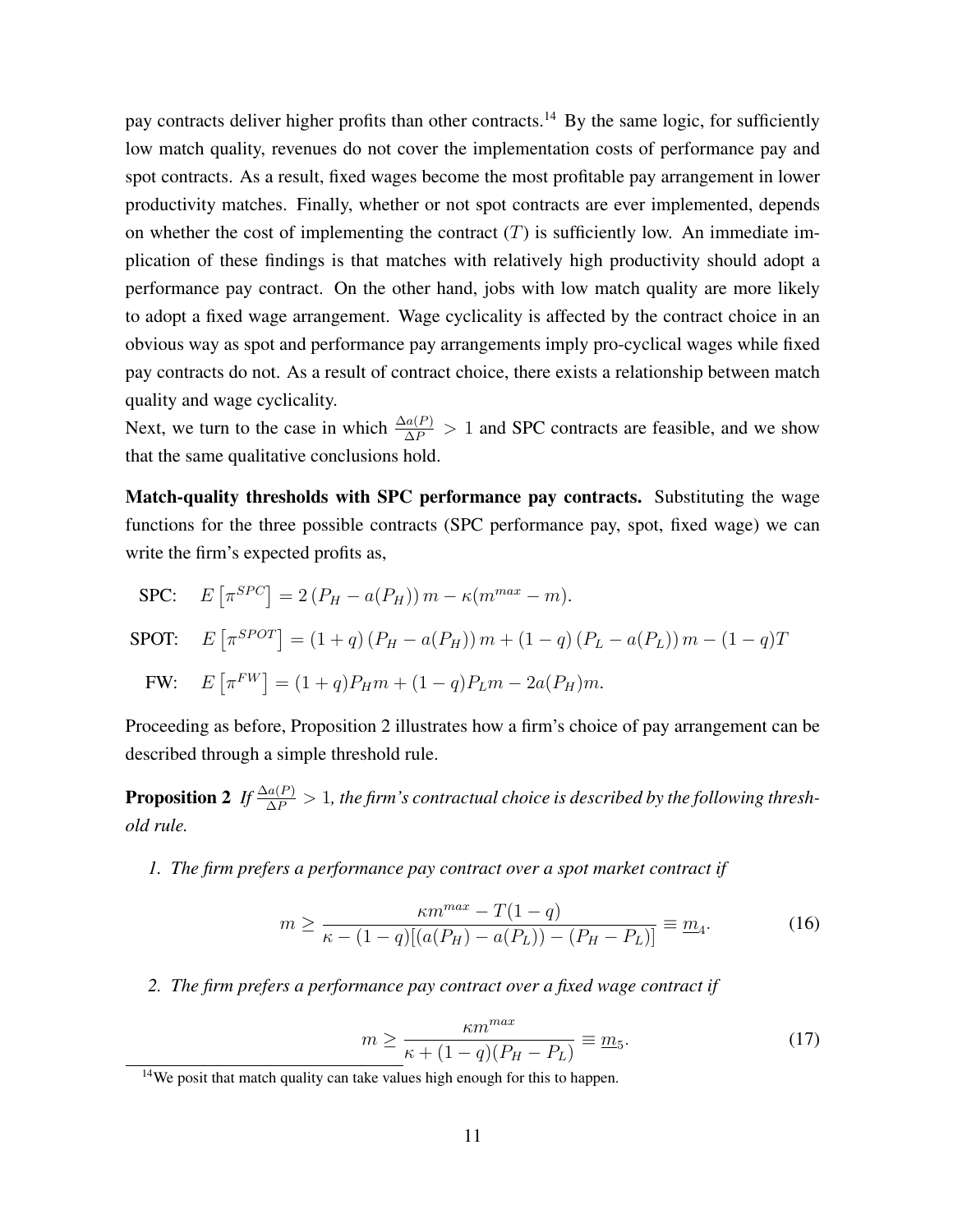pay contracts deliver higher profits than other contracts.[14] By the same logic, for sufficiently low match quality, revenues do not cover the implementation costs of performance pay and spot contracts. As a result, fixed wages become the most profitable pay arrangement in lower productivity matches. Finally, whether or not spot contracts are ever implemented, depends on whether the cost of implementing the contract ($T$) is sufficiently low. An immediate implication of these findings is that matches with relatively high productivity should adopt a performance pay contract. On the other hand, jobs with low match quality are more likely to adopt a fixed wage arrangement. Wage cyclicality is affected by the contract choice in an obvious way as spot and performance pay arrangements imply pro-cyclical wages while fixed pay contracts do not. As a result of contract choice, there exists a relationship between match quality and wage cyclicality.

Next, we turn to the case in which $\frac{\Delta a(P)}{\Delta P} > 1$ and SPC contracts are feasible, and we show that the same qualitative conclusions hold.

**Match-quality thresholds with SPC performance pay contracts.** Substituting the wage functions for the three possible contracts (SPC performance pay, spot, fixed wage) we can write the firm's expected profits as,

$$\text{SPC:} \quad E\left[\pi^{SPC}\right] = 2\left(P_H - a(P_H)\right)m - \kappa(m^{max} - m).$$

$$\text{SPOT:} \quad E\left[\pi^{SPOT}\right] = (1+q)\left(P_H - a(P_H)\right)m + (1-q)\left(P_L - a(P_L)\right)m - (1-q)T$$

$$\text{FW:} \quad E\left[\pi^{FW}\right] = (1+q)P_H m + (1-q)P_L m - 2a(P_H)m.$$

Proceeding as before, Proposition 2 illustrates how a firm's choice of pay arrangement can be described through a simple threshold rule.

**Proposition 2** *If $\frac{\Delta a(P)}{\Delta P} > 1$, the firm's contractual choice is described by the following threshold rule.*

1. *The firm prefers a performance pay contract over a spot market contract if*

$$m \geq \frac{\kappa m^{max} - T(1-q)}{\kappa - (1-q)[(a(P_H) - a(P_L)) - (P_H - P_L)]} \equiv \underline{m}_4. \tag{16}$$

2. *The firm prefers a performance pay contract over a fixed wage contract if*

$$m \geq \frac{\kappa m^{max}}{\kappa + (1-q)(P_H - P_L)} \equiv \underline{m}_5. \tag{17}$$

[14] We posit that match quality can take values high enough for this to happen.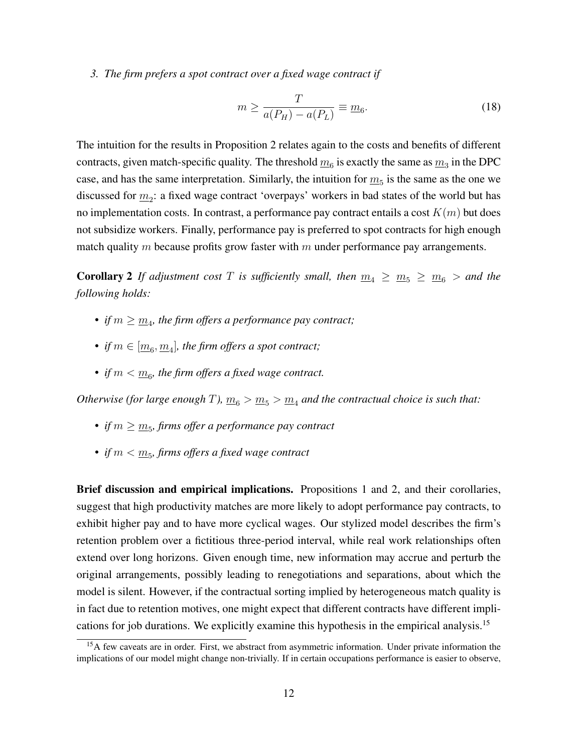*3. The firm prefers a spot contract over a fixed wage contract if*

$$m \geq \frac{T}{a(P_H) - a(P_L)} \equiv \underline{m}_6. \tag{18}$$

The intuition for the results in Proposition 2 relates again to the costs and benefits of different contracts, given match-specific quality. The threshold $\underline{m}_6$ is exactly the same as $\underline{m}_3$ in the DPC case, and has the same interpretation. Similarly, the intuition for $\underline{m}_5$ is the same as the one we discussed for $\underline{m}_2$: a fixed wage contract 'overpays' workers in bad states of the world but has no implementation costs. In contrast, a performance pay contract entails a cost $K(m)$ but does not subsidize workers. Finally, performance pay is preferred to spot contracts for high enough match quality $m$ because profits grow faster with $m$ under performance pay arrangements.

**Corollary 2** *If adjustment cost $T$ is sufficiently small, then $\underline{m}_4 \geq \underline{m}_5 \geq \underline{m}_6 >$ and the following holds:*

- *if $m \geq \underline{m}_4$, the firm offers a performance pay contract;*
- *if $m \in [\underline{m}_6, \underline{m}_4]$, the firm offers a spot contract;*
- *if $m < \underline{m}_6$, the firm offers a fixed wage contract.*

*Otherwise (for large enough $T$), $\underline{m}_6 > \underline{m}_5 > \underline{m}_4$ and the contractual choice is such that:*

- *if $m \geq \underline{m}_5$, firms offer a performance pay contract*
- *if $m < \underline{m}_5$, firms offers a fixed wage contract*

**Brief discussion and empirical implications.** Propositions 1 and 2, and their corollaries, suggest that high productivity matches are more likely to adopt performance pay contracts, to exhibit higher pay and to have more cyclical wages. Our stylized model describes the firm's retention problem over a fictitious three-period interval, while real work relationships often extend over long horizons. Given enough time, new information may accrue and perturb the original arrangements, possibly leading to renegotiations and separations, about which the model is silent. However, if the contractual sorting implied by heterogeneous match quality is in fact due to retention motives, one might expect that different contracts have different implications for job durations. We explicitly examine this hypothesis in the empirical analysis.[15]

[15] A few caveats are in order. First, we abstract from asymmetric information. Under private information the implications of our model might change non-trivially. If in certain occupations performance is easier to observe,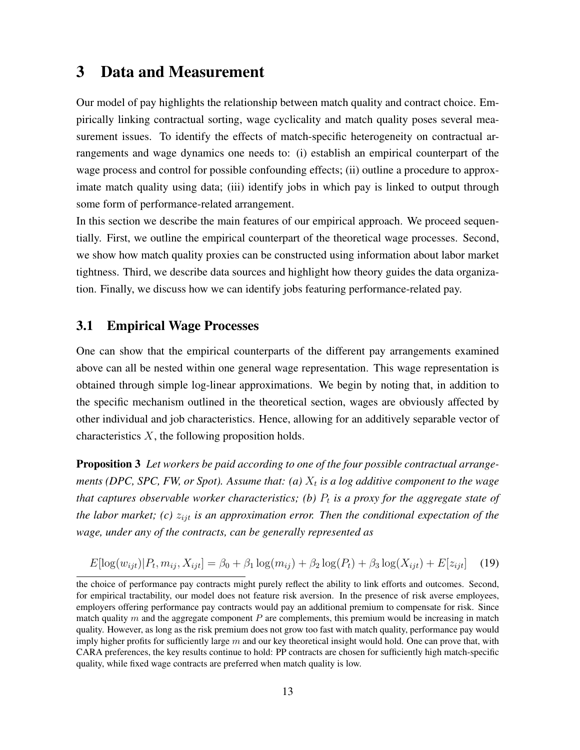# 3 Data and Measurement

Our model of pay highlights the relationship between match quality and contract choice. Empirically linking contractual sorting, wage cyclicality and match quality poses several measurement issues. To identify the effects of match-specific heterogeneity on contractual arrangements and wage dynamics one needs to: (i) establish an empirical counterpart of the wage process and control for possible confounding effects; (ii) outline a procedure to approximate match quality using data; (iii) identify jobs in which pay is linked to output through some form of performance-related arrangement.

In this section we describe the main features of our empirical approach. We proceed sequentially. First, we outline the empirical counterpart of the theoretical wage processes. Second, we show how match quality proxies can be constructed using information about labor market tightness. Third, we describe data sources and highlight how theory guides the data organization. Finally, we discuss how we can identify jobs featuring performance-related pay.

## 3.1 Empirical Wage Processes

One can show that the empirical counterparts of the different pay arrangements examined above can all be nested within one general wage representation. This wage representation is obtained through simple log-linear approximations. We begin by noting that, in addition to the specific mechanism outlined in the theoretical section, wages are obviously affected by other individual and job characteristics. Hence, allowing for an additively separable vector of characteristics $X$, the following proposition holds.

**Proposition 3** *Let workers be paid according to one of the four possible contractual arrangements (DPC, SPC, FW, or Spot). Assume that: (a) $X_t$ is a log additive component to the wage that captures observable worker characteristics; (b) $P_t$ is a proxy for the aggregate state of the labor market; (c) $z_{ijt}$ is an approximation error. Then the conditional expectation of the wage, under any of the contracts, can be generally represented as*

$$E[\log(w_{ijt})|P_t, m_{ij}, X_{ijt}] = \beta_0 + \beta_1 \log(m_{ij}) + \beta_2 \log(P_t) + \beta_3 \log(X_{ijt}) + E[z_{ijt}] \quad (19)$$

the choice of performance pay contracts might purely reflect the ability to link efforts and outcomes. Second, for empirical tractability, our model does not feature risk aversion. In the presence of risk averse employees, employers offering performance pay contracts would pay an additional premium to compensate for risk. Since match quality $m$ and the aggregate component $P$ are complements, this premium would be increasing in match quality. However, as long as the risk premium does not grow too fast with match quality, performance pay would imply higher profits for sufficiently large $m$ and our key theoretical insight would hold. One can prove that, with CARA preferences, the key results continue to hold: PP contracts are chosen for sufficiently high match-specific quality, while fixed wage contracts are preferred when match quality is low.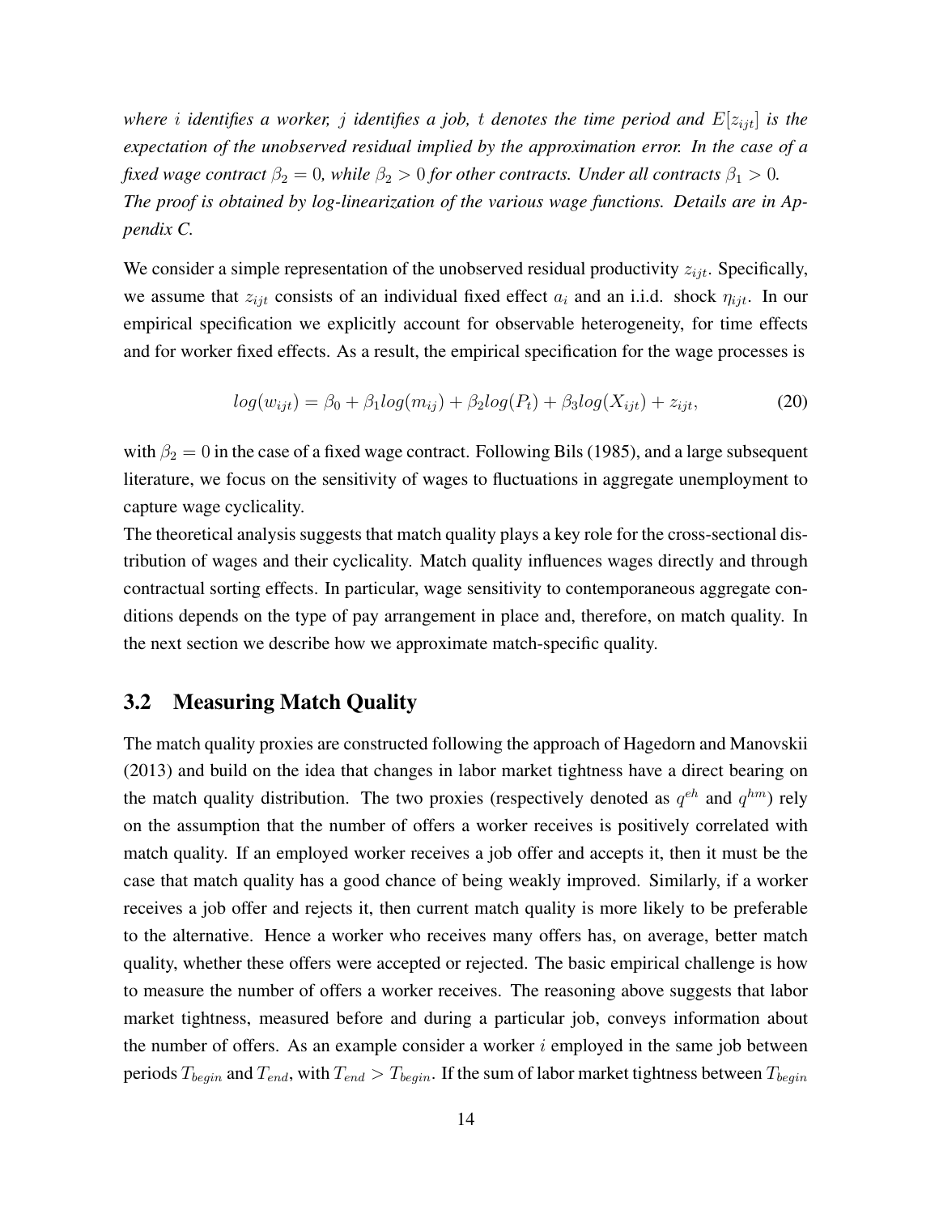*where $i$ identifies a worker, $j$ identifies a job, $t$ denotes the time period and $E[z_{ijt}]$ is the expectation of the unobserved residual implied by the approximation error. In the case of a fixed wage contract $\beta_2 = 0$, while $\beta_2 > 0$ for other contracts. Under all contracts $\beta_1 > 0$. The proof is obtained by log-linearization of the various wage functions. Details are in Appendix C.*

We consider a simple representation of the unobserved residual productivity $z_{ijt}$. Specifically, we assume that $z_{ijt}$ consists of an individual fixed effect $a_i$ and an i.i.d. shock $\eta_{ijt}$. In our empirical specification we explicitly account for observable heterogeneity, for time effects and for worker fixed effects. As a result, the empirical specification for the wage processes is

$$log(w_{ijt}) = \beta_0 + \beta_1 log(m_{ij}) + \beta_2 log(P_t) + \beta_3 log(X_{ijt}) + z_{ijt}, \tag{20}$$

with $\beta_2 = 0$ in the case of a fixed wage contract. Following Bils (1985), and a large subsequent literature, we focus on the sensitivity of wages to fluctuations in aggregate unemployment to capture wage cyclicality.

The theoretical analysis suggests that match quality plays a key role for the cross-sectional distribution of wages and their cyclicality. Match quality influences wages directly and through contractual sorting effects. In particular, wage sensitivity to contemporaneous aggregate conditions depends on the type of pay arrangement in place and, therefore, on match quality. In the next section we describe how we approximate match-specific quality.

## 3.2 Measuring Match Quality

The match quality proxies are constructed following the approach of Hagedorn and Manovskii (2013) and build on the idea that changes in labor market tightness have a direct bearing on the match quality distribution. The two proxies (respectively denoted as $q^{eh}$ and $q^{hm}$) rely on the assumption that the number of offers a worker receives is positively correlated with match quality. If an employed worker receives a job offer and accepts it, then it must be the case that match quality has a good chance of being weakly improved. Similarly, if a worker receives a job offer and rejects it, then current match quality is more likely to be preferable to the alternative. Hence a worker who receives many offers has, on average, better match quality, whether these offers were accepted or rejected. The basic empirical challenge is how to measure the number of offers a worker receives. The reasoning above suggests that labor market tightness, measured before and during a particular job, conveys information about the number of offers. As an example consider a worker $i$ employed in the same job between periods $T_{begin}$ and $T_{end}$, with $T_{end} > T_{begin}$. If the sum of labor market tightness between $T_{begin}$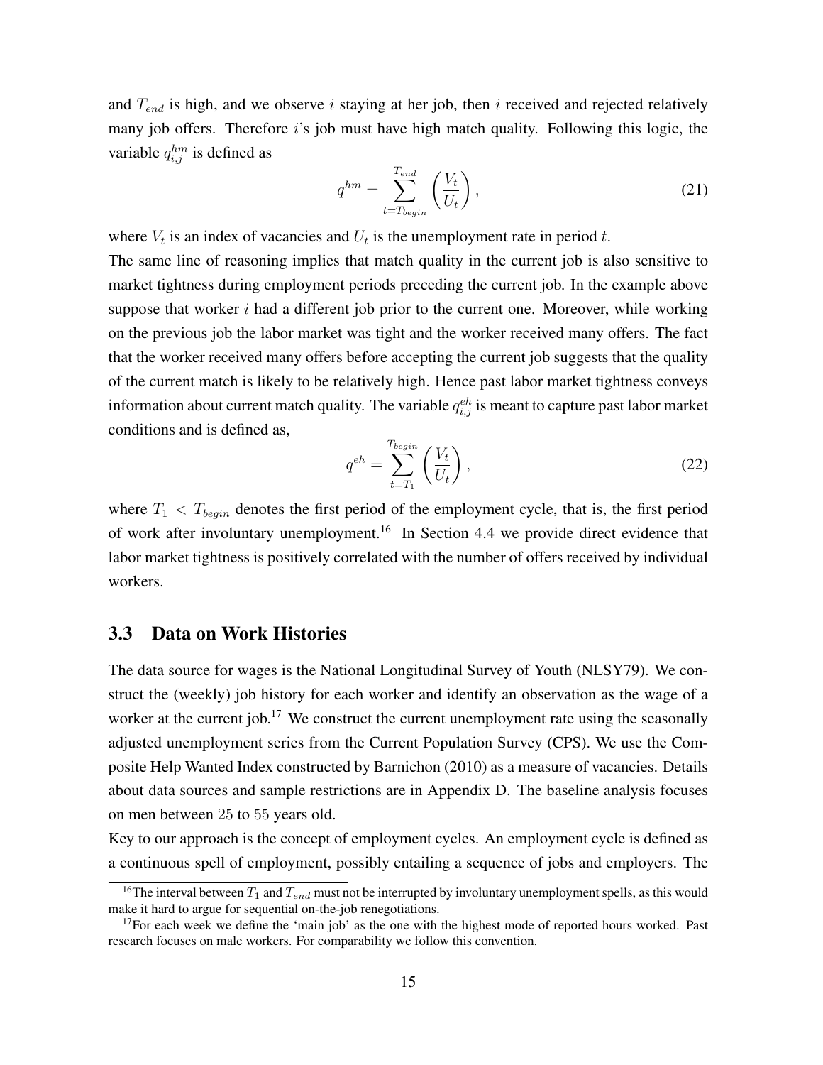and $T_{end}$ is high, and we observe $i$ staying at her job, then $i$ received and rejected relatively many job offers. Therefore $i$'s job must have high match quality. Following this logic, the variable $q^{hm}_{i,j}$ is defined as

$$q^{hm} = \sum_{t=T_{begin}}^{T_{end}} \left( \frac{V_t}{U_t} \right), \tag{21}$$

where $V_t$ is an index of vacancies and $U_t$ is the unemployment rate in period $t$.

The same line of reasoning implies that match quality in the current job is also sensitive to market tightness during employment periods preceding the current job. In the example above suppose that worker $i$ had a different job prior to the current one. Moreover, while working on the previous job the labor market was tight and the worker received many offers. The fact that the worker received many offers before accepting the current job suggests that the quality of the current match is likely to be relatively high. Hence past labor market tightness conveys information about current match quality. The variable $q^{eh}_{i,j}$ is meant to capture past labor market conditions and is defined as,

$$q^{eh} = \sum_{t=T_1}^{T_{begin}} \left( \frac{V_t}{U_t} \right), \tag{22}$$

where $T_1 < T_{begin}$ denotes the first period of the employment cycle, that is, the first period of work after involuntary unemployment.[16] In Section 4.4 we provide direct evidence that labor market tightness is positively correlated with the number of offers received by individual workers.

## 3.3 Data on Work Histories

The data source for wages is the National Longitudinal Survey of Youth (NLSY79). We construct the (weekly) job history for each worker and identify an observation as the wage of a worker at the current job.[17] We construct the current unemployment rate using the seasonally adjusted unemployment series from the Current Population Survey (CPS). We use the Composite Help Wanted Index constructed by Barnichon (2010) as a measure of vacancies. Details about data sources and sample restrictions are in Appendix D. The baseline analysis focuses on men between 25 to 55 years old.

Key to our approach is the concept of employment cycles. An employment cycle is defined as a continuous spell of employment, possibly entailing a sequence of jobs and employers. The

[16] The interval between $T_1$ and $T_{end}$ must not be interrupted by involuntary unemployment spells, as this would make it hard to argue for sequential on-the-job renegotiations.

[17] For each week we define the 'main job' as the one with the highest mode of reported hours worked. Past research focuses on male workers. For comparability we follow this convention.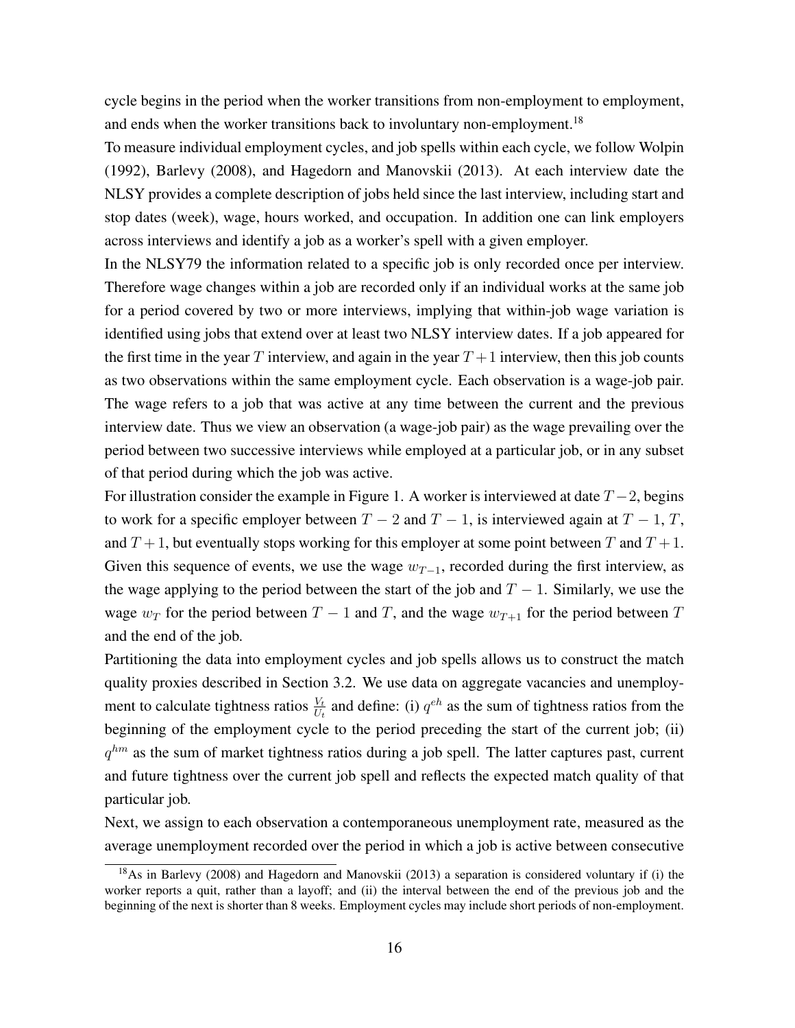cycle begins in the period when the worker transitions from non-employment to employment, and ends when the worker transitions back to involuntary non-employment.[18]

To measure individual employment cycles, and job spells within each cycle, we follow Wolpin (1992), Barlevy (2008), and Hagedorn and Manovskii (2013). At each interview date the NLSY provides a complete description of jobs held since the last interview, including start and stop dates (week), wage, hours worked, and occupation. In addition one can link employers across interviews and identify a job as a worker's spell with a given employer.

In the NLSY79 the information related to a specific job is only recorded once per interview. Therefore wage changes within a job are recorded only if an individual works at the same job for a period covered by two or more interviews, implying that within-job wage variation is identified using jobs that extend over at least two NLSY interview dates. If a job appeared for the first time in the year $T$ interview, and again in the year $T+1$ interview, then this job counts as two observations within the same employment cycle. Each observation is a wage-job pair. The wage refers to a job that was active at any time between the current and the previous interview date. Thus we view an observation (a wage-job pair) as the wage prevailing over the period between two successive interviews while employed at a particular job, or in any subset of that period during which the job was active.

For illustration consider the example in Figure 1. A worker is interviewed at date $T-2$, begins to work for a specific employer between $T-2$ and $T-1$, is interviewed again at $T-1$, $T$, and $T+1$, but eventually stops working for this employer at some point between $T$ and $T+1$. Given this sequence of events, we use the wage $w_{T-1}$, recorded during the first interview, as the wage applying to the period between the start of the job and $T-1$. Similarly, we use the wage $w_T$ for the period between $T-1$ and $T$, and the wage $w_{T+1}$ for the period between $T$ and the end of the job.

Partitioning the data into employment cycles and job spells allows us to construct the match quality proxies described in Section 3.2. We use data on aggregate vacancies and unemployment to calculate tightness ratios $\frac{V_t}{U_t}$ and define: (i) $q^{eh}$ as the sum of tightness ratios from the beginning of the employment cycle to the period preceding the start of the current job; (ii) $q^{hm}$ as the sum of market tightness ratios during a job spell. The latter captures past, current and future tightness over the current job spell and reflects the expected match quality of that particular job.

Next, we assign to each observation a contemporaneous unemployment rate, measured as the average unemployment recorded over the period in which a job is active between consecutive

[18] As in Barlevy (2008) and Hagedorn and Manovskii (2013) a separation is considered voluntary if (i) the worker reports a quit, rather than a layoff; and (ii) the interval between the end of the previous job and the beginning of the next is shorter than 8 weeks. Employment cycles may include short periods of non-employment.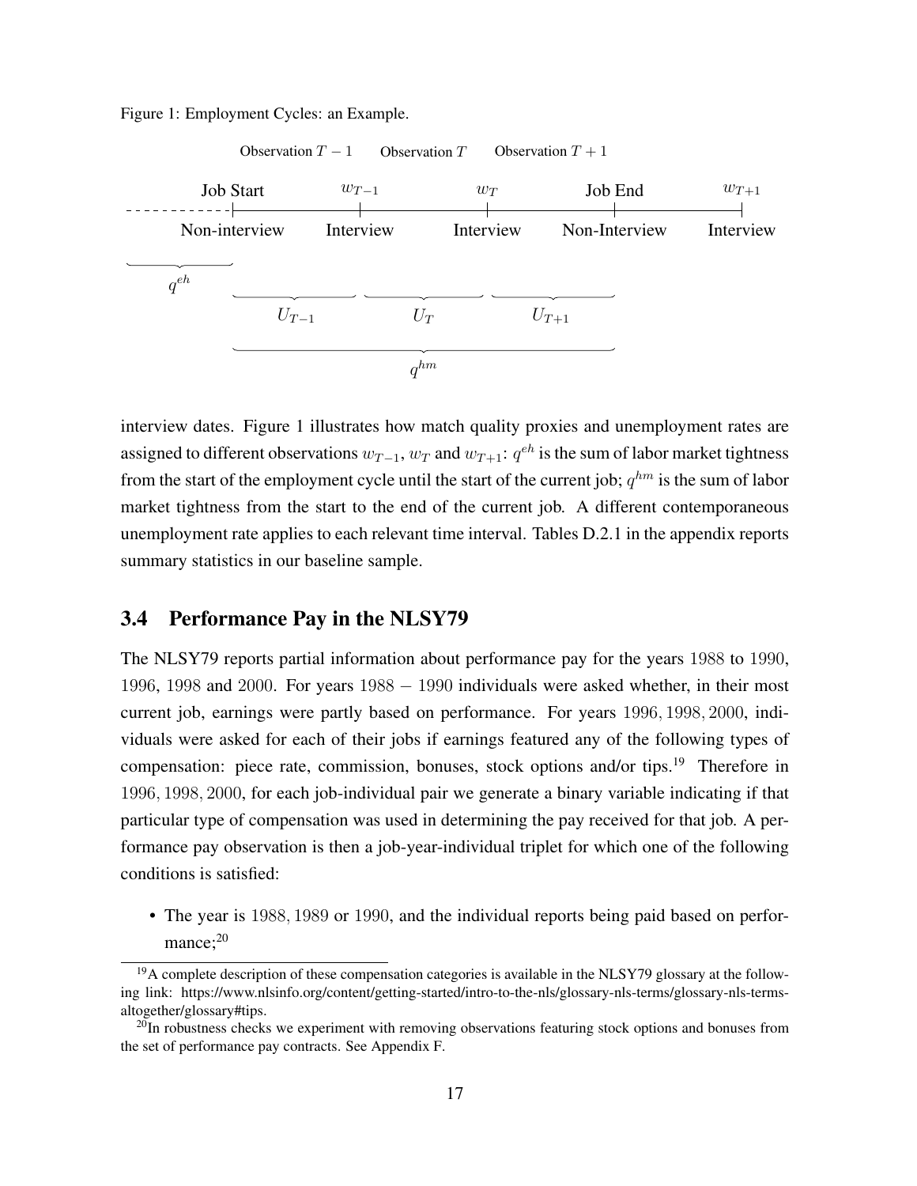Figure 1: Employment Cycles: an Example.

Observation $T-1$ Observation $T$ Observation $T+1$

Job Start, $w_{T-1}$, $w_T$, Job End, $w_{T+1}$

Non-interview, Interview, Interview, Non-Interview, Interview

$q^{eh}$

$U_{T-1}$ $U_T$ $U_{T+1}$

$q^{hm}$

interview dates. Figure 1 illustrates how match quality proxies and unemployment rates are assigned to different observations $w_{T-1}$, $w_T$ and $w_{T+1}$: $q^{eh}$ is the sum of labor market tightness from the start of the employment cycle until the start of the current job; $q^{hm}$ is the sum of labor market tightness from the start to the end of the current job. A different contemporaneous unemployment rate applies to each relevant time interval. Tables D.2.1 in the appendix reports summary statistics in our baseline sample.

## 3.4 Performance Pay in the NLSY79

The NLSY79 reports partial information about performance pay for the years 1988 to 1990, 1996, 1998 and 2000. For years $1988-1990$ individuals were asked whether, in their most current job, earnings were partly based on performance. For years 1996, 1998, 2000, individuals were asked for each of their jobs if earnings featured any of the following types of compensation: piece rate, commission, bonuses, stock options and/or tips.[19] Therefore in 1996, 1998, 2000, for each job-individual pair we generate a binary variable indicating if that particular type of compensation was used in determining the pay received for that job. A performance pay observation is then a job-year-individual triplet for which one of the following conditions is satisfied:

- The year is 1988, 1989 or 1990, and the individual reports being paid based on performance;[20]

[19] A complete description of these compensation categories is available in the NLSY79 glossary at the following link: https://www.nlsinfo.org/content/getting-started/intro-to-the-nls/glossary-nls-terms/glossary-nls-terms-altogether/glossary#tips.

[20] In robustness checks we experiment with removing observations featuring stock options and bonuses from the set of performance pay contracts. See Appendix F.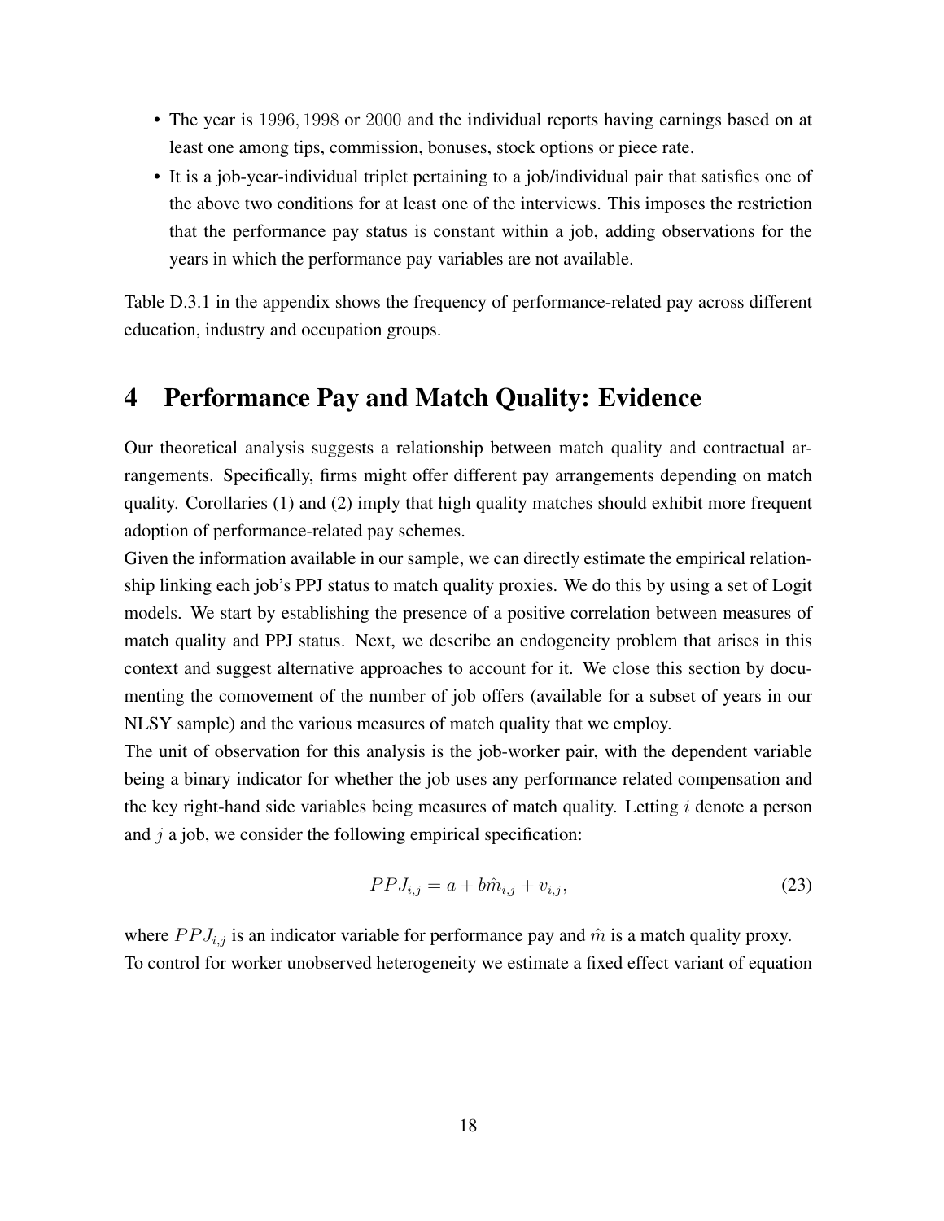- The year is $1996, 1998$ or $2000$ and the individual reports having earnings based on at least one among tips, commission, bonuses, stock options or piece rate.
- It is a job-year-individual triplet pertaining to a job/individual pair that satisfies one of the above two conditions for at least one of the interviews. This imposes the restriction that the performance pay status is constant within a job, adding observations for the years in which the performance pay variables are not available.

Table D.3.1 in the appendix shows the frequency of performance-related pay across different education, industry and occupation groups.

# 4 Performance Pay and Match Quality: Evidence

Our theoretical analysis suggests a relationship between match quality and contractual arrangements. Specifically, firms might offer different pay arrangements depending on match quality. Corollaries (1) and (2) imply that high quality matches should exhibit more frequent adoption of performance-related pay schemes.

Given the information available in our sample, we can directly estimate the empirical relationship linking each job's PPJ status to match quality proxies. We do this by using a set of Logit models. We start by establishing the presence of a positive correlation between measures of match quality and PPJ status. Next, we describe an endogeneity problem that arises in this context and suggest alternative approaches to account for it. We close this section by documenting the comovement of the number of job offers (available for a subset of years in our NLSY sample) and the various measures of match quality that we employ.

The unit of observation for this analysis is the job-worker pair, with the dependent variable being a binary indicator for whether the job uses any performance related compensation and the key right-hand side variables being measures of match quality. Letting $i$ denote a person and $j$ a job, we consider the following empirical specification:

$$PPJ_{i,j} = a + b\hat{m}_{i,j} + v_{i,j}, \tag{23}$$

where $PPJ_{i,j}$ is an indicator variable for performance pay and $\hat{m}$ is a match quality proxy.

To control for worker unobserved heterogeneity we estimate a fixed effect variant of equation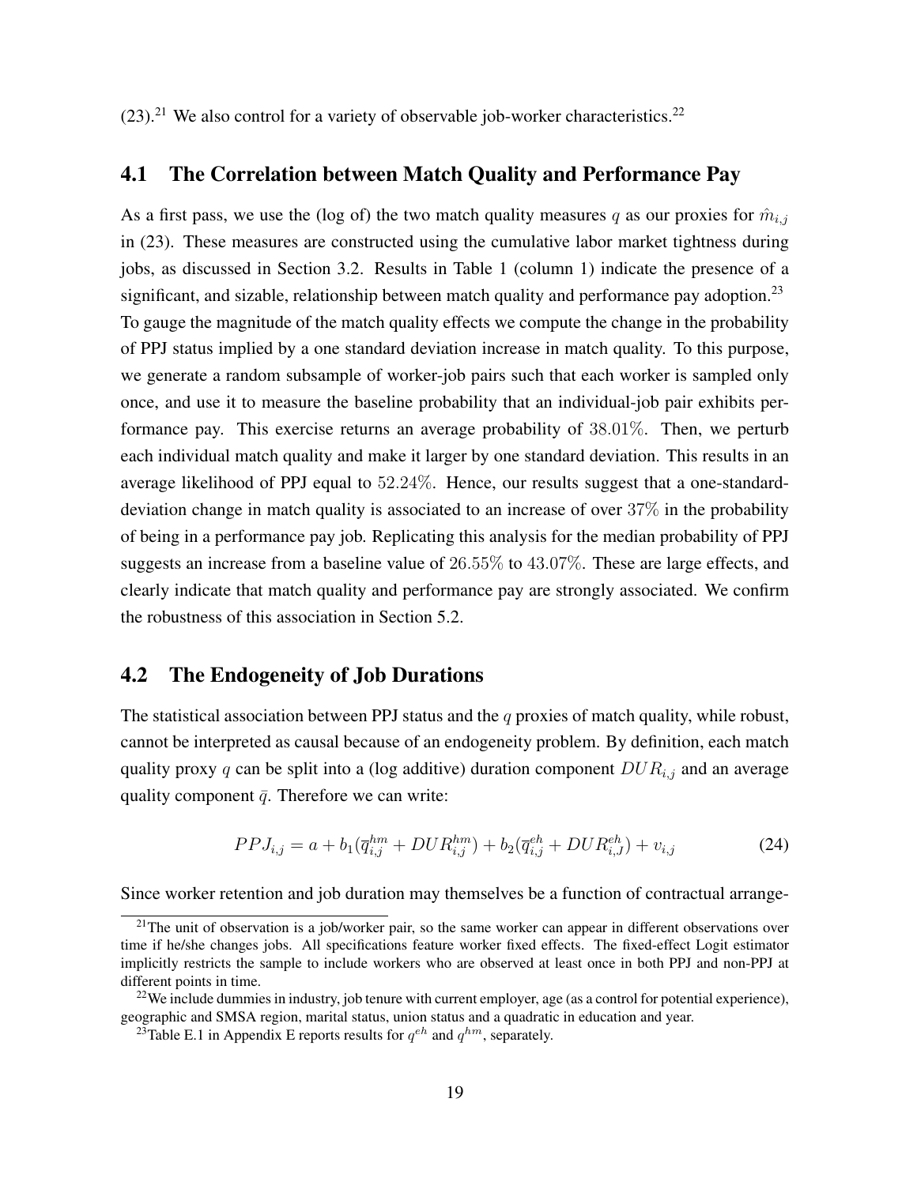(23).[21] We also control for a variety of observable job-worker characteristics.[22]

## 4.1 The Correlation between Match Quality and Performance Pay

As a first pass, we use the (log of) the two match quality measures $q$ as our proxies for $\hat{m}_{i,j}$ in (23). These measures are constructed using the cumulative labor market tightness during jobs, as discussed in Section 3.2. Results in Table 1 (column 1) indicate the presence of a significant, and sizable, relationship between match quality and performance pay adoption.[23] To gauge the magnitude of the match quality effects we compute the change in the probability of PPJ status implied by a one standard deviation increase in match quality. To this purpose, we generate a random subsample of worker-job pairs such that each worker is sampled only once, and use it to measure the baseline probability that an individual-job pair exhibits performance pay. This exercise returns an average probability of $38.01\%$. Then, we perturb each individual match quality and make it larger by one standard deviation. This results in an average likelihood of PPJ equal to $52.24\%$. Hence, our results suggest that a one-standard-deviation change in match quality is associated to an increase of over $37\%$ in the probability of being in a performance pay job. Replicating this analysis for the median probability of PPJ suggests an increase from a baseline value of $26.55\%$ to $43.07\%$. These are large effects, and clearly indicate that match quality and performance pay are strongly associated. We confirm the robustness of this association in Section 5.2.

## 4.2 The Endogeneity of Job Durations

The statistical association between PPJ status and the $q$ proxies of match quality, while robust, cannot be interpreted as causal because of an endogeneity problem. By definition, each match quality proxy $q$ can be split into a (log additive) duration component $DUR_{i,j}$ and an average quality component $\bar{q}$. Therefore we can write:

$$PPJ_{i,j} = a + b_1(\overline{q}^{hm}_{i,j} + DUR^{hm}_{i,j}) + b_2(\overline{q}^{eh}_{i,j} + DUR^{eh}_{i,J}) + v_{i,j} \tag{24}$$

Since worker retention and job duration may themselves be a function of contractual arrange-

[21] The unit of observation is a job/worker pair, so the same worker can appear in different observations over time if he/she changes jobs. All specifications feature worker fixed effects. The fixed-effect Logit estimator implicitly restricts the sample to include workers who are observed at least once in both PPJ and non-PPJ at different points in time.

[22] We include dummies in industry, job tenure with current employer, age (as a control for potential experience), geographic and SMSA region, marital status, union status and a quadratic in education and year.

[23] Table E.1 in Appendix E reports results for $q^{eh}$ and $q^{hm}$, separately.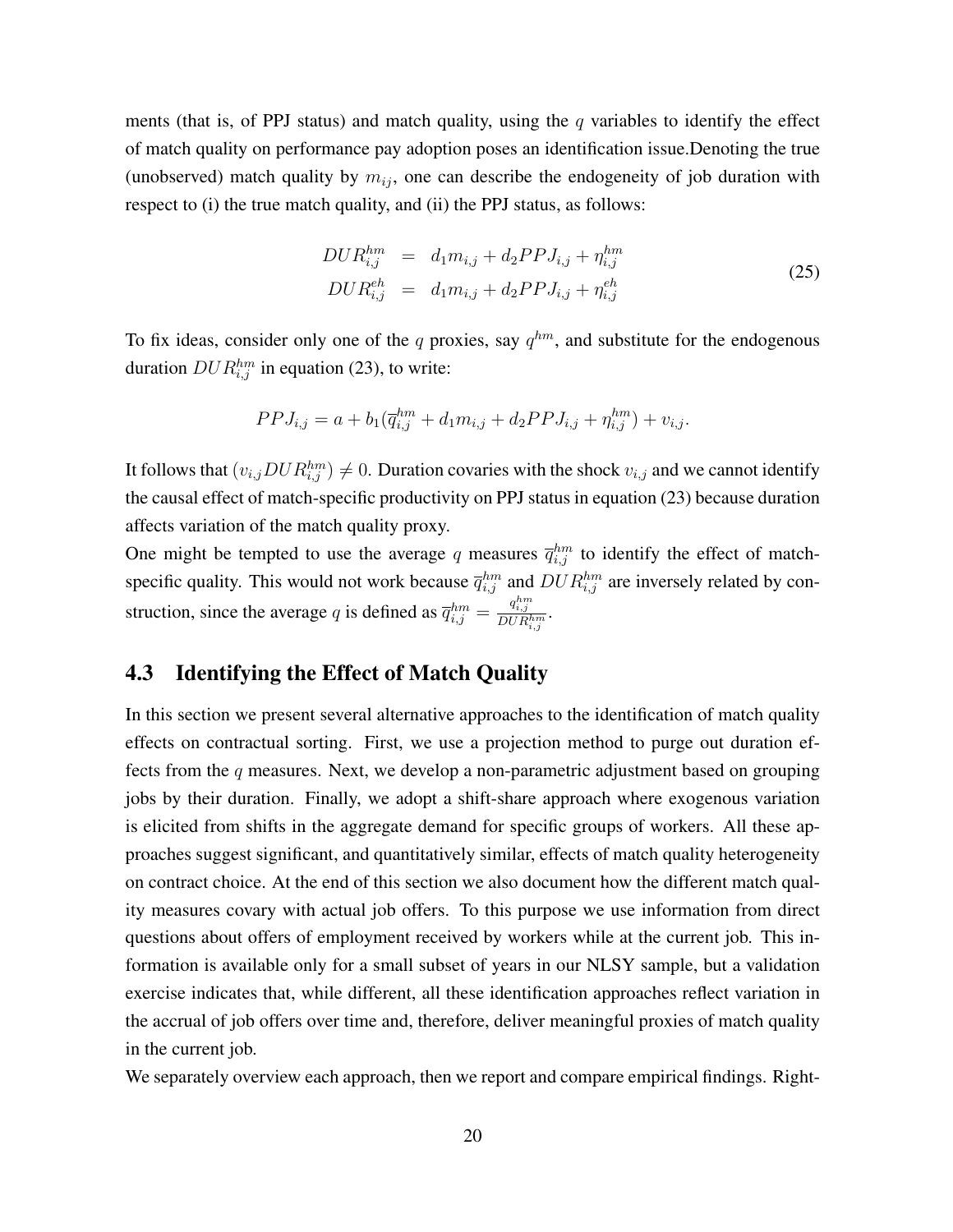ments (that is, of PPJ status) and match quality, using the $q$ variables to identify the effect of match quality on performance pay adoption poses an identification issue.Denoting the true (unobserved) match quality by $m_{ij}$, one can describe the endogeneity of job duration with respect to (i) the true match quality, and (ii) the PPJ status, as follows:

$$
\begin{aligned}
DUR_{i,j}^{hm} &= d_1 m_{i,j} + d_2 PPJ_{i,j} + \eta_{i,j}^{hm} \\
DUR_{i,j}^{eh} &= d_1 m_{i,j} + d_2 PPJ_{i,j} + \eta_{i,j}^{eh}
\end{aligned}
\tag{25}
$$

To fix ideas, consider only one of the $q$ proxies, say $q^{hm}$, and substitute for the endogenous duration $DUR_{i,j}^{hm}$ in equation (23), to write:

$$
PPJ_{i,j} = a + b_1(\overline{q}_{i,j}^{hm} + d_1 m_{i,j} + d_2 PPJ_{i,j} + \eta_{i,j}^{hm}) + v_{i,j}.
$$

It follows that $(v_{i,j} DUR_{i,j}^{hm}) \neq 0$. Duration covaries with the shock $v_{i,j}$ and we cannot identify the causal effect of match-specific productivity on PPJ status in equation (23) because duration affects variation of the match quality proxy.

One might be tempted to use the average $q$ measures $\overline{q}_{i,j}^{hm}$ to identify the effect of match-specific quality. This would not work because $\overline{q}_{i,j}^{hm}$ and $DUR_{i,j}^{hm}$ are inversely related by construction, since the average $q$ is defined as $\overline{q}_{i,j}^{hm} = \frac{q_{i,j}^{hm}}{DUR_{i,j}^{hm}}$.

## 4.3 Identifying the Effect of Match Quality

In this section we present several alternative approaches to the identification of match quality effects on contractual sorting. First, we use a projection method to purge out duration effects from the $q$ measures. Next, we develop a non-parametric adjustment based on grouping jobs by their duration. Finally, we adopt a shift-share approach where exogenous variation is elicited from shifts in the aggregate demand for specific groups of workers. All these approaches suggest significant, and quantitatively similar, effects of match quality heterogeneity on contract choice. At the end of this section we also document how the different match quality measures covary with actual job offers. To this purpose we use information from direct questions about offers of employment received by workers while at the current job. This information is available only for a small subset of years in our NLSY sample, but a validation exercise indicates that, while different, all these identification approaches reflect variation in the accrual of job offers over time and, therefore, deliver meaningful proxies of match quality in the current job.

We separately overview each approach, then we report and compare empirical findings. Right-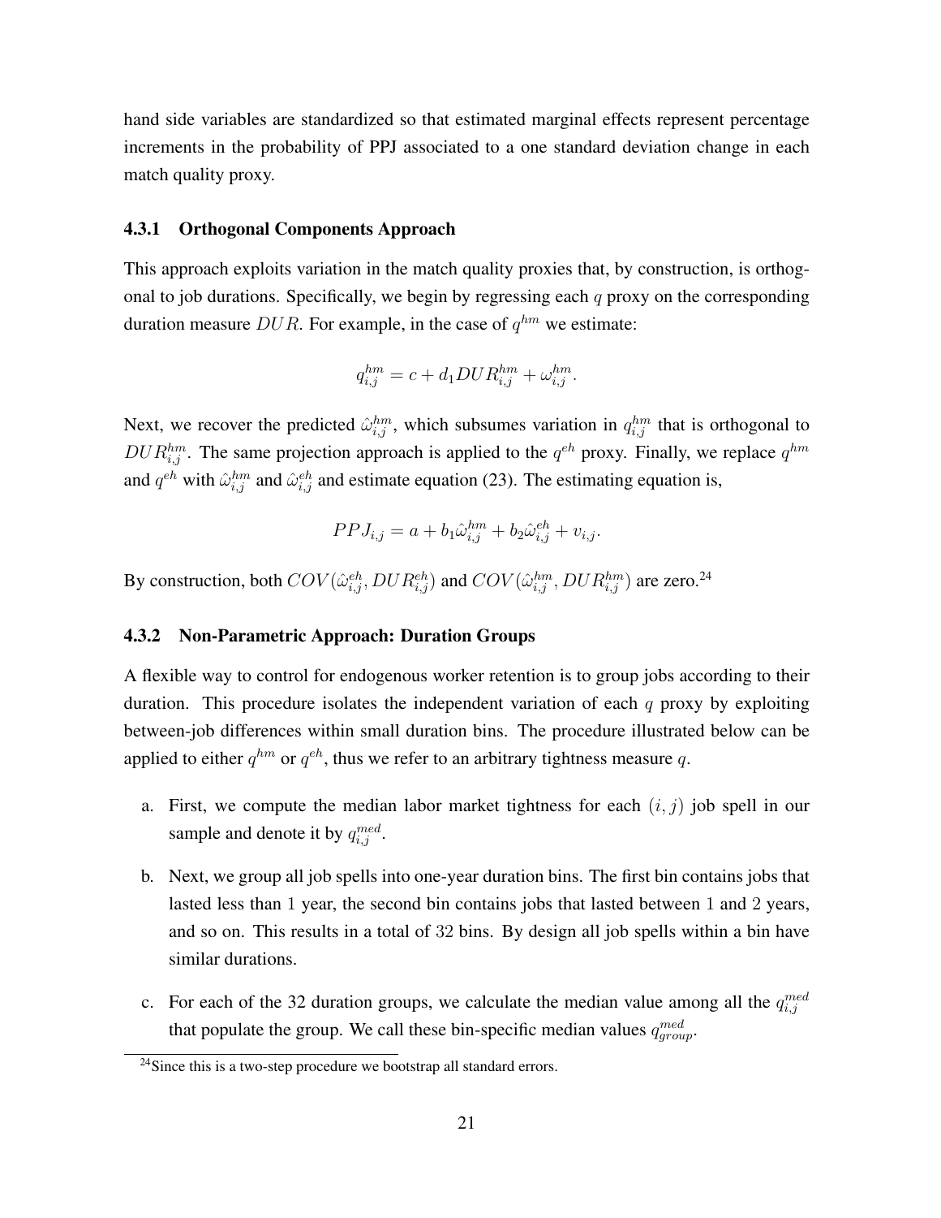hand side variables are standardized so that estimated marginal effects represent percentage increments in the probability of PPJ associated to a one standard deviation change in each match quality proxy.

### 4.3.1 Orthogonal Components Approach

This approach exploits variation in the match quality proxies that, by construction, is orthogonal to job durations. Specifically, we begin by regressing each $q$ proxy on the corresponding duration measure $DUR$. For example, in the case of $q^{hm}$ we estimate:

$$q_{i,j}^{hm} = c + d_1 DUR_{i,j}^{hm} + \omega_{i,j}^{hm}.$$

Next, we recover the predicted $\hat{\omega}_{i,j}^{hm}$, which subsumes variation in $q_{i,j}^{hm}$ that is orthogonal to $DUR_{i,j}^{hm}$. The same projection approach is applied to the $q^{eh}$ proxy. Finally, we replace $q^{hm}$ and $q^{eh}$ with $\hat{\omega}_{i,j}^{hm}$ and $\hat{\omega}_{i,j}^{eh}$ and estimate equation (23). The estimating equation is,

$$PPJ_{i,j} = a + b_1 \hat{\omega}_{i,j}^{hm} + b_2 \hat{\omega}_{i,j}^{eh} + v_{i,j}.$$

By construction, both $COV(\hat{\omega}_{i,j}^{eh}, DUR_{i,j}^{eh})$ and $COV(\hat{\omega}_{i,j}^{hm}, DUR_{i,j}^{hm})$ are zero.[24]

### 4.3.2 Non-Parametric Approach: Duration Groups

A flexible way to control for endogenous worker retention is to group jobs according to their duration. This procedure isolates the independent variation of each $q$ proxy by exploiting between-job differences within small duration bins. The procedure illustrated below can be applied to either $q^{hm}$ or $q^{eh}$, thus we refer to an arbitrary tightness measure $q$.

a. First, we compute the median labor market tightness for each $(i, j)$ job spell in our sample and denote it by $q_{i,j}^{med}$.

b. Next, we group all job spells into one-year duration bins. The first bin contains jobs that lasted less than 1 year, the second bin contains jobs that lasted between 1 and 2 years, and so on. This results in a total of 32 bins. By design all job spells within a bin have similar durations.

c. For each of the 32 duration groups, we calculate the median value among all the $q_{i,j}^{med}$ that populate the group. We call these bin-specific median values $q_{group}^{med}$.

[24] Since this is a two-step procedure we bootstrap all standard errors.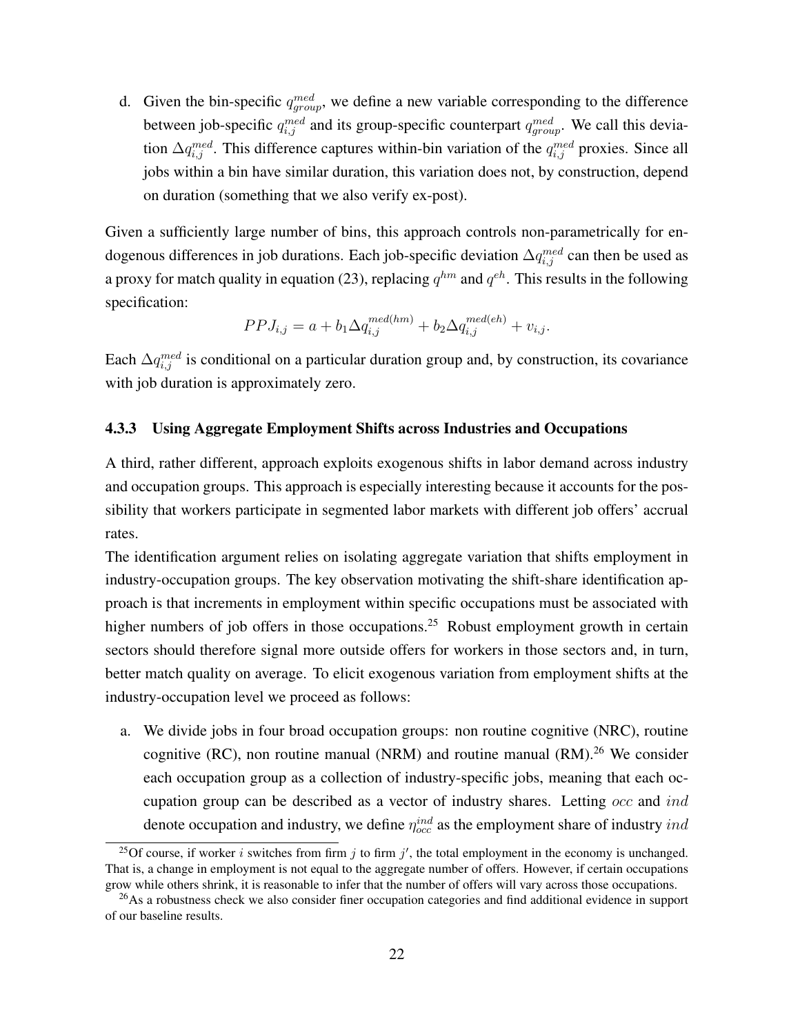d. Given the bin-specific $q^{med}_{group}$, we define a new variable corresponding to the difference between job-specific $q^{med}_{i,j}$ and its group-specific counterpart $q^{med}_{group}$. We call this deviation $\Delta q^{med}_{i,j}$. This difference captures within-bin variation of the $q^{med}_{i,j}$ proxies. Since all jobs within a bin have similar duration, this variation does not, by construction, depend on duration (something that we also verify ex-post).

Given a sufficiently large number of bins, this approach controls non-parametrically for endogenous differences in job durations. Each job-specific deviation $\Delta q^{med}_{i,j}$ can then be used as a proxy for match quality in equation (23), replacing $q^{hm}$ and $q^{eh}$. This results in the following specification:

$$PPJ_{i,j} = a + b_1 \Delta q^{med(hm)}_{i,j} + b_2 \Delta q^{med(eh)}_{i,j} + v_{i,j}.$$

Each $\Delta q^{med}_{i,j}$ is conditional on a particular duration group and, by construction, its covariance with job duration is approximately zero.

### 4.3.3 Using Aggregate Employment Shifts across Industries and Occupations

A third, rather different, approach exploits exogenous shifts in labor demand across industry and occupation groups. This approach is especially interesting because it accounts for the possibility that workers participate in segmented labor markets with different job offers' accrual rates.

The identification argument relies on isolating aggregate variation that shifts employment in industry-occupation groups. The key observation motivating the shift-share identification approach is that increments in employment within specific occupations must be associated with higher numbers of job offers in those occupations.[25] Robust employment growth in certain sectors should therefore signal more outside offers for workers in those sectors and, in turn, better match quality on average. To elicit exogenous variation from employment shifts at the industry-occupation level we proceed as follows:

a. We divide jobs in four broad occupation groups: non routine cognitive (NRC), routine cognitive (RC), non routine manual (NRM) and routine manual (RM).[26] We consider each occupation group as a collection of industry-specific jobs, meaning that each occupation group can be described as a vector of industry shares. Letting $occ$ and $ind$ denote occupation and industry, we define $\eta^{ind}_{occ}$ as the employment share of industry $ind$

[25] Of course, if worker $i$ switches from firm $j$ to firm $j'$, the total employment in the economy is unchanged. That is, a change in employment is not equal to the aggregate number of offers. However, if certain occupations grow while others shrink, it is reasonable to infer that the number of offers will vary across those occupations.

[26] As a robustness check we also consider finer occupation categories and find additional evidence in support of our baseline results.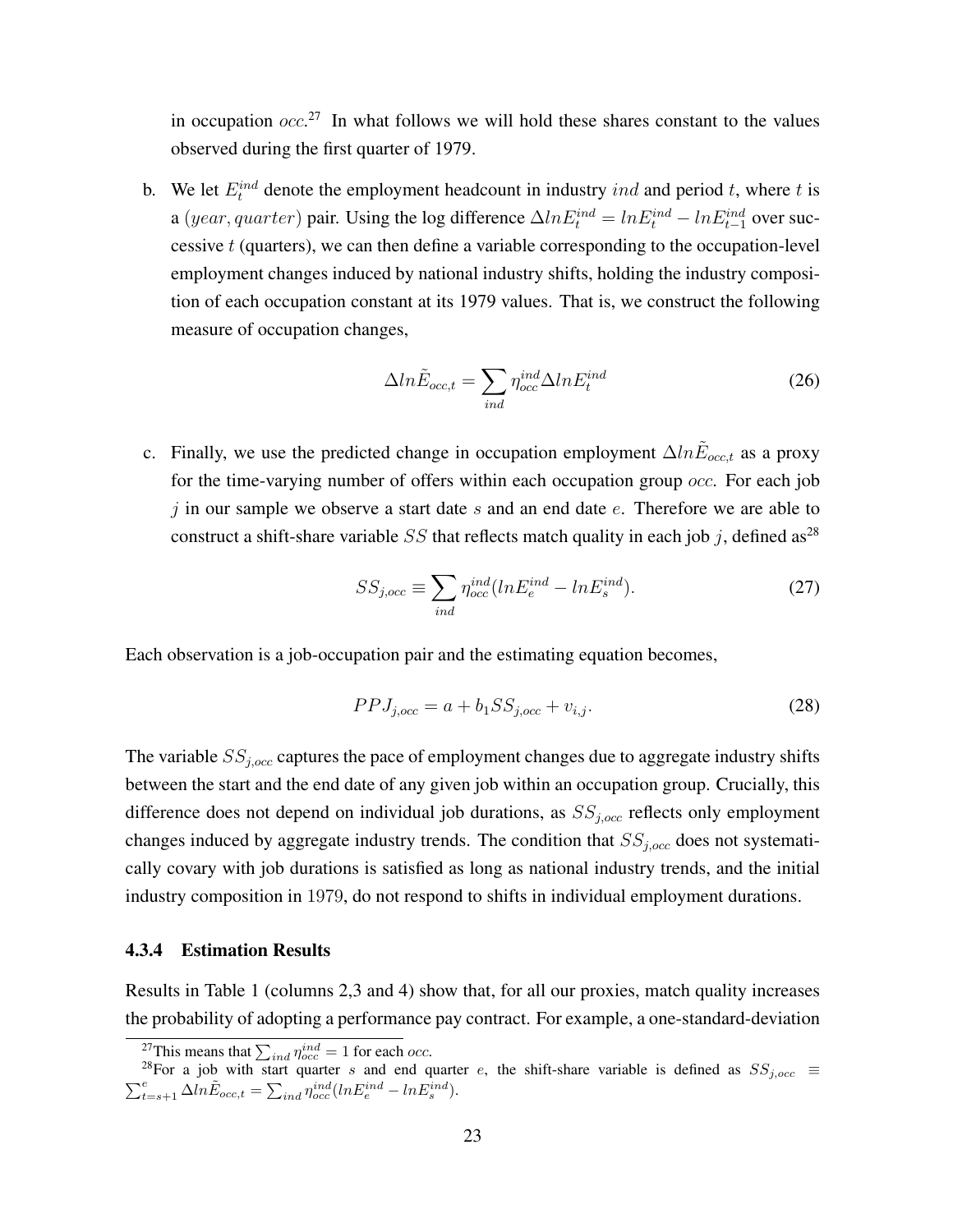in occupation $occ$.[27] In what follows we will hold these shares constant to the values observed during the first quarter of 1979.

b. We let $E_t^{ind}$ denote the employment headcount in industry $ind$ and period $t$, where $t$ is a $(year, quarter)$ pair. Using the log difference $\Delta lnE_t^{ind} = lnE_t^{ind} - lnE_{t-1}^{ind}$ over successive $t$ (quarters), we can then define a variable corresponding to the occupation-level employment changes induced by national industry shifts, holding the industry composition of each occupation constant at its 1979 values. That is, we construct the following measure of occupation changes,

$$\Delta ln\tilde{E}_{occ,t} = \sum_{ind} \eta_{occ}^{ind} \Delta lnE_t^{ind} \tag{26}$$

c. Finally, we use the predicted change in occupation employment $\Delta ln\tilde{E}_{occ,t}$ as a proxy for the time-varying number of offers within each occupation group $occ$. For each job $j$ in our sample we observe a start date $s$ and an end date $e$. Therefore we are able to construct a shift-share variable $SS$ that reflects match quality in each job $j$, defined as[28]

$$SS_{j,occ} \equiv \sum_{ind} \eta_{occ}^{ind} (lnE_e^{ind} - lnE_s^{ind}). \tag{27}$$

Each observation is a job-occupation pair and the estimating equation becomes,

$$PPJ_{j,occ} = a + b_1 SS_{j,occ} + v_{i,j}. \tag{28}$$

The variable $SS_{j,occ}$ captures the pace of employment changes due to aggregate industry shifts between the start and the end date of any given job within an occupation group. Crucially, this difference does not depend on individual job durations, as $SS_{j,occ}$ reflects only employment changes induced by aggregate industry trends. The condition that $SS_{j,occ}$ does not systematically covary with job durations is satisfied as long as national industry trends, and the initial industry composition in 1979, do not respond to shifts in individual employment durations.

### 4.3.4 Estimation Results

Results in Table 1 (columns 2,3 and 4) show that, for all our proxies, match quality increases the probability of adopting a performance pay contract. For example, a one-standard-deviation

[27] This means that $\sum_{ind} \eta_{occ}^{ind} = 1$ for each $occ$.

[28] For a job with start quarter $s$ and end quarter $e$, the shift-share variable is defined as $SS_{j,occ} \equiv \sum_{t=s+1}^{e} \Delta ln\tilde{E}_{occ,t} = \sum_{ind} \eta_{occ}^{ind}(lnE_e^{ind} - lnE_s^{ind})$.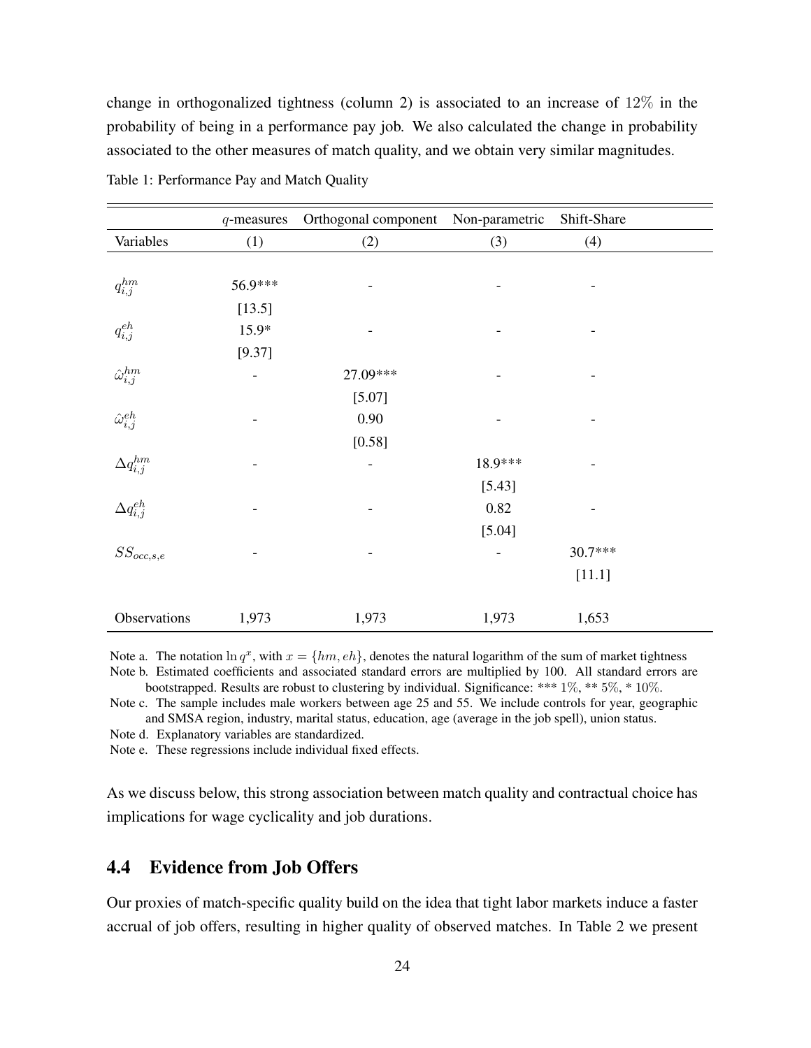change in orthogonalized tightness (column 2) is associated to an increase of $12\%$ in the probability of being in a performance pay job. We also calculated the change in probability associated to the other measures of match quality, and we obtain very similar magnitudes.

Table 1: Performance Pay and Match Quality

| | $q$-measures | Orthogonal component | Non-parametric | Shift-Share |
|---|---|---|---|---|
| Variables | (1) | (2) | (3) | (4) |
| $q_{i,j}^{hm}$ | 56.9*** | - | - | - |
| | [13.5] | | | |
| $q_{i,j}^{eh}$ | 15.9* | - | - | - |
| | [9.37] | | | |
| $\hat{\omega}_{i,j}^{hm}$ | - | 27.09*** | - | - |
| | | [5.07] | | |
| $\hat{\omega}_{i,j}^{eh}$ | - | 0.90 | - | - |
| | | [0.58] | | |
| $\Delta q_{i,j}^{hm}$ | - | - | 18.9*** | - |
| | | | [5.43] | |
| $\Delta q_{i,j}^{eh}$ | - | - | 0.82 | - |
| | | | [5.04] | |
| $SS_{occ,s,e}$ | - | - | - | 30.7*** |
| | | | | [11.1] |
| Observations | 1,973 | 1,973 | 1,973 | 1,653 |

Note a. The notation $\ln q^x$, with $x = \{hm, eh\}$, denotes the natural logarithm of the sum of market tightness
Note b. Estimated coefficients and associated standard errors are multiplied by 100. All standard errors are bootstrapped. Results are robust to clustering by individual. Significance: *** $1\%$, ** $5\%$, * $10\%$.
Note c. The sample includes male workers between age 25 and 55. We include controls for year, geographic and SMSA region, industry, marital status, education, age (average in the job spell), union status.
Note d. Explanatory variables are standardized.
Note e. These regressions include individual fixed effects.

As we discuss below, this strong association between match quality and contractual choice has implications for wage cyclicality and job durations.

## 4.4 Evidence from Job Offers

Our proxies of match-specific quality build on the idea that tight labor markets induce a faster accrual of job offers, resulting in higher quality of observed matches. In Table 2 we present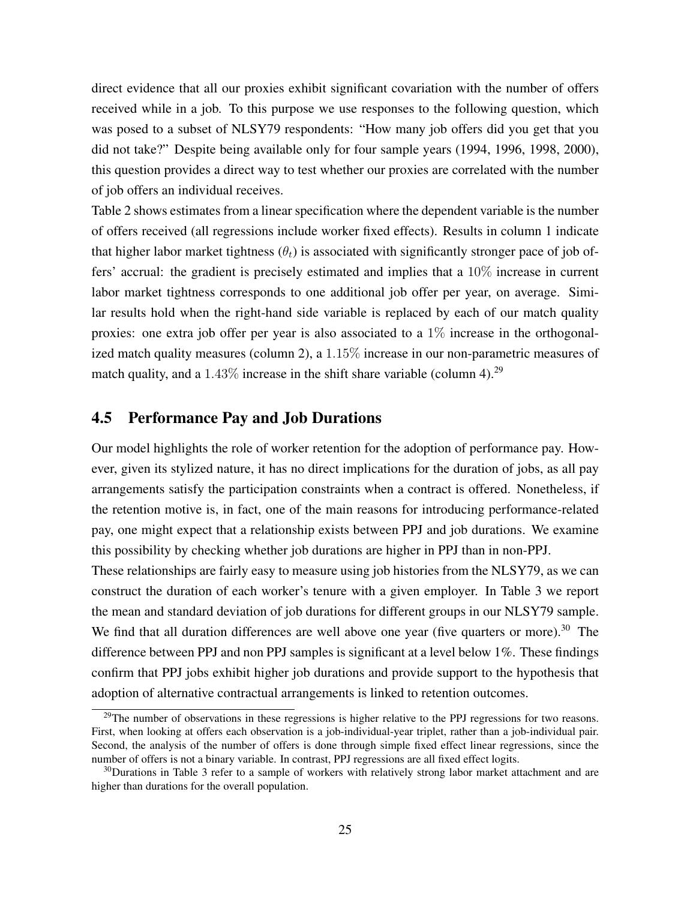direct evidence that all our proxies exhibit significant covariation with the number of offers received while in a job. To this purpose we use responses to the following question, which was posed to a subset of NLSY79 respondents: "How many job offers did you get that you did not take?" Despite being available only for four sample years (1994, 1996, 1998, 2000), this question provides a direct way to test whether our proxies are correlated with the number of job offers an individual receives.

Table 2 shows estimates from a linear specification where the dependent variable is the number of offers received (all regressions include worker fixed effects). Results in column 1 indicate that higher labor market tightness ($\theta_t$) is associated with significantly stronger pace of job offers' accrual: the gradient is precisely estimated and implies that a $10\%$ increase in current labor market tightness corresponds to one additional job offer per year, on average. Similar results hold when the right-hand side variable is replaced by each of our match quality proxies: one extra job offer per year is also associated to a $1\%$ increase in the orthogonalized match quality measures (column 2), a $1.15\%$ increase in our non-parametric measures of match quality, and a $1.43\%$ increase in the shift share variable (column 4).[29]

## 4.5 Performance Pay and Job Durations

Our model highlights the role of worker retention for the adoption of performance pay. However, given its stylized nature, it has no direct implications for the duration of jobs, as all pay arrangements satisfy the participation constraints when a contract is offered. Nonetheless, if the retention motive is, in fact, one of the main reasons for introducing performance-related pay, one might expect that a relationship exists between PPJ and job durations. We examine this possibility by checking whether job durations are higher in PPJ than in non-PPJ.

These relationships are fairly easy to measure using job histories from the NLSY79, as we can construct the duration of each worker's tenure with a given employer. In Table 3 we report the mean and standard deviation of job durations for different groups in our NLSY79 sample. We find that all duration differences are well above one year (five quarters or more).[30] The difference between PPJ and non PPJ samples is significant at a level below 1%. These findings confirm that PPJ jobs exhibit higher job durations and provide support to the hypothesis that adoption of alternative contractual arrangements is linked to retention outcomes.

[29] The number of observations in these regressions is higher relative to the PPJ regressions for two reasons. First, when looking at offers each observation is a job-individual-year triplet, rather than a job-individual pair. Second, the analysis of the number of offers is done through simple fixed effect linear regressions, since the number of offers is not a binary variable. In contrast, PPJ regressions are all fixed effect logits.

[30] Durations in Table 3 refer to a sample of workers with relatively strong labor market attachment and are higher than durations for the overall population.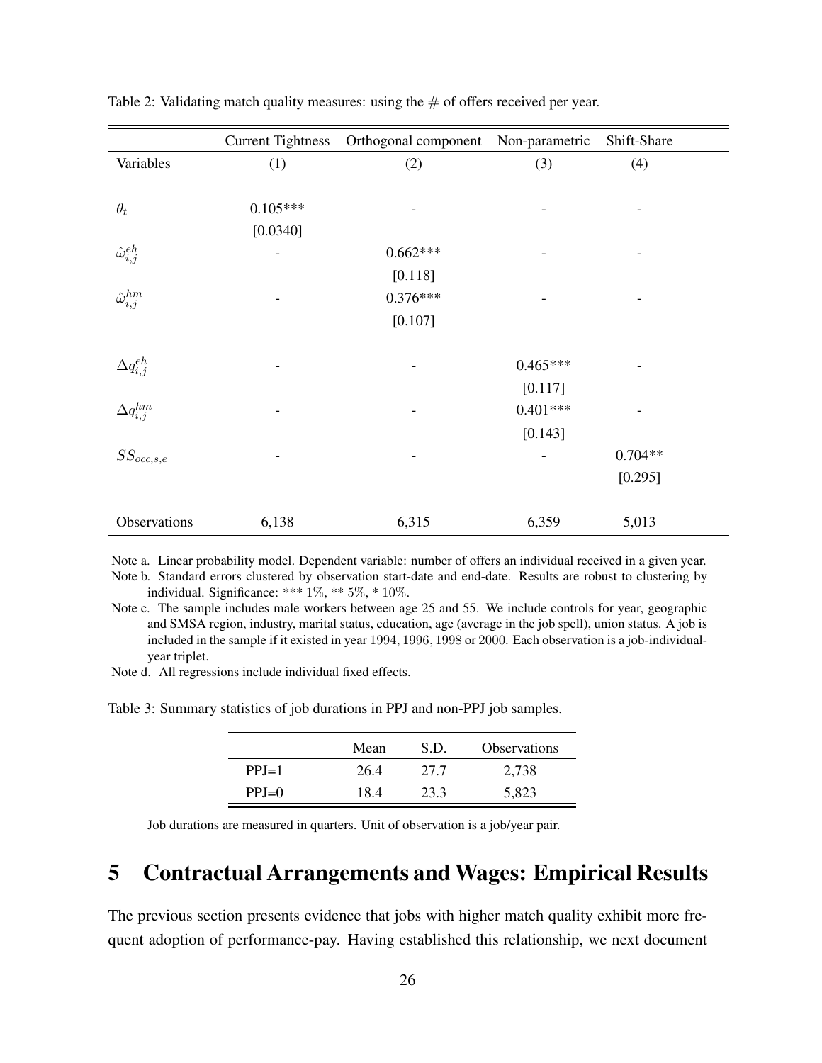Table 2: Validating match quality measures: using the # of offers received per year.

| | Current Tightness | Orthogonal component | Non-parametric | Shift-Share |
|---|---|---|---|---|
| Variables | (1) | (2) | (3) | (4) |
| $\theta_t$ | 0.105*** | - | - | - |
| | [0.0340] | | | |
| $\hat{\omega}^{eh}_{i,j}$ | - | 0.662*** | - | - |
| | | [0.118] | | |
| $\hat{\omega}^{hm}_{i,j}$ | - | 0.376*** | - | - |
| | | [0.107] | | |
| $\Delta q^{eh}_{i,j}$ | - | - | 0.465*** | - |
| | | | [0.117] | |
| $\Delta q^{hm}_{i,j}$ | - | - | 0.401*** | - |
| | | | [0.143] | |
| $SS_{occ,s,e}$ | - | - | - | 0.704** |
| | | | | [0.295] |
| Observations | 6,138 | 6,315 | 6,359 | 5,013 |

Note a. Linear probability model. Dependent variable: number of offers an individual received in a given year.

Note b. Standard errors clustered by observation start-date and end-date. Results are robust to clustering by individual. Significance: *** 1%, ** 5%, * 10%.

Note c. The sample includes male workers between age 25 and 55. We include controls for year, geographic and SMSA region, industry, marital status, education, age (average in the job spell), union status. A job is included in the sample if it existed in year 1994, 1996, 1998 or 2000. Each observation is a job-individual-year triplet.

Note d. All regressions include individual fixed effects.

Table 3: Summary statistics of job durations in PPJ and non-PPJ job samples.

| | Mean | S.D. | Observations |
|---|---|---|---|
| PPJ=1 | 26.4 | 27.7 | 2,738 |
| PPJ=0 | 18.4 | 23.3 | 5,823 |

Job durations are measured in quarters. Unit of observation is a job/year pair.

# 5 Contractual Arrangements and Wages: Empirical Results

The previous section presents evidence that jobs with higher match quality exhibit more frequent adoption of performance-pay. Having established this relationship, we next document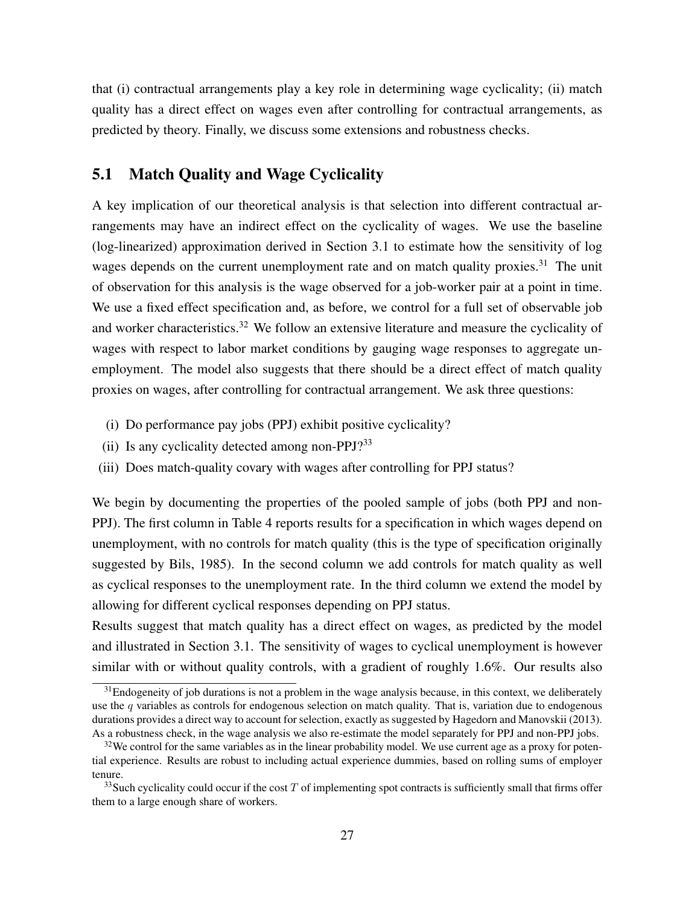that (i) contractual arrangements play a key role in determining wage cyclicality; (ii) match quality has a direct effect on wages even after controlling for contractual arrangements, as predicted by theory. Finally, we discuss some extensions and robustness checks.

## 5.1 Match Quality and Wage Cyclicality

A key implication of our theoretical analysis is that selection into different contractual arrangements may have an indirect effect on the cyclicality of wages. We use the baseline (log-linearized) approximation derived in Section 3.1 to estimate how the sensitivity of log wages depends on the current unemployment rate and on match quality proxies.[31] The unit of observation for this analysis is the wage observed for a job-worker pair at a point in time. We use a fixed effect specification and, as before, we control for a full set of observable job and worker characteristics.[32] We follow an extensive literature and measure the cyclicality of wages with respect to labor market conditions by gauging wage responses to aggregate unemployment. The model also suggests that there should be a direct effect of match quality proxies on wages, after controlling for contractual arrangement. We ask three questions:

(i) Do performance pay jobs (PPJ) exhibit positive cyclicality?

(ii) Is any cyclicality detected among non-PPJ?[33]

(iii) Does match-quality covary with wages after controlling for PPJ status?

We begin by documenting the properties of the pooled sample of jobs (both PPJ and non-PPJ). The first column in Table 4 reports results for a specification in which wages depend on unemployment, with no controls for match quality (this is the type of specification originally suggested by Bils, 1985). In the second column we add controls for match quality as well as cyclical responses to the unemployment rate. In the third column we extend the model by allowing for different cyclical responses depending on PPJ status.

Results suggest that match quality has a direct effect on wages, as predicted by the model and illustrated in Section 3.1. The sensitivity of wages to cyclical unemployment is however similar with or without quality controls, with a gradient of roughly 1.6%. Our results also

[31] Endogeneity of job durations is not a problem in the wage analysis because, in this context, we deliberately use the $q$ variables as controls for endogenous selection on match quality. That is, variation due to endogenous durations provides a direct way to account for selection, exactly as suggested by Hagedorn and Manovskii (2013). As a robustness check, in the wage analysis we also re-estimate the model separately for PPJ and non-PPJ jobs.

[32] We control for the same variables as in the linear probability model. We use current age as a proxy for potential experience. Results are robust to including actual experience dummies, based on rolling sums of employer tenure.

[33] Such cyclicality could occur if the cost $T$ of implementing spot contracts is sufficiently small that firms offer them to a large enough share of workers.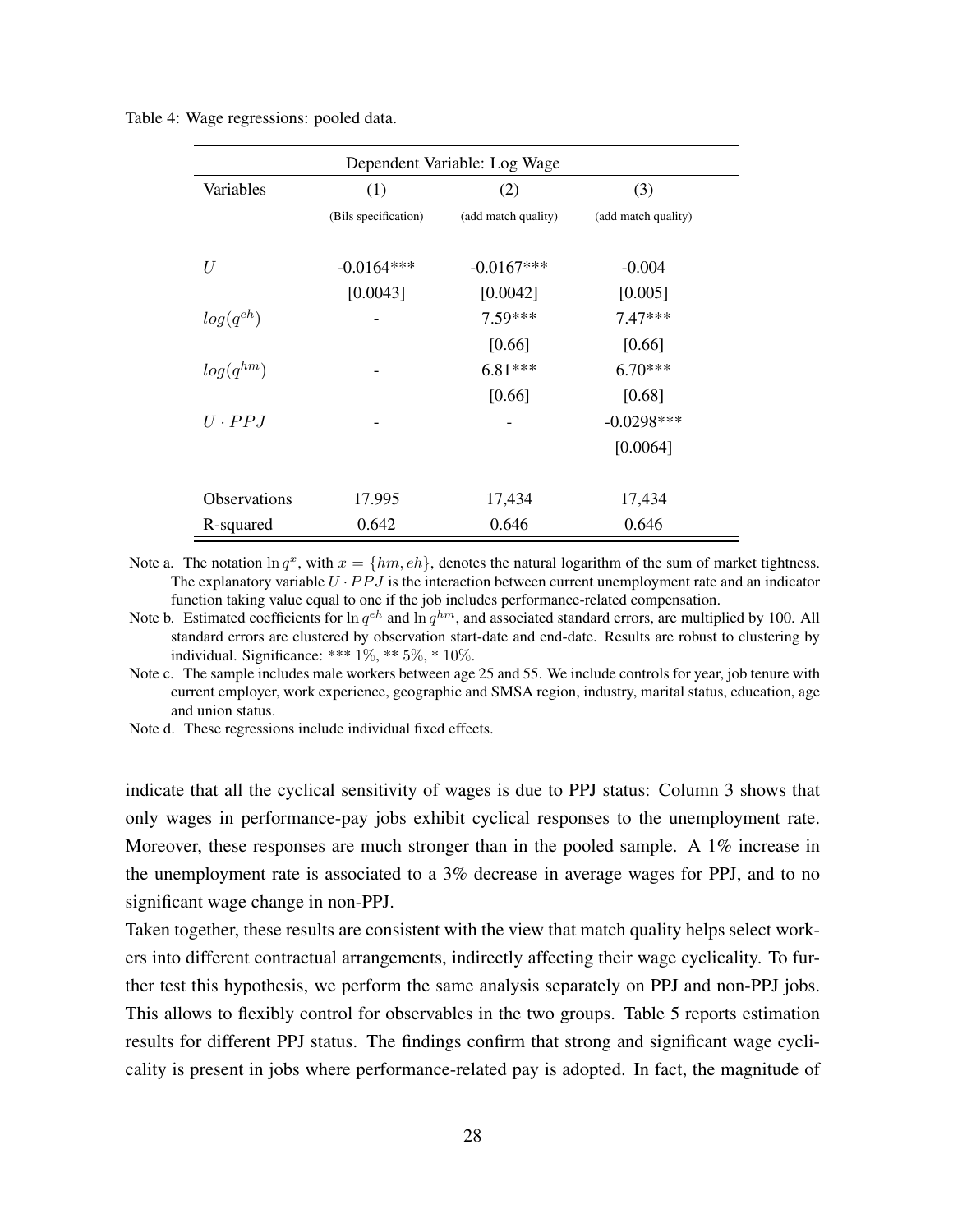Table 4: Wage regressions: pooled data.

| Dependent Variable: Log Wage | | | |
|---|---|---|---|
| Variables | (1) | (2) | (3) |
| | (Bils specification) | (add match quality) | (add match quality) |
| $U$ | -0.0164*** | -0.0167*** | -0.004 |
| | [0.0043] | [0.0042] | [0.005] |
| $log(q^{eh})$ | - | 7.59*** | 7.47*** |
| | | [0.66] | [0.66] |
| $log(q^{hm})$ | - | 6.81*** | 6.70*** |
| | | [0.66] | [0.68] |
| $U \cdot PPJ$ | - | - | -0.0298*** |
| | | | [0.0064] |
| Observations | 17.995 | 17,434 | 17,434 |
| R-squared | 0.642 | 0.646 | 0.646 |

Note a. The notation $\ln q^x$, with $x = \{hm, eh\}$, denotes the natural logarithm of the sum of market tightness. The explanatory variable $U \cdot PPJ$ is the interaction between current unemployment rate and an indicator function taking value equal to one if the job includes performance-related compensation.

Note b. Estimated coefficients for $\ln q^{eh}$ and $\ln q^{hm}$, and associated standard errors, are multiplied by 100. All standard errors are clustered by observation start-date and end-date. Results are robust to clustering by individual. Significance: *** 1%, ** 5%, * 10%.

Note c. The sample includes male workers between age 25 and 55. We include controls for year, job tenure with current employer, work experience, geographic and SMSA region, industry, marital status, education, age and union status.

Note d. These regressions include individual fixed effects.

indicate that all the cyclical sensitivity of wages is due to PPJ status: Column 3 shows that only wages in performance-pay jobs exhibit cyclical responses to the unemployment rate. Moreover, these responses are much stronger than in the pooled sample. A 1% increase in the unemployment rate is associated to a 3% decrease in average wages for PPJ, and to no significant wage change in non-PPJ.

Taken together, these results are consistent with the view that match quality helps select workers into different contractual arrangements, indirectly affecting their wage cyclicality. To further test this hypothesis, we perform the same analysis separately on PPJ and non-PPJ jobs. This allows to flexibly control for observables in the two groups. Table 5 reports estimation results for different PPJ status. The findings confirm that strong and significant wage cyclicality is present in jobs where performance-related pay is adopted. In fact, the magnitude of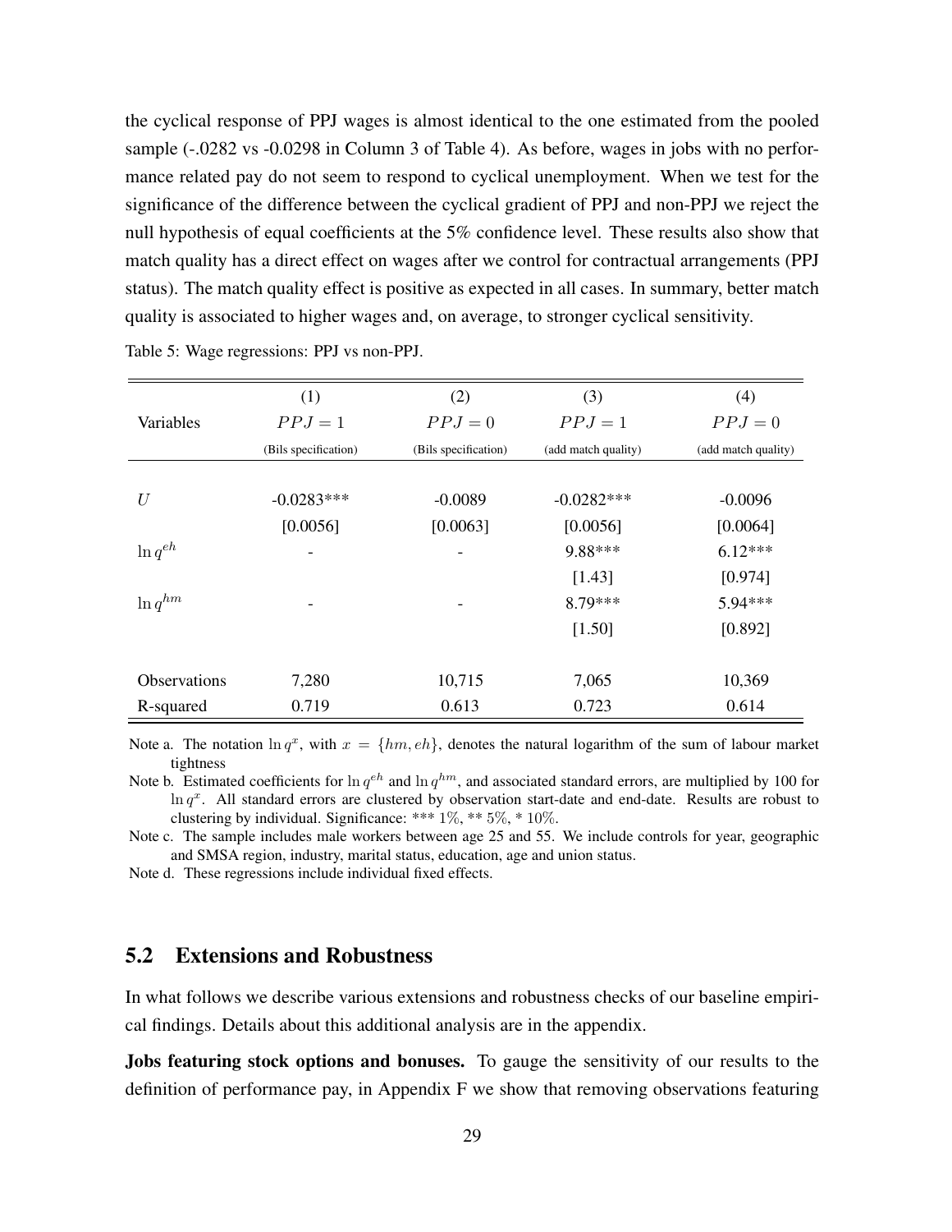the cyclical response of PPJ wages is almost identical to the one estimated from the pooled sample (-.0282 vs -0.0298 in Column 3 of Table 4). As before, wages in jobs with no performance related pay do not seem to respond to cyclical unemployment. When we test for the significance of the difference between the cyclical gradient of PPJ and non-PPJ we reject the null hypothesis of equal coefficients at the 5% confidence level. These results also show that match quality has a direct effect on wages after we control for contractual arrangements (PPJ status). The match quality effect is positive as expected in all cases. In summary, better match quality is associated to higher wages and, on average, to stronger cyclical sensitivity.

Table 5: Wage regressions: PPJ vs non-PPJ.

| | (1) | (2) | (3) | (4) |
|---|---|---|---|---|
| Variables | $PPJ = 1$ | $PPJ = 0$ | $PPJ = 1$ | $PPJ = 0$ |
| | (Bils specification) | (Bils specification) | (add match quality) | (add match quality) |
| $U$ | -0.0283*** | -0.0089 | -0.0282*** | -0.0096 |
| | [0.0056] | [0.0063] | [0.0056] | [0.0064] |
| $\ln q^{eh}$ | - | - | 9.88*** | 6.12*** |
| | | | [1.43] | [0.974] |
| $\ln q^{hm}$ | - | - | 8.79*** | 5.94*** |
| | | | [1.50] | [0.892] |
| Observations | 7,280 | 10,715 | 7,065 | 10,369 |
| R-squared | 0.719 | 0.613 | 0.723 | 0.614 |

Note a. The notation $\ln q^x$, with $x = \{hm, eh\}$, denotes the natural logarithm of the sum of labour market tightness

Note b. Estimated coefficients for $\ln q^{eh}$ and $\ln q^{hm}$, and associated standard errors, are multiplied by 100 for $\ln q^x$. All standard errors are clustered by observation start-date and end-date. Results are robust to clustering by individual. Significance: *** $1\%$, ** $5\%$, * $10\%$.

Note c. The sample includes male workers between age 25 and 55. We include controls for year, geographic and SMSA region, industry, marital status, education, age and union status.

Note d. These regressions include individual fixed effects.

## 5.2 Extensions and Robustness

In what follows we describe various extensions and robustness checks of our baseline empirical findings. Details about this additional analysis are in the appendix.

**Jobs featuring stock options and bonuses.** To gauge the sensitivity of our results to the definition of performance pay, in Appendix F we show that removing observations featuring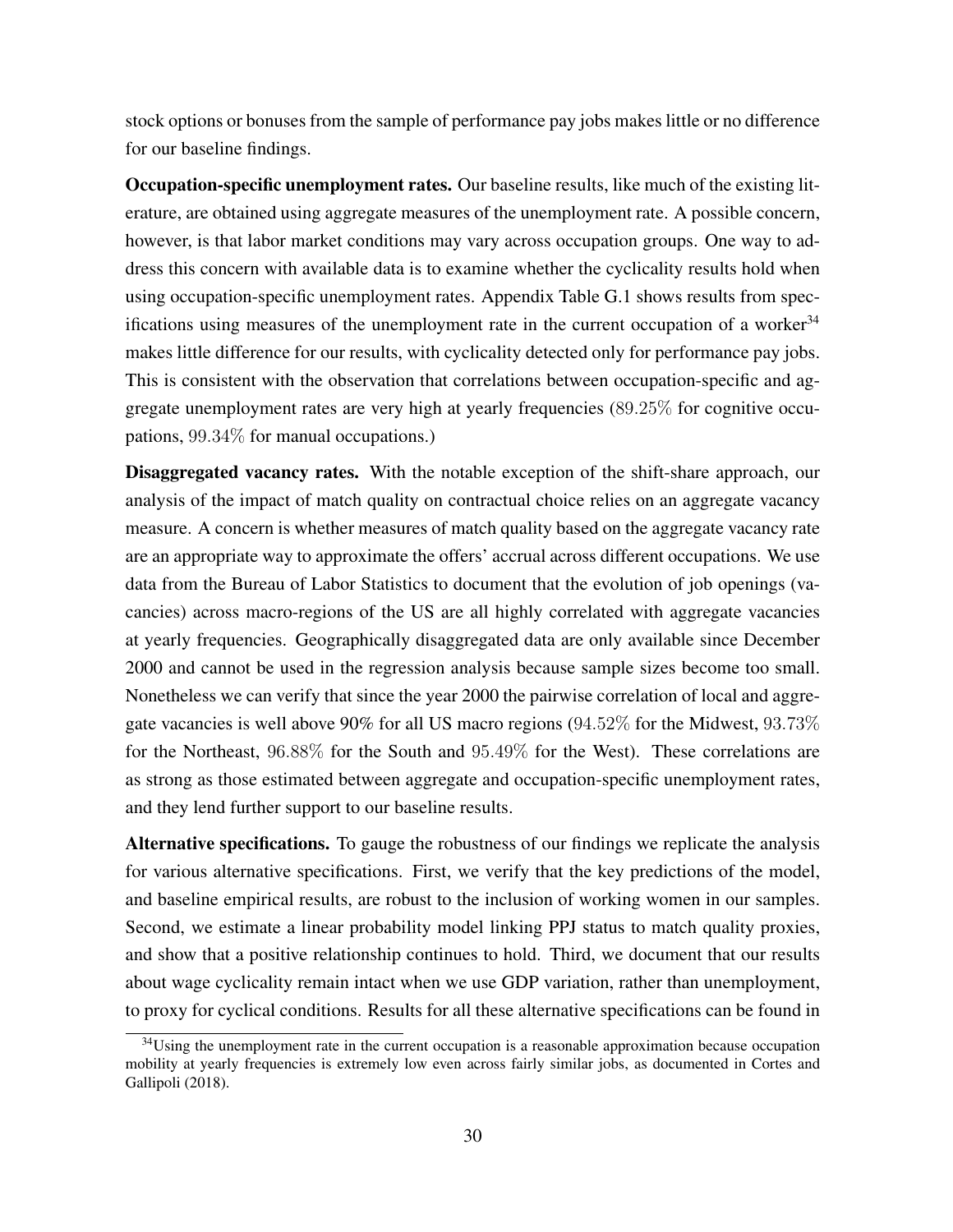stock options or bonuses from the sample of performance pay jobs makes little or no difference for our baseline findings.

**Occupation-specific unemployment rates.** Our baseline results, like much of the existing literature, are obtained using aggregate measures of the unemployment rate. A possible concern, however, is that labor market conditions may vary across occupation groups. One way to address this concern with available data is to examine whether the cyclicality results hold when using occupation-specific unemployment rates. Appendix Table G.1 shows results from specifications using measures of the unemployment rate in the current occupation of a worker[34] makes little difference for our results, with cyclicality detected only for performance pay jobs. This is consistent with the observation that correlations between occupation-specific and aggregate unemployment rates are very high at yearly frequencies ($89.25\%$ for cognitive occupations, $99.34\%$ for manual occupations.)

**Disaggregated vacancy rates.** With the notable exception of the shift-share approach, our analysis of the impact of match quality on contractual choice relies on an aggregate vacancy measure. A concern is whether measures of match quality based on the aggregate vacancy rate are an appropriate way to approximate the offers' accrual across different occupations. We use data from the Bureau of Labor Statistics to document that the evolution of job openings (vacancies) across macro-regions of the US are all highly correlated with aggregate vacancies at yearly frequencies. Geographically disaggregated data are only available since December 2000 and cannot be used in the regression analysis because sample sizes become too small. Nonetheless we can verify that since the year 2000 the pairwise correlation of local and aggregate vacancies is well above 90% for all US macro regions ($94.52\%$ for the Midwest, $93.73\%$ for the Northeast, $96.88\%$ for the South and $95.49\%$ for the West). These correlations are as strong as those estimated between aggregate and occupation-specific unemployment rates, and they lend further support to our baseline results.

**Alternative specifications.** To gauge the robustness of our findings we replicate the analysis for various alternative specifications. First, we verify that the key predictions of the model, and baseline empirical results, are robust to the inclusion of working women in our samples. Second, we estimate a linear probability model linking PPJ status to match quality proxies, and show that a positive relationship continues to hold. Third, we document that our results about wage cyclicality remain intact when we use GDP variation, rather than unemployment, to proxy for cyclical conditions. Results for all these alternative specifications can be found in

[34] Using the unemployment rate in the current occupation is a reasonable approximation because occupation mobility at yearly frequencies is extremely low even across fairly similar jobs, as documented in Cortes and Gallipoli (2018).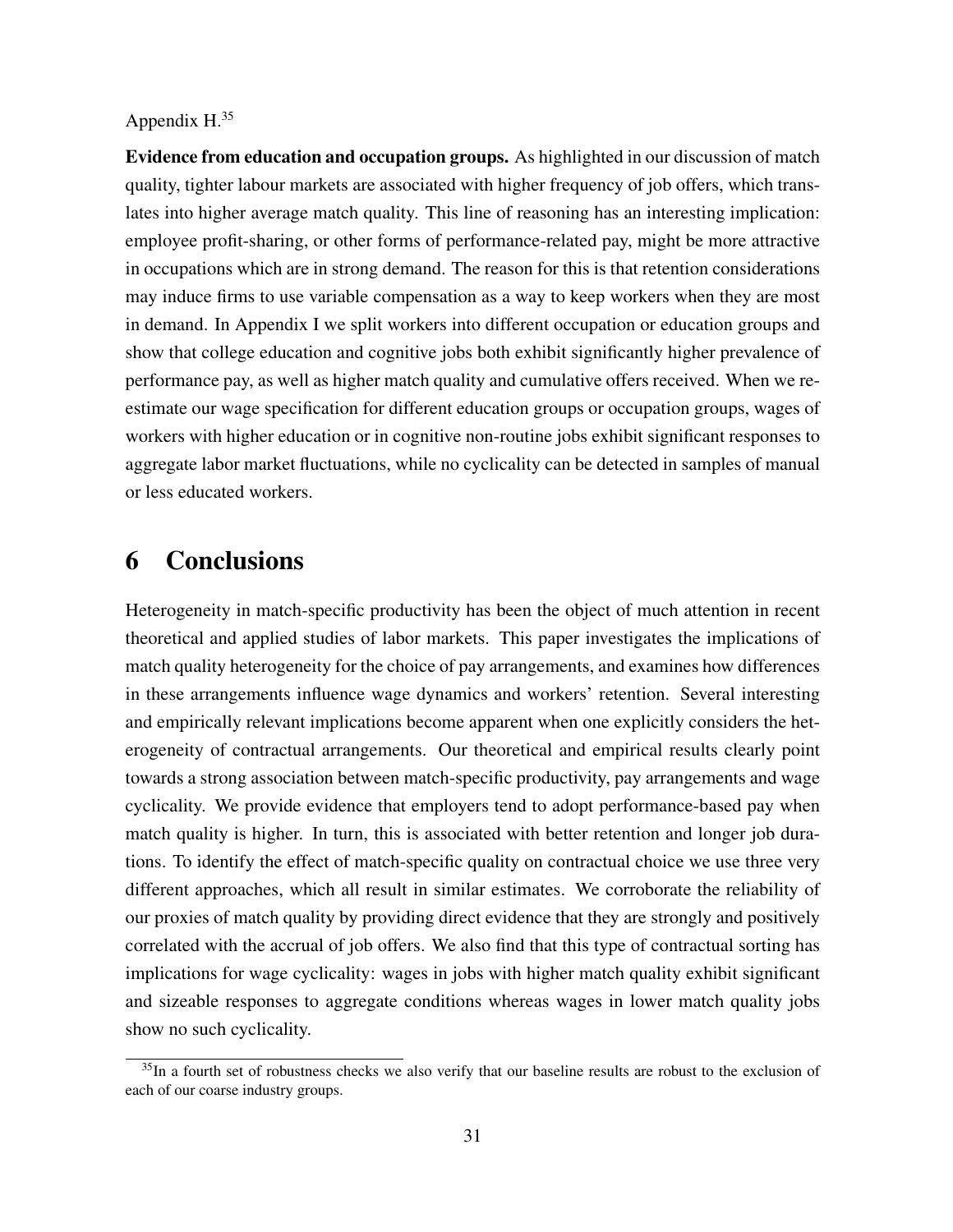Appendix H.[35]

**Evidence from education and occupation groups.** As highlighted in our discussion of match quality, tighter labour markets are associated with higher frequency of job offers, which translates into higher average match quality. This line of reasoning has an interesting implication: employee profit-sharing, or other forms of performance-related pay, might be more attractive in occupations which are in strong demand. The reason for this is that retention considerations may induce firms to use variable compensation as a way to keep workers when they are most in demand. In Appendix I we split workers into different occupation or education groups and show that college education and cognitive jobs both exhibit significantly higher prevalence of performance pay, as well as higher match quality and cumulative offers received. When we re-estimate our wage specification for different education groups or occupation groups, wages of workers with higher education or in cognitive non-routine jobs exhibit significant responses to aggregate labor market fluctuations, while no cyclicality can be detected in samples of manual or less educated workers.

# 6 Conclusions

Heterogeneity in match-specific productivity has been the object of much attention in recent theoretical and applied studies of labor markets. This paper investigates the implications of match quality heterogeneity for the choice of pay arrangements, and examines how differences in these arrangements influence wage dynamics and workers' retention. Several interesting and empirically relevant implications become apparent when one explicitly considers the heterogeneity of contractual arrangements. Our theoretical and empirical results clearly point towards a strong association between match-specific productivity, pay arrangements and wage cyclicality. We provide evidence that employers tend to adopt performance-based pay when match quality is higher. In turn, this is associated with better retention and longer job durations. To identify the effect of match-specific quality on contractual choice we use three very different approaches, which all result in similar estimates. We corroborate the reliability of our proxies of match quality by providing direct evidence that they are strongly and positively correlated with the accrual of job offers. We also find that this type of contractual sorting has implications for wage cyclicality: wages in jobs with higher match quality exhibit significant and sizeable responses to aggregate conditions whereas wages in lower match quality jobs show no such cyclicality.

[35] In a fourth set of robustness checks we also verify that our baseline results are robust to the exclusion of each of our coarse industry groups.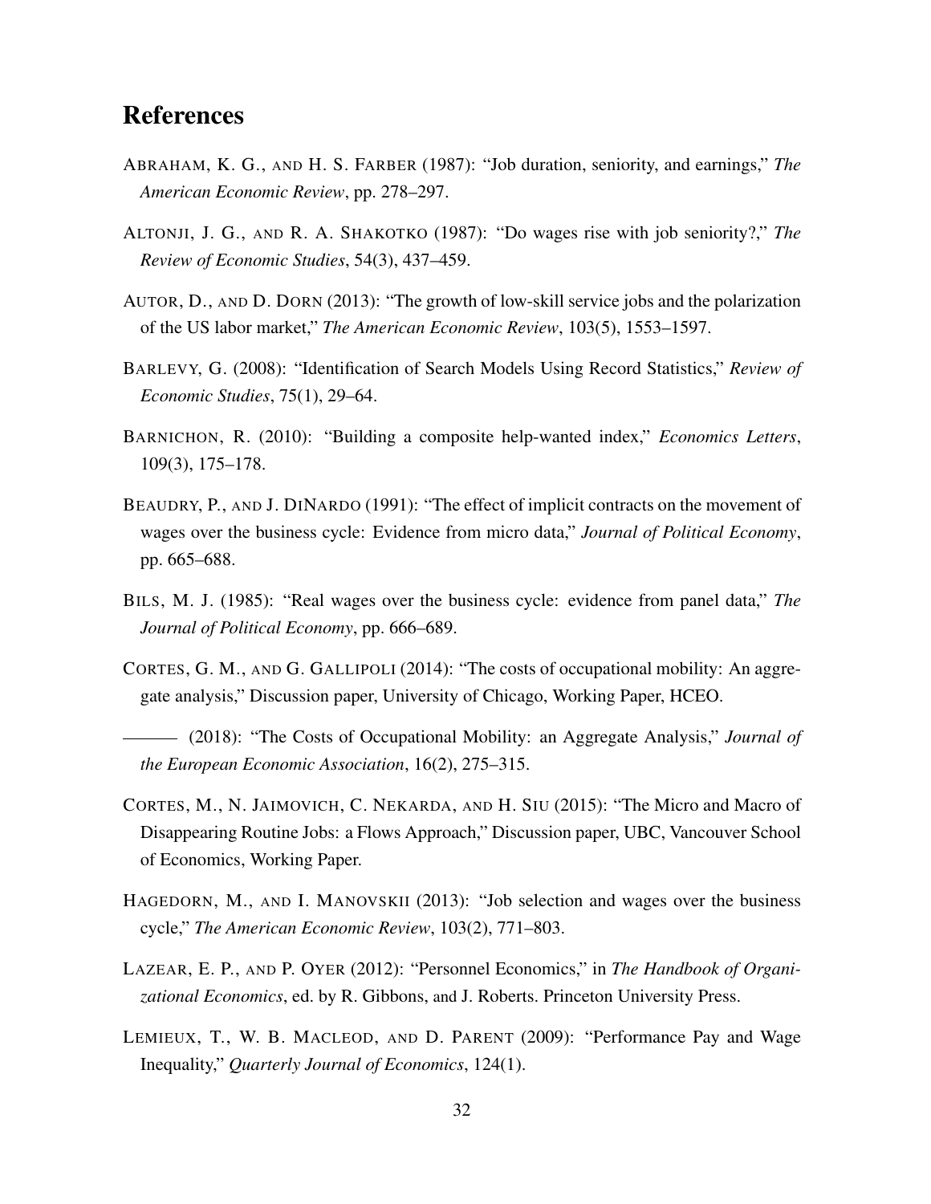# References

ABRAHAM, K. G., AND H. S. FARBER (1987): "Job duration, seniority, and earnings," *The American Economic Review*, pp. 278–297.

ALTONJI, J. G., AND R. A. SHAKOTKO (1987): "Do wages rise with job seniority?," *The Review of Economic Studies*, 54(3), 437–459.

AUTOR, D., AND D. DORN (2013): "The growth of low-skill service jobs and the polarization of the US labor market," *The American Economic Review*, 103(5), 1553–1597.

BARLEVY, G. (2008): "Identification of Search Models Using Record Statistics," *Review of Economic Studies*, 75(1), 29–64.

BARNICHON, R. (2010): "Building a composite help-wanted index," *Economics Letters*, 109(3), 175–178.

BEAUDRY, P., AND J. DINARDO (1991): "The effect of implicit contracts on the movement of wages over the business cycle: Evidence from micro data," *Journal of Political Economy*, pp. 665–688.

BILS, M. J. (1985): "Real wages over the business cycle: evidence from panel data," *The Journal of Political Economy*, pp. 666–689.

CORTES, G. M., AND G. GALLIPOLI (2014): "The costs of occupational mobility: An aggregate analysis," Discussion paper, University of Chicago, Working Paper, HCEO.

——— (2018): "The Costs of Occupational Mobility: an Aggregate Analysis," *Journal of the European Economic Association*, 16(2), 275–315.

CORTES, M., N. JAIMOVICH, C. NEKARDA, AND H. SIU (2015): "The Micro and Macro of Disappearing Routine Jobs: a Flows Approach," Discussion paper, UBC, Vancouver School of Economics, Working Paper.

HAGEDORN, M., AND I. MANOVSKII (2013): "Job selection and wages over the business cycle," *The American Economic Review*, 103(2), 771–803.

LAZEAR, E. P., AND P. OYER (2012): "Personnel Economics," in *The Handbook of Organizational Economics*, ed. by R. Gibbons, and J. Roberts. Princeton University Press.

LEMIEUX, T., W. B. MACLEOD, AND D. PARENT (2009): "Performance Pay and Wage Inequality," *Quarterly Journal of Economics*, 124(1).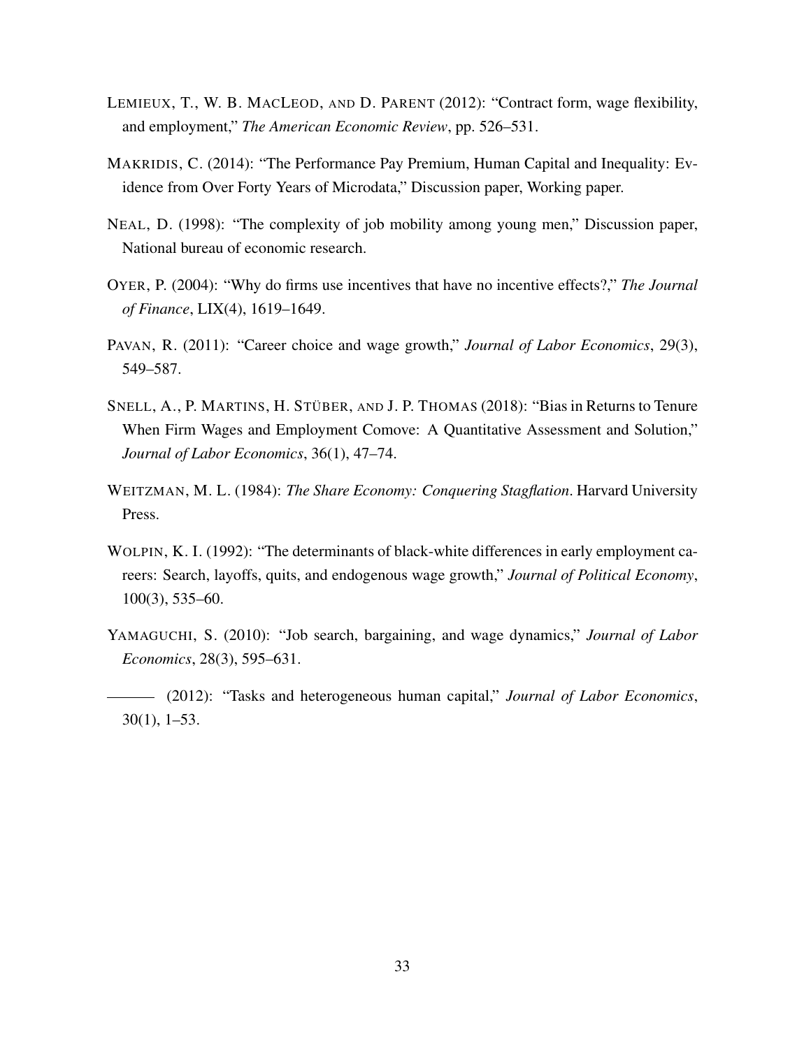LEMIEUX, T., W. B. MACLEOD, AND D. PARENT (2012): "Contract form, wage flexibility, and employment," *The American Economic Review*, pp. 526–531.

MAKRIDIS, C. (2014): "The Performance Pay Premium, Human Capital and Inequality: Evidence from Over Forty Years of Microdata," Discussion paper, Working paper.

NEAL, D. (1998): "The complexity of job mobility among young men," Discussion paper, National bureau of economic research.

OYER, P. (2004): "Why do firms use incentives that have no incentive effects?," *The Journal of Finance*, LIX(4), 1619–1649.

PAVAN, R. (2011): "Career choice and wage growth," *Journal of Labor Economics*, 29(3), 549–587.

SNELL, A., P. MARTINS, H. STÜBER, AND J. P. THOMAS (2018): "Bias in Returns to Tenure When Firm Wages and Employment Comove: A Quantitative Assessment and Solution," *Journal of Labor Economics*, 36(1), 47–74.

WEITZMAN, M. L. (1984): *The Share Economy: Conquering Stagflation*. Harvard University Press.

WOLPIN, K. I. (1992): "The determinants of black-white differences in early employment careers: Search, layoffs, quits, and endogenous wage growth," *Journal of Political Economy*, 100(3), 535–60.

YAMAGUCHI, S. (2010): "Job search, bargaining, and wage dynamics," *Journal of Labor Economics*, 28(3), 595–631.

——— (2012): "Tasks and heterogeneous human capital," *Journal of Labor Economics*, 30(1), 1–53.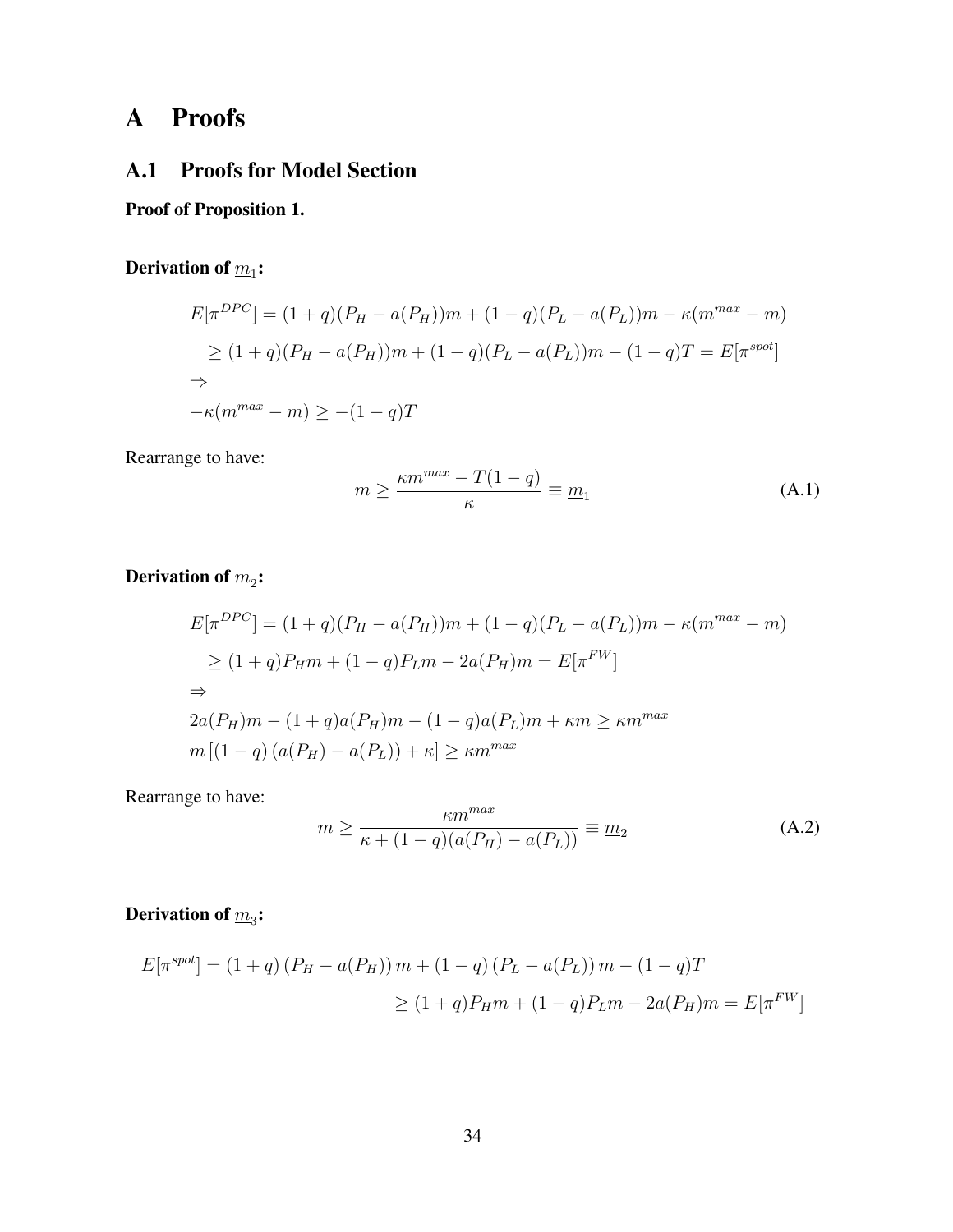# A Proofs

## A.1 Proofs for Model Section

**Proof of Proposition 1.**

**Derivation of $\underline{m}_1$:**

$$
\begin{aligned}
E[\pi^{DPC}] &= (1+q)(P_H - a(P_H))m + (1-q)(P_L - a(P_L))m - \kappa(m^{max} - m) \\
&\geq (1+q)(P_H - a(P_H))m + (1-q)(P_L - a(P_L))m - (1-q)T = E[\pi^{spot}] \\
&\Rightarrow \\
&-\kappa(m^{max} - m) \geq -(1-q)T
\end{aligned}
$$

Rearrange to have:

$$
m \geq \frac{\kappa m^{max} - T(1-q)}{\kappa} \equiv \underline{m}_1 \tag{A.1}
$$

**Derivation of $\underline{m}_2$:**

$$
\begin{aligned}
E[\pi^{DPC}] &= (1+q)(P_H - a(P_H))m + (1-q)(P_L - a(P_L))m - \kappa(m^{max} - m) \\
&\geq (1+q)P_H m + (1-q)P_L m - 2a(P_H)m = E[\pi^{FW}] \\
&\Rightarrow \\
&2a(P_H)m - (1+q)a(P_H)m - (1-q)a(P_L)m + \kappa m \geq \kappa m^{max} \\
&m\left[(1-q)\left(a(P_H) - a(P_L)\right) + \kappa\right] \geq \kappa m^{max}
\end{aligned}
$$

Rearrange to have:

$$
m \geq \frac{\kappa m^{max}}{\kappa + (1-q)(a(P_H) - a(P_L))} \equiv \underline{m}_2 \tag{A.2}
$$

**Derivation of $\underline{m}_3$:**

$$
\begin{aligned}
E[\pi^{spot}] &= (1+q)\left(P_H - a(P_H)\right)m + (1-q)\left(P_L - a(P_L)\right)m - (1-q)T \\
&\geq (1+q)P_H m + (1-q)P_L m - 2a(P_H)m = E[\pi^{FW}]
\end{aligned}
$$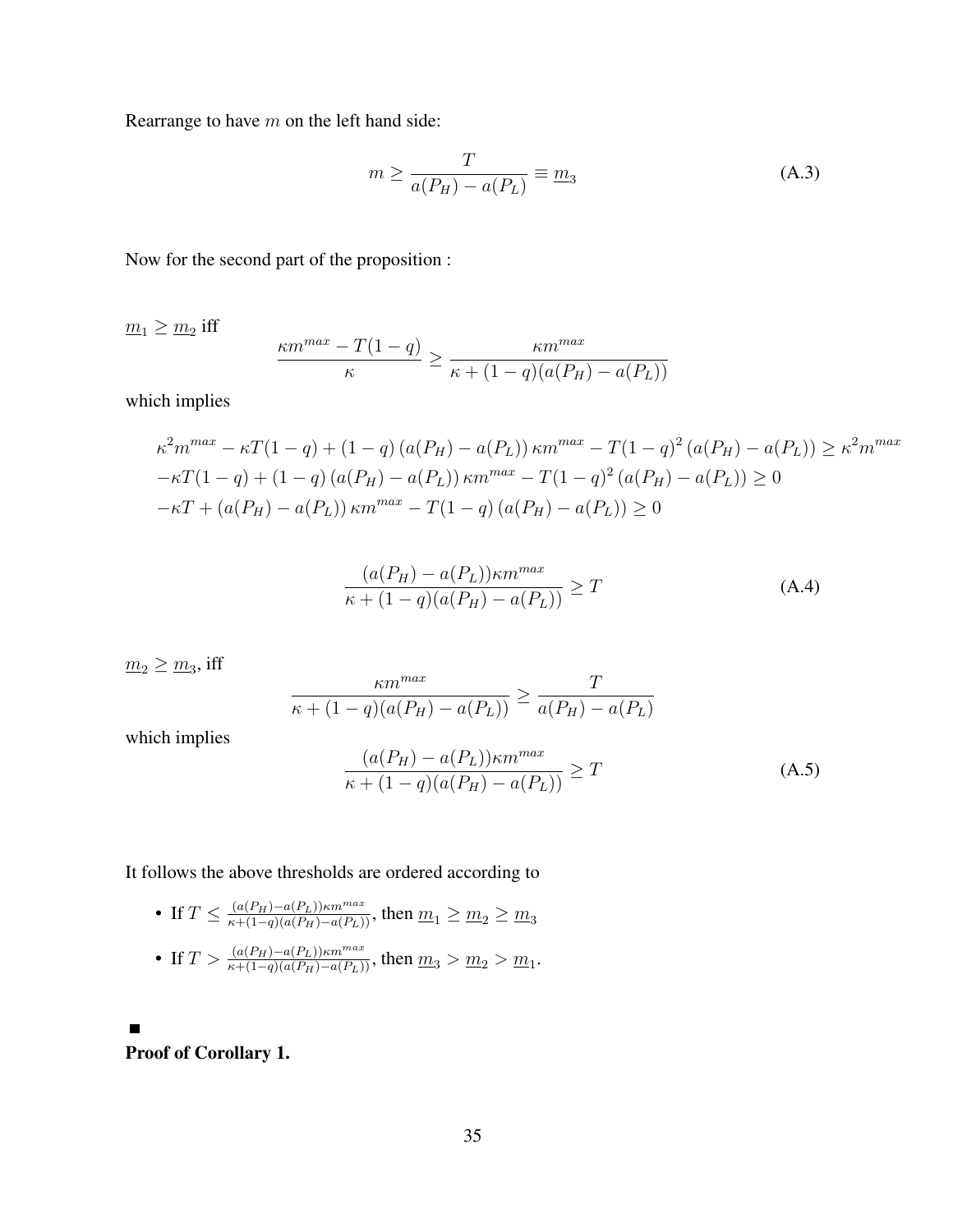Rearrange to have $m$ on the left hand side:

$$m \geq \frac{T}{a(P_H) - a(P_L)} \equiv \underline{m}_3 \tag{A.3}$$

Now for the second part of the proposition :

$\underline{m}_1 \geq \underline{m}_2$ iff

$$\frac{\kappa m^{max} - T(1-q)}{\kappa} \geq \frac{\kappa m^{max}}{\kappa + (1-q)(a(P_H) - a(P_L))}$$

which implies

$$\kappa^2 m^{max} - \kappa T(1-q) + (1-q)\left(a(P_H) - a(P_L)\right)\kappa m^{max} - T(1-q)^2\left(a(P_H) - a(P_L)\right) \geq \kappa^2 m^{max}$$
$$-\kappa T(1-q) + (1-q)\left(a(P_H) - a(P_L)\right)\kappa m^{max} - T(1-q)^2\left(a(P_H) - a(P_L)\right) \geq 0$$
$$-\kappa T + \left(a(P_H) - a(P_L)\right)\kappa m^{max} - T(1-q)\left(a(P_H) - a(P_L)\right) \geq 0$$

$$\frac{(a(P_H) - a(P_L))\kappa m^{max}}{\kappa + (1-q)(a(P_H) - a(P_L))} \geq T \tag{A.4}$$

$\underline{m}_2 \geq \underline{m}_3$, iff

$$\frac{\kappa m^{max}}{\kappa + (1-q)(a(P_H) - a(P_L))} \geq \frac{T}{a(P_H) - a(P_L)}$$

which implies

$$\frac{(a(P_H) - a(P_L))\kappa m^{max}}{\kappa + (1-q)(a(P_H) - a(P_L))} \geq T \tag{A.5}$$

It follows the above thresholds are ordered according to

- If $T \leq \frac{(a(P_H) - a(P_L))\kappa m^{max}}{\kappa + (1-q)(a(P_H) - a(P_L))}$, then $\underline{m}_1 \geq \underline{m}_2 \geq \underline{m}_3$
- If $T > \frac{(a(P_H) - a(P_L))\kappa m^{max}}{\kappa + (1-q)(a(P_H) - a(P_L))}$, then $\underline{m}_3 > \underline{m}_2 > \underline{m}_1$.

■

**Proof of Corollary 1.**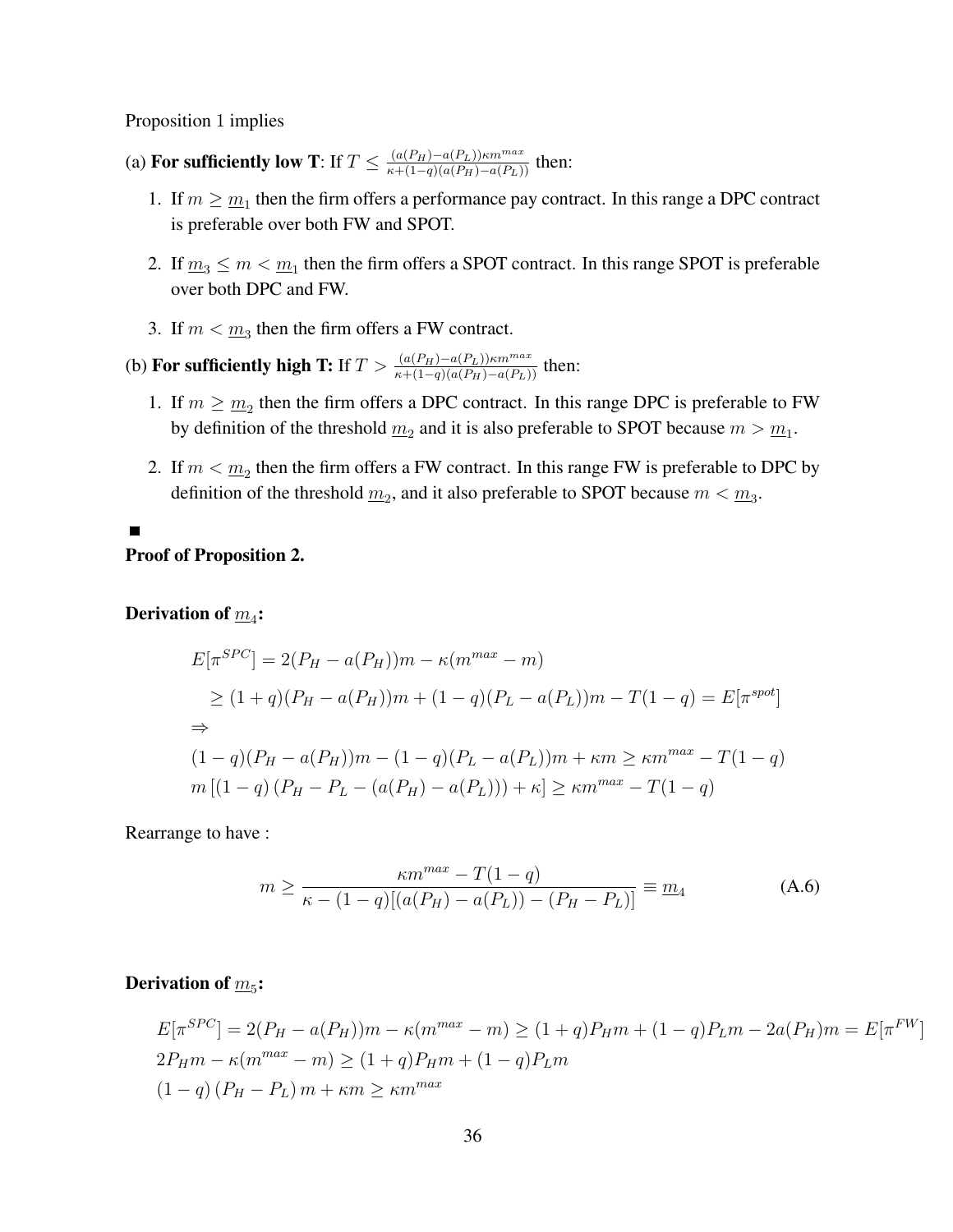Proposition 1 implies

(a) **For sufficiently low T**: If $T \leq \frac{(a(P_H)-a(P_L))\kappa m^{max}}{\kappa+(1-q)(a(P_H)-a(P_L))}$ then:

1. If $m \geq \underline{m}_1$ then the firm offers a performance pay contract. In this range a DPC contract is preferable over both FW and SPOT.

2. If $\underline{m}_3 \leq m < \underline{m}_1$ then the firm offers a SPOT contract. In this range SPOT is preferable over both DPC and FW.

3. If $m < \underline{m}_3$ then the firm offers a FW contract.

(b) **For sufficiently high T:** If $T > \frac{(a(P_H)-a(P_L))\kappa m^{max}}{\kappa+(1-q)(a(P_H)-a(P_L))}$ then:

1. If $m \geq \underline{m}_2$ then the firm offers a DPC contract. In this range DPC is preferable to FW by definition of the threshold $\underline{m}_2$ and it is also preferable to SPOT because $m > \underline{m}_1$.

2. If $m < \underline{m}_2$ then the firm offers a FW contract. In this range FW is preferable to DPC by definition of the threshold $\underline{m}_2$, and it also preferable to SPOT because $m < \underline{m}_3$.

■

**Proof of Proposition 2.**

**Derivation of $\underline{m}_4$:**

$$
\begin{aligned}
&E[\pi^{SPC}] = 2(P_H - a(P_H))m - \kappa(m^{max} - m) \\
&\quad \geq (1+q)(P_H - a(P_H))m + (1-q)(P_L - a(P_L))m - T(1-q) = E[\pi^{spot}] \\
&\Rightarrow \\
&(1-q)(P_H - a(P_H))m - (1-q)(P_L - a(P_L))m + \kappa m \geq \kappa m^{max} - T(1-q) \\
&m\left[(1-q)\left(P_H - P_L - (a(P_H) - a(P_L))\right) + \kappa\right] \geq \kappa m^{max} - T(1-q)
\end{aligned}
$$

Rearrange to have :

$$
m \geq \frac{\kappa m^{max} - T(1-q)}{\kappa - (1-q)[(a(P_H) - a(P_L)) - (P_H - P_L)]} \equiv \underline{m}_4 \tag{A.6}
$$

**Derivation of $\underline{m}_5$:**

$$
\begin{aligned}
&E[\pi^{SPC}] = 2(P_H - a(P_H))m - \kappa(m^{max} - m) \geq (1+q)P_H m + (1-q)P_L m - 2a(P_H)m = E[\pi^{FW}] \\
&2P_H m - \kappa(m^{max} - m) \geq (1+q)P_H m + (1-q)P_L m \\
&(1-q)\left(P_H - P_L\right)m + \kappa m \geq \kappa m^{max}
\end{aligned}
$$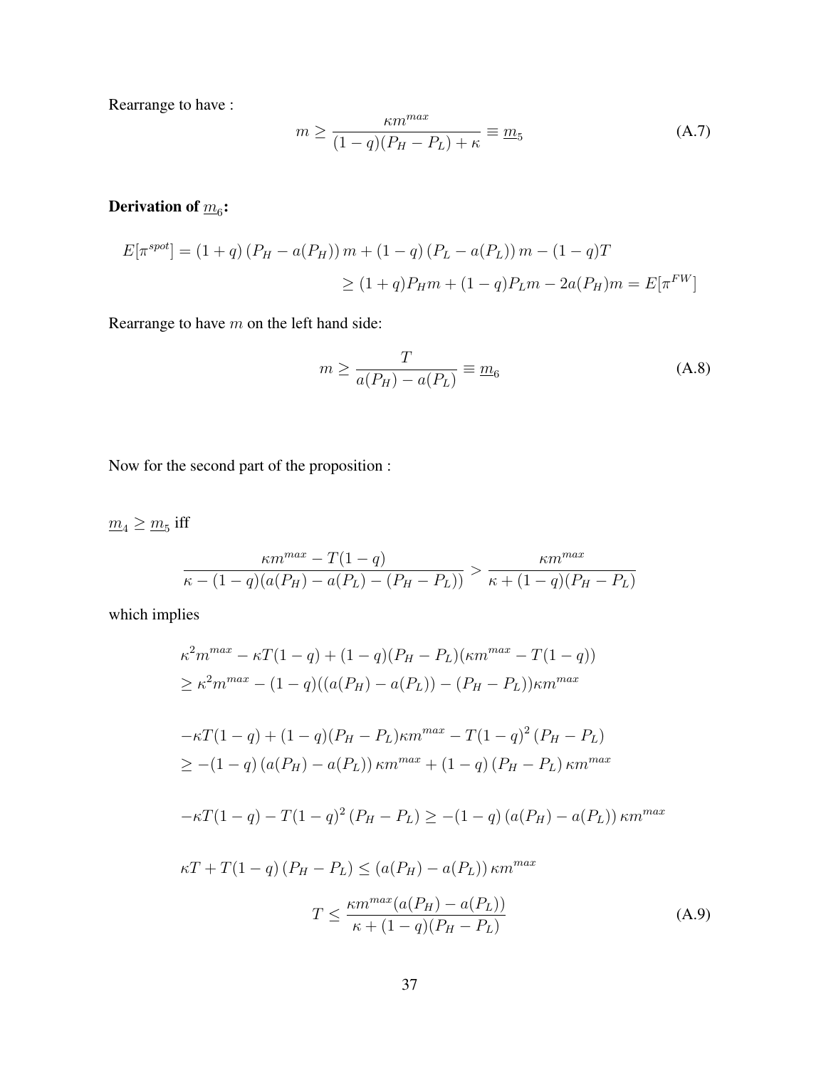Rearrange to have :

$$m \geq \frac{\kappa m^{max}}{(1-q)(P_H - P_L) + \kappa} \equiv \underline{m}_5 \tag{A.7}$$

**Derivation of $\underline{m}_6$:**

$$\begin{aligned} E[\pi^{spot}] &= (1+q)\left(P_H - a(P_H)\right)m + (1-q)\left(P_L - a(P_L)\right)m - (1-q)T \\ &\geq (1+q)P_H m + (1-q)P_L m - 2a(P_H)m = E[\pi^{FW}] \end{aligned}$$

Rearrange to have $m$ on the left hand side:

$$m \geq \frac{T}{a(P_H) - a(P_L)} \equiv \underline{m}_6 \tag{A.8}$$

Now for the second part of the proposition :

$\underline{m}_4 \geq \underline{m}_5$ iff

$$\frac{\kappa m^{max} - T(1-q)}{\kappa - (1-q)(a(P_H) - a(P_L) - (P_H - P_L))} > \frac{\kappa m^{max}}{\kappa + (1-q)(P_H - P_L)}$$

which implies

$$\begin{aligned} &\kappa^2 m^{max} - \kappa T(1-q) + (1-q)(P_H - P_L)(\kappa m^{max} - T(1-q)) \\ &\geq \kappa^2 m^{max} - (1-q)((a(P_H) - a(P_L)) - (P_H - P_L))\kappa m^{max} \end{aligned}$$

$$\begin{aligned} &-\kappa T(1-q) + (1-q)(P_H - P_L)\kappa m^{max} - T(1-q)^2\left(P_H - P_L\right) \\ &\geq -(1-q)\left(a(P_H) - a(P_L)\right)\kappa m^{max} + (1-q)\left(P_H - P_L\right)\kappa m^{max} \end{aligned}$$

$$-\kappa T(1-q) - T(1-q)^2\left(P_H - P_L\right) \geq -(1-q)\left(a(P_H) - a(P_L)\right)\kappa m^{max}$$

$$\kappa T + T(1-q)\left(P_H - P_L\right) \leq \left(a(P_H) - a(P_L)\right)\kappa m^{max}$$

$$T \leq \frac{\kappa m^{max}(a(P_H) - a(P_L))}{\kappa + (1-q)(P_H - P_L)} \tag{A.9}$$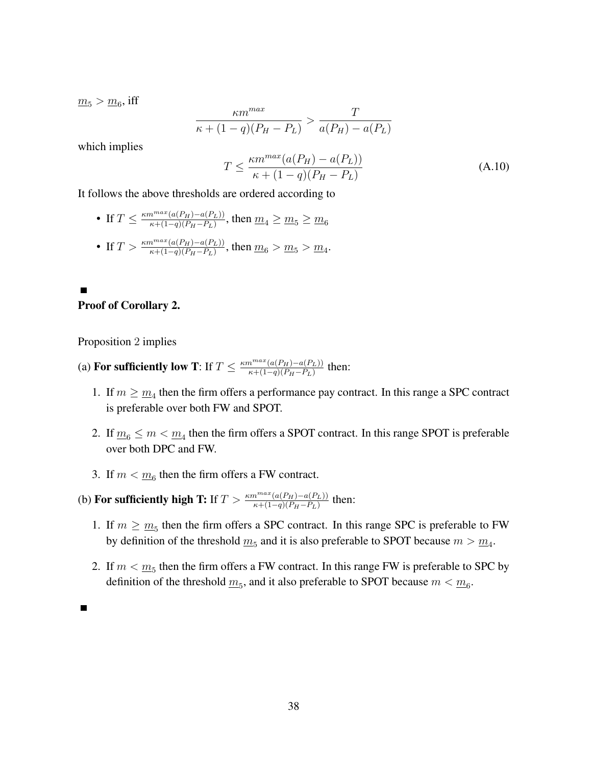$\underline{m}_5 > \underline{m}_6$, iff

$$\frac{\kappa m^{max}}{\kappa + (1-q)(P_H - P_L)} > \frac{T}{a(P_H) - a(P_L)}$$

which implies

$$T \leq \frac{\kappa m^{max}(a(P_H) - a(P_L))}{\kappa + (1-q)(P_H - P_L)} \tag{A.10}$$

It follows the above thresholds are ordered according to

- If $T \leq \frac{\kappa m^{max}(a(P_H)-a(P_L))}{\kappa+(1-q)(P_H-P_L)}$, then $\underline{m}_4 \geq \underline{m}_5 \geq \underline{m}_6$
- If $T > \frac{\kappa m^{max}(a(P_H)-a(P_L))}{\kappa+(1-q)(P_H-P_L)}$, then $\underline{m}_6 > \underline{m}_5 > \underline{m}_4$.

■

**Proof of Corollary 2.**

Proposition 2 implies

(a) **For sufficiently low T**: If $T \leq \frac{\kappa m^{max}(a(P_H)-a(P_L))}{\kappa+(1-q)(P_H-P_L)}$ then:

1. If $m \geq \underline{m}_4$ then the firm offers a performance pay contract. In this range a SPC contract is preferable over both FW and SPOT.
2. If $\underline{m}_6 \leq m < \underline{m}_4$ then the firm offers a SPOT contract. In this range SPOT is preferable over both DPC and FW.
3. If $m < \underline{m}_6$ then the firm offers a FW contract.

(b) **For sufficiently high T:** If $T > \frac{\kappa m^{max}(a(P_H)-a(P_L))}{\kappa+(1-q)(P_H-P_L)}$ then:

1. If $m \geq \underline{m}_5$ then the firm offers a SPC contract. In this range SPC is preferable to FW by definition of the threshold $\underline{m}_5$ and it is also preferable to SPOT because $m > \underline{m}_4$.
2. If $m < \underline{m}_5$ then the firm offers a FW contract. In this range FW is preferable to SPC by definition of the threshold $\underline{m}_5$, and it also preferable to SPOT because $m < \underline{m}_6$.

■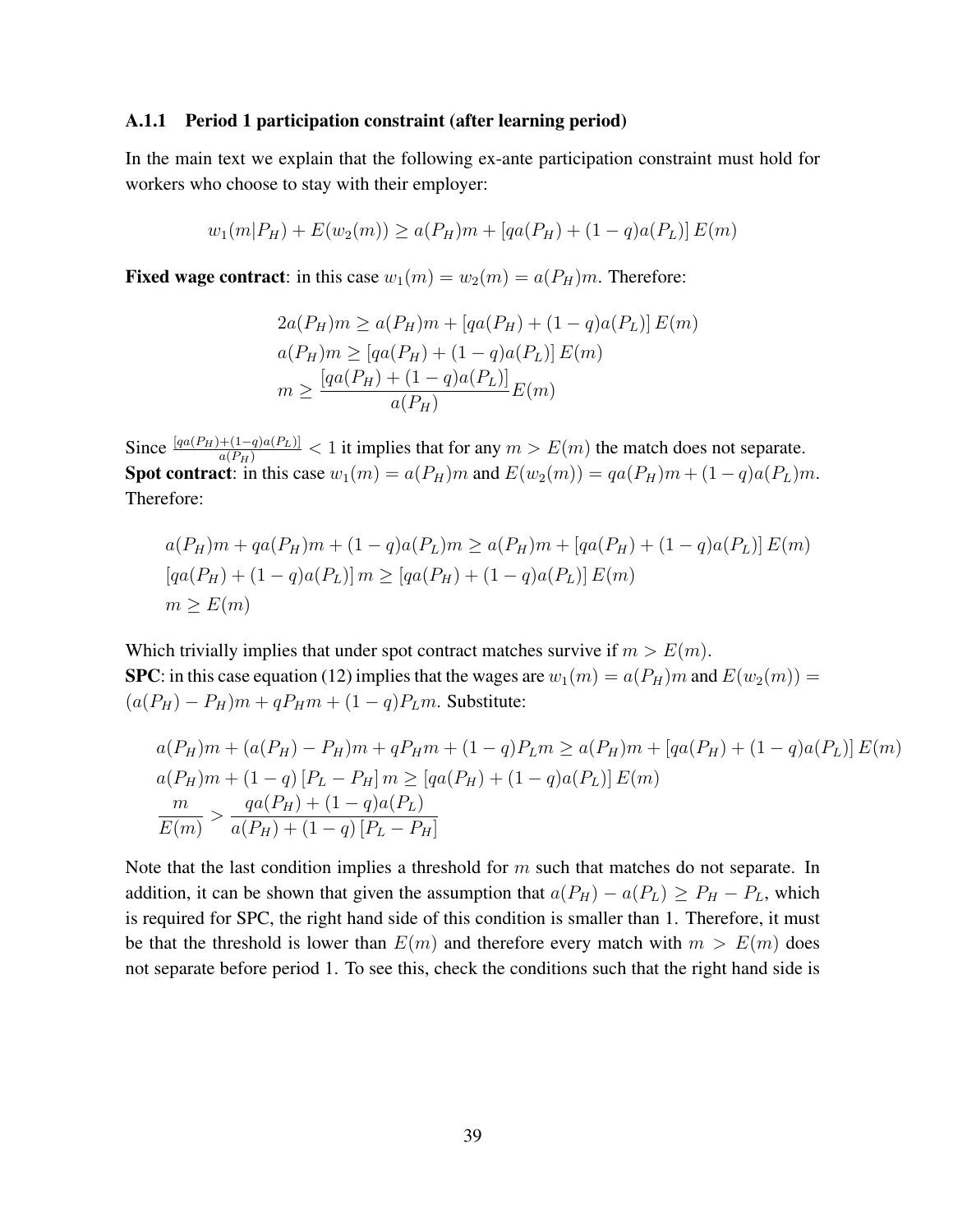### A.1.1 Period 1 participation constraint (after learning period)

In the main text we explain that the following ex-ante participation constraint must hold for workers who choose to stay with their employer:

$$w_1(m|P_H) + E(w_2(m)) \geq a(P_H)m + [qa(P_H) + (1-q)a(P_L)]\, E(m)$$

**Fixed wage contract**: in this case $w_1(m) = w_2(m) = a(P_H)m$. Therefore:

$$\begin{aligned}
2a(P_H)m &\geq a(P_H)m + [qa(P_H) + (1-q)a(P_L)]\, E(m) \\
a(P_H)m &\geq [qa(P_H) + (1-q)a(P_L)]\, E(m) \\
m &\geq \frac{[qa(P_H) + (1-q)a(P_L)]}{a(P_H)} E(m)
\end{aligned}$$

Since $\frac{[qa(P_H)+(1-q)a(P_L)]}{a(P_H)} < 1$ it implies that for any $m > E(m)$ the match does not separate.
**Spot contract**: in this case $w_1(m) = a(P_H)m$ and $E(w_2(m)) = qa(P_H)m + (1-q)a(P_L)m$. Therefore:

$$\begin{aligned}
&a(P_H)m + qa(P_H)m + (1-q)a(P_L)m \geq a(P_H)m + [qa(P_H) + (1-q)a(P_L)]\, E(m) \\
&[qa(P_H) + (1-q)a(P_L)]\, m \geq [qa(P_H) + (1-q)a(P_L)]\, E(m) \\
&m \geq E(m)
\end{aligned}$$

Which trivially implies that under spot contract matches survive if $m > E(m)$.
**SPC**: in this case equation (12) implies that the wages are $w_1(m) = a(P_H)m$ and $E(w_2(m)) = (a(P_H) - P_H)m + qP_Hm + (1-q)P_Lm$. Substitute:

$$\begin{aligned}
&a(P_H)m + (a(P_H) - P_H)m + qP_Hm + (1-q)P_Lm \geq a(P_H)m + [qa(P_H) + (1-q)a(P_L)]\, E(m) \\
&a(P_H)m + (1-q)\,[P_L - P_H]\, m \geq [qa(P_H) + (1-q)a(P_L)]\, E(m) \\
&\frac{m}{E(m)} > \frac{qa(P_H) + (1-q)a(P_L)}{a(P_H) + (1-q)\,[P_L - P_H]}
\end{aligned}$$

Note that the last condition implies a threshold for $m$ such that matches do not separate. In addition, it can be shown that given the assumption that $a(P_H) - a(P_L) \geq P_H - P_L$, which is required for SPC, the right hand side of this condition is smaller than 1. Therefore, it must be that the threshold is lower than $E(m)$ and therefore every match with $m > E(m)$ does not separate before period 1. To see this, check the conditions such that the right hand side is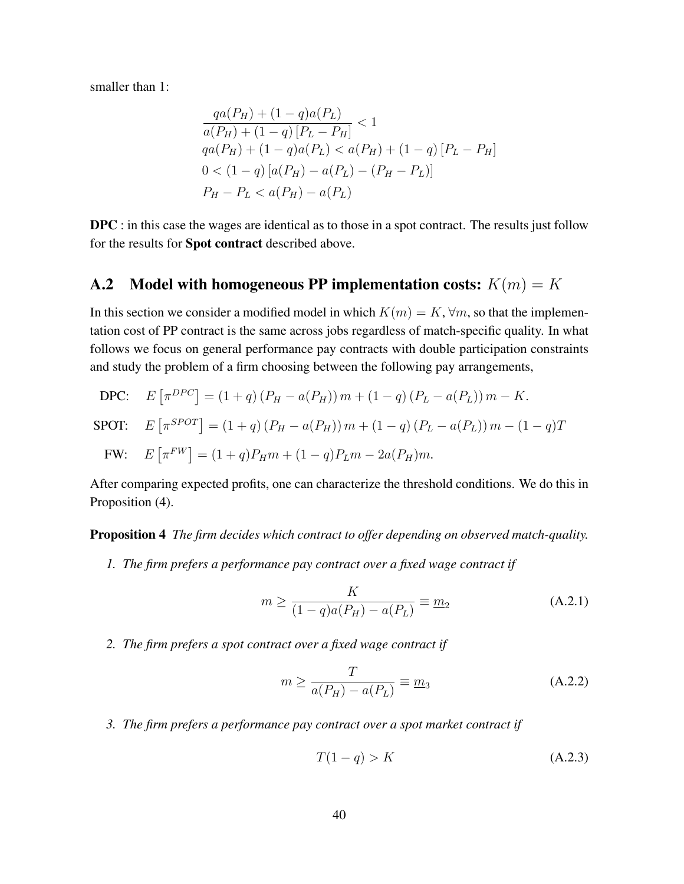smaller than 1:

$$
\begin{aligned}
&\frac{qa(P_H) + (1-q)a(P_L)}{a(P_H) + (1-q)\left[P_L - P_H\right]} < 1 \\
&qa(P_H) + (1-q)a(P_L) < a(P_H) + (1-q)\left[P_L - P_H\right] \\
&0 < (1-q)\left[a(P_H) - a(P_L) - (P_H - P_L)\right] \\
&P_H - P_L < a(P_H) - a(P_L)
\end{aligned}
$$

**DPC** : in this case the wages are identical as to those in a spot contract. The results just follow for the results for **Spot contract** described above.

## A.2 Model with homogeneous PP implementation costs: $K(m) = K$

In this section we consider a modified model in which $K(m) = K, \forall m$, so that the implementation cost of PP contract is the same across jobs regardless of match-specific quality. In what follows we focus on general performance pay contracts with double participation constraints and study the problem of a firm choosing between the following pay arrangements,

$$
\begin{aligned}
\text{DPC:} \quad & E\left[\pi^{DPC}\right] = (1+q)\left(P_H - a(P_H)\right)m + (1-q)\left(P_L - a(P_L)\right)m - K. \\
\text{SPOT:} \quad & E\left[\pi^{SPOT}\right] = (1+q)\left(P_H - a(P_H)\right)m + (1-q)\left(P_L - a(P_L)\right)m - (1-q)T \\
\text{FW:} \quad & E\left[\pi^{FW}\right] = (1+q)P_H m + (1-q)P_L m - 2a(P_H)m.
\end{aligned}
$$

After comparing expected profits, one can characterize the threshold conditions. We do this in Proposition (4).

**Proposition 4** *The firm decides which contract to offer depending on observed match-quality.*

1. *The firm prefers a performance pay contract over a fixed wage contract if*

$$
m \geq \frac{K}{(1-q)a(P_H) - a(P_L)} \equiv \underline{m}_2 \tag{A.2.1}
$$

2. *The firm prefers a spot contract over a fixed wage contract if*

$$
m \geq \frac{T}{a(P_H) - a(P_L)} \equiv \underline{m}_3 \tag{A.2.2}
$$

3. *The firm prefers a performance pay contract over a spot market contract if*

$$
T(1-q) > K \tag{A.2.3}
$$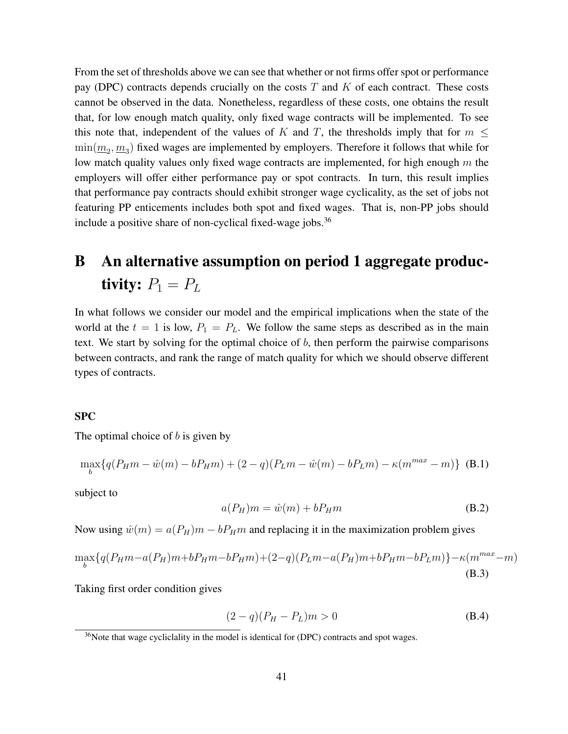From the set of thresholds above we can see that whether or not firms offer spot or performance pay (DPC) contracts depends crucially on the costs $T$ and $K$ of each contract. These costs cannot be observed in the data. Nonetheless, regardless of these costs, one obtains the result that, for low enough match quality, only fixed wage contracts will be implemented. To see this note that, independent of the values of $K$ and $T$, the thresholds imply that for $m \leq \min(\underline{m}_2, \underline{m}_3)$ fixed wages are implemented by employers. Therefore it follows that while for low match quality values only fixed wage contracts are implemented, for high enough $m$ the employers will offer either performance pay or spot contracts. In turn, this result implies that performance pay contracts should exhibit stronger wage cyclicality, as the set of jobs not featuring PP enticements includes both spot and fixed wages. That is, non-PP jobs should include a positive share of non-cyclical fixed-wage jobs.[36]

# B An alternative assumption on period 1 aggregate productivity: $P_1 = P_L$

In what follows we consider our model and the empirical implications when the state of the world at the $t = 1$ is low, $P_1 = P_L$. We follow the same steps as described as in the main text. We start by solving for the optimal choice of $b$, then perform the pairwise comparisons between contracts, and rank the range of match quality for which we should observe different types of contracts.

**SPC**

The optimal choice of $b$ is given by

$$\max_b \{q(P_H m - \hat{w}(m) - bP_H m) + (2-q)(P_L m - \hat{w}(m) - bP_L m) - \kappa(m^{max} - m)\} \quad \text{(B.1)}$$

subject to

$$a(P_H)m = \hat{w}(m) + bP_H m \quad \text{(B.2)}$$

Now using $\hat{w}(m) = a(P_H)m - bP_H m$ and replacing it in the maximization problem gives

$$\max_b \{q(P_H m - a(P_H)m + bP_H m - bP_H m) + (2-q)(P_L m - a(P_H)m + bP_H m - bP_L m)\} - \kappa(m^{max} - m) \quad \text{(B.3)}$$

Taking first order condition gives

$$(2-q)(P_H - P_L)m > 0 \quad \text{(B.4)}$$

[36] Note that wage cycliclality in the model is identical for (DPC) contracts and spot wages.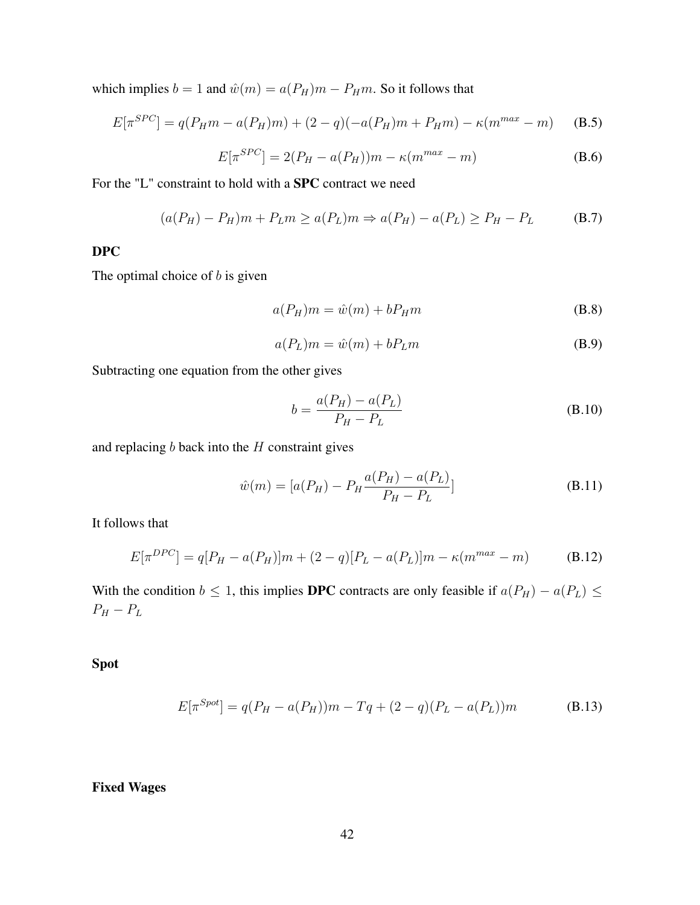which implies $b = 1$ and $\hat{w}(m) = a(P_H)m - P_H m$. So it follows that

$$E[\pi^{SPC}] = q(P_H m - a(P_H)m) + (2-q)(-a(P_H)m + P_H m) - \kappa(m^{max} - m) \tag{B.5}$$

$$E[\pi^{SPC}] = 2(P_H - a(P_H))m - \kappa(m^{max} - m) \tag{B.6}$$

For the "L" constraint to hold with a **SPC** contract we need

$$(a(P_H) - P_H)m + P_L m \geq a(P_L)m \Rightarrow a(P_H) - a(P_L) \geq P_H - P_L \tag{B.7}$$

**DPC**

The optimal choice of $b$ is given

$$a(P_H)m = \hat{w}(m) + bP_H m \tag{B.8}$$

$$a(P_L)m = \hat{w}(m) + bP_L m \tag{B.9}$$

Subtracting one equation from the other gives

$$b = \frac{a(P_H) - a(P_L)}{P_H - P_L} \tag{B.10}$$

and replacing $b$ back into the $H$ constraint gives

$$\hat{w}(m) = [a(P_H) - P_H \frac{a(P_H) - a(P_L)}{P_H - P_L}] \tag{B.11}$$

It follows that

$$E[\pi^{DPC}] = q[P_H - a(P_H)]m + (2-q)[P_L - a(P_L)]m - \kappa(m^{max} - m) \tag{B.12}$$

With the condition $b \leq 1$, this implies **DPC** contracts are only feasible if $a(P_H) - a(P_L) \leq P_H - P_L$

**Spot**

$$E[\pi^{Spot}] = q(P_H - a(P_H))m - Tq + (2-q)(P_L - a(P_L))m \tag{B.13}$$

**Fixed Wages**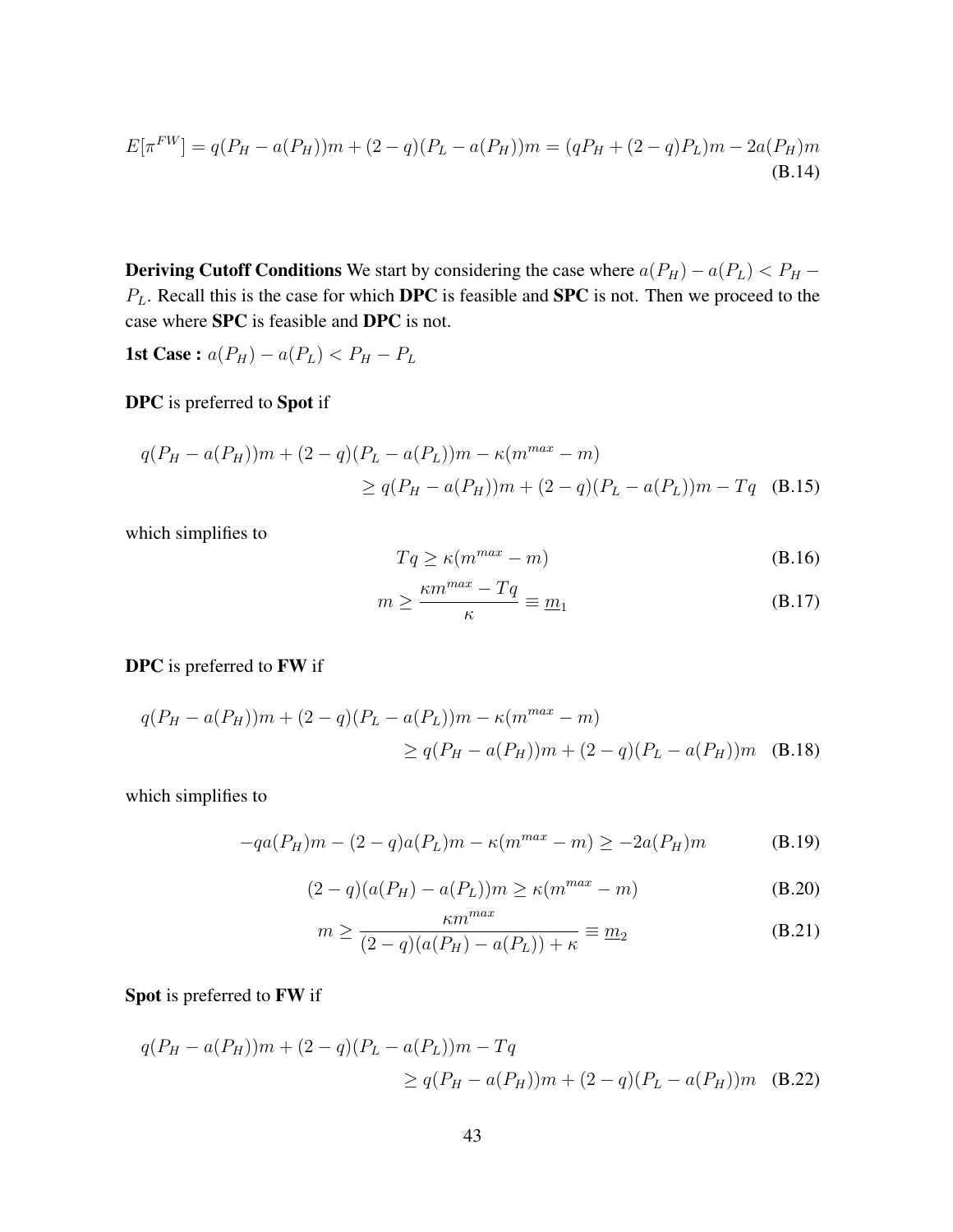$$E[\pi^{FW}] = q(P_H - a(P_H))m + (2-q)(P_L - a(P_H))m = (qP_H + (2-q)P_L)m - 2a(P_H)m \tag{B.14}$$

**Deriving Cutoff Conditions** We start by considering the case where $a(P_H) - a(P_L) < P_H - P_L$. Recall this is the case for which **DPC** is feasible and **SPC** is not. Then we proceed to the case where **SPC** is feasible and **DPC** is not.

**1st Case :** $a(P_H) - a(P_L) < P_H - P_L$

**DPC** is preferred to **Spot** if

$$q(P_H - a(P_H))m + (2-q)(P_L - a(P_L))m - \kappa(m^{max} - m) \geq q(P_H - a(P_H))m + (2-q)(P_L - a(P_L))m - Tq \tag{B.15}$$

which simplifies to

$$Tq \geq \kappa(m^{max} - m) \tag{B.16}$$

$$m \geq \frac{\kappa m^{max} - Tq}{\kappa} \equiv \underline{m}_1 \tag{B.17}$$

**DPC** is preferred to **FW** if

$$q(P_H - a(P_H))m + (2-q)(P_L - a(P_L))m - \kappa(m^{max} - m) \geq q(P_H - a(P_H))m + (2-q)(P_L - a(P_H))m \tag{B.18}$$

which simplifies to

$$-qa(P_H)m - (2-q)a(P_L)m - \kappa(m^{max} - m) \geq -2a(P_H)m \tag{B.19}$$

$$(2-q)(a(P_H) - a(P_L))m \geq \kappa(m^{max} - m) \tag{B.20}$$

$$m \geq \frac{\kappa m^{max}}{(2-q)(a(P_H) - a(P_L)) + \kappa} \equiv \underline{m}_2 \tag{B.21}$$

**Spot** is preferred to **FW** if

$$q(P_H - a(P_H))m + (2-q)(P_L - a(P_L))m - Tq \geq q(P_H - a(P_H))m + (2-q)(P_L - a(P_H))m \tag{B.22}$$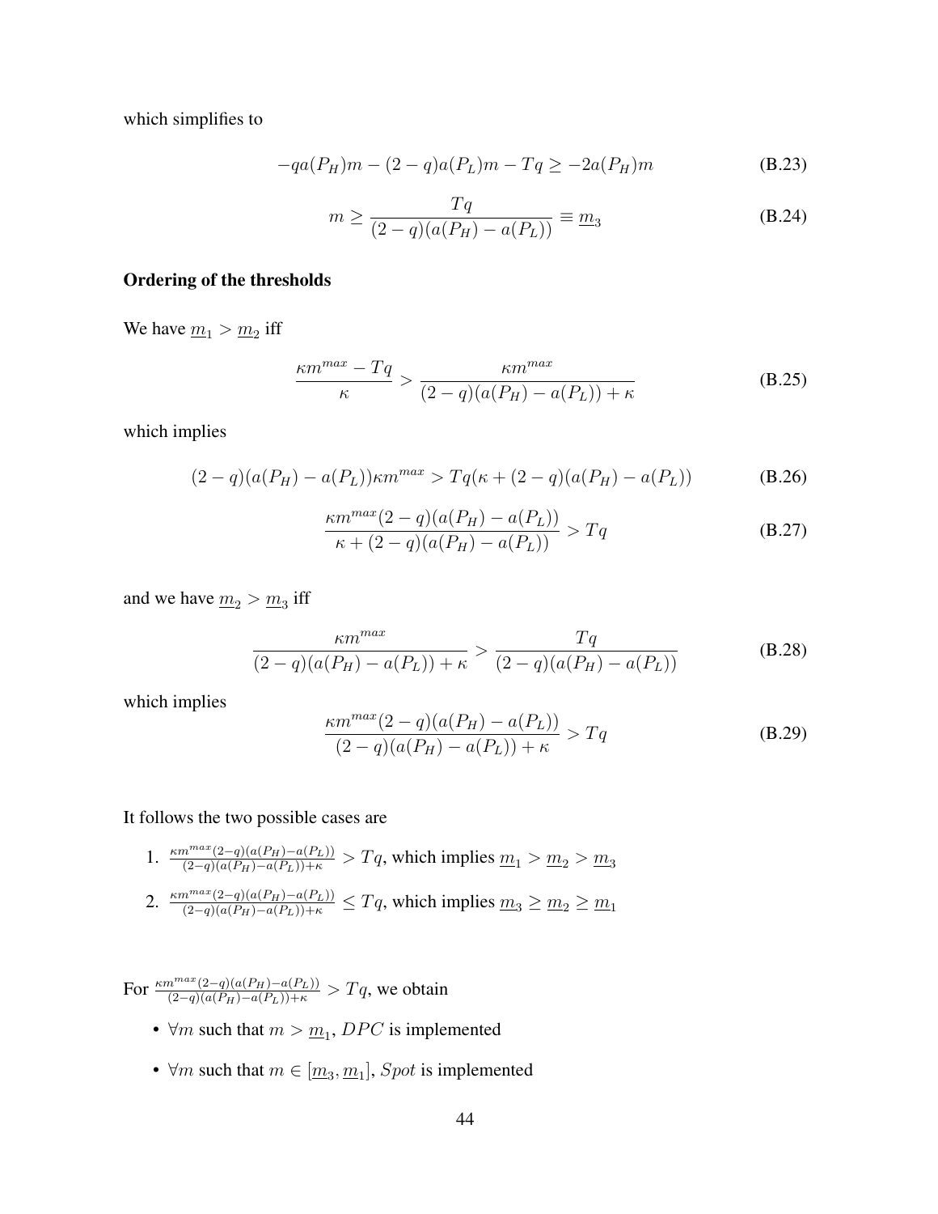which simplifies to

$$-qa(P_H)m - (2-q)a(P_L)m - Tq \geq -2a(P_H)m \tag{B.23}$$

$$m \geq \frac{Tq}{(2-q)(a(P_H) - a(P_L))} \equiv \underline{m}_3 \tag{B.24}$$

### Ordering of the thresholds

We have $\underline{m}_1 > \underline{m}_2$ iff

$$\frac{\kappa m^{max} - Tq}{\kappa} > \frac{\kappa m^{max}}{(2-q)(a(P_H) - a(P_L)) + \kappa} \tag{B.25}$$

which implies

$$(2-q)(a(P_H) - a(P_L))\kappa m^{max} > Tq(\kappa + (2-q)(a(P_H) - a(P_L)) \tag{B.26}$$

$$\frac{\kappa m^{max}(2-q)(a(P_H) - a(P_L))}{\kappa + (2-q)(a(P_H) - a(P_L))} > Tq \tag{B.27}$$

and we have $\underline{m}_2 > \underline{m}_3$ iff

$$\frac{\kappa m^{max}}{(2-q)(a(P_H) - a(P_L)) + \kappa} > \frac{Tq}{(2-q)(a(P_H) - a(P_L))} \tag{B.28}$$

which implies

$$\frac{\kappa m^{max}(2-q)(a(P_H) - a(P_L))}{(2-q)(a(P_H) - a(P_L)) + \kappa} > Tq \tag{B.29}$$

It follows the two possible cases are

1. $\frac{\kappa m^{max}(2-q)(a(P_H)-a(P_L))}{(2-q)(a(P_H)-a(P_L))+\kappa} > Tq$, which implies $\underline{m}_1 > \underline{m}_2 > \underline{m}_3$
2. $\frac{\kappa m^{max}(2-q)(a(P_H)-a(P_L))}{(2-q)(a(P_H)-a(P_L))+\kappa} \leq Tq$, which implies $\underline{m}_3 \geq \underline{m}_2 \geq \underline{m}_1$

For $\frac{\kappa m^{max}(2-q)(a(P_H)-a(P_L))}{(2-q)(a(P_H)-a(P_L))+\kappa} > Tq$, we obtain

- $\forall m$ such that $m > \underline{m}_1$, $DPC$ is implemented
- $\forall m$ such that $m \in [\underline{m}_3, \underline{m}_1]$, $Spot$ is implemented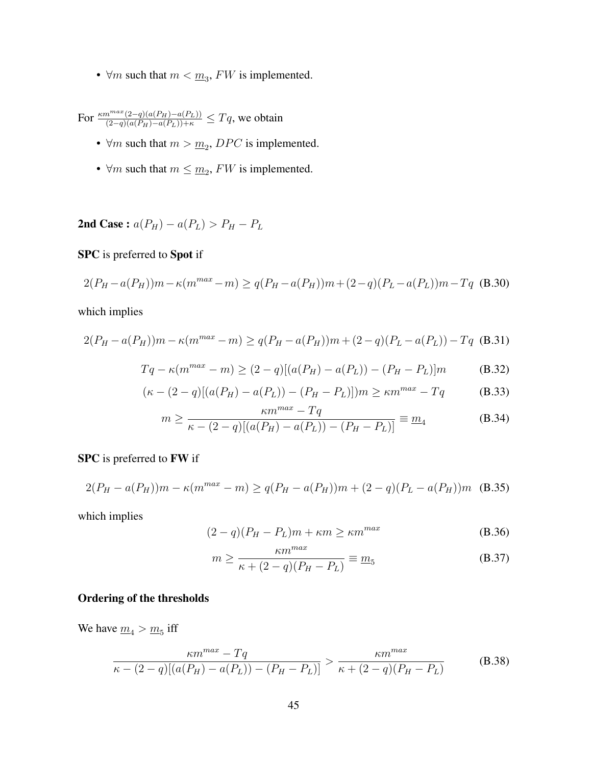- $\forall m$ such that $m < \underline{m}_3$, $FW$ is implemented.

For $\frac{\kappa m^{max}(2-q)(a(P_H)-a(P_L))}{(2-q)(a(P_H)-a(P_L))+\kappa} \leq Tq$, we obtain

- $\forall m$ such that $m > \underline{m}_2$, $DPC$ is implemented.
- $\forall m$ such that $m \leq \underline{m}_2$, $FW$ is implemented.

**2nd Case :** $a(P_H) - a(P_L) > P_H - P_L$

**SPC** is preferred to **Spot** if

$$2(P_H - a(P_H))m - \kappa(m^{max} - m) \geq q(P_H - a(P_H))m + (2-q)(P_L - a(P_L))m - Tq \quad \text{(B.30)}$$

which implies

$$2(P_H - a(P_H))m - \kappa(m^{max} - m) \geq q(P_H - a(P_H))m + (2-q)(P_L - a(P_L)) - Tq \quad \text{(B.31)}$$

$$Tq - \kappa(m^{max} - m) \geq (2-q)[(a(P_H) - a(P_L)) - (P_H - P_L)]m \quad \text{(B.32)}$$

$$(\kappa - (2-q)[(a(P_H) - a(P_L)) - (P_H - P_L)])m \geq \kappa m^{max} - Tq \quad \text{(B.33)}$$

$$m \geq \frac{\kappa m^{max} - Tq}{\kappa - (2-q)[(a(P_H) - a(P_L)) - (P_H - P_L)]} \equiv \underline{m}_4 \quad \text{(B.34)}$$

**SPC** is preferred to **FW** if

$$2(P_H - a(P_H))m - \kappa(m^{max} - m) \geq q(P_H - a(P_H))m + (2-q)(P_L - a(P_H))m \quad \text{(B.35)}$$

which implies

$$(2-q)(P_H - P_L)m + \kappa m \geq \kappa m^{max} \quad \text{(B.36)}$$

$$m \geq \frac{\kappa m^{max}}{\kappa + (2-q)(P_H - P_L)} \equiv \underline{m}_5 \quad \text{(B.37)}$$

**Ordering of the thresholds**

We have $\underline{m}_4 > \underline{m}_5$ iff

$$\frac{\kappa m^{max} - Tq}{\kappa - (2-q)[(a(P_H) - a(P_L)) - (P_H - P_L)]} > \frac{\kappa m^{max}}{\kappa + (2-q)(P_H - P_L)} \quad \text{(B.38)}$$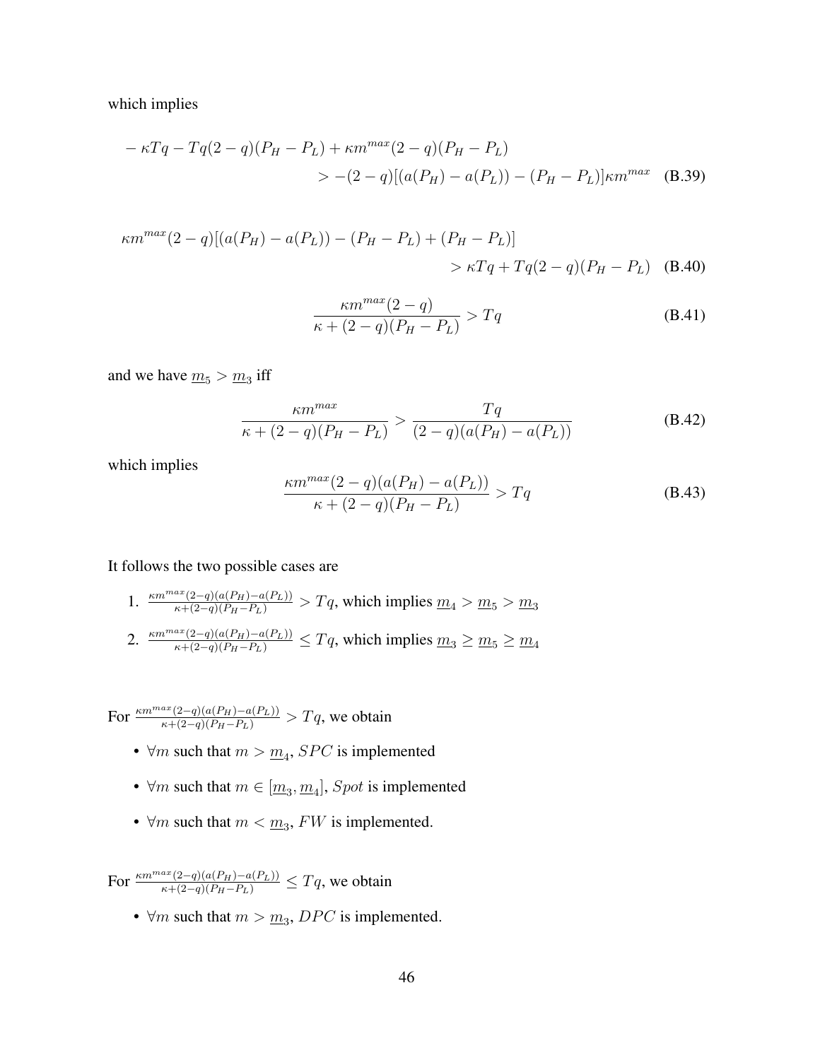which implies

$$
\begin{aligned}
&-\kappa Tq - Tq(2-q)(P_H - P_L) + \kappa m^{max}(2-q)(P_H - P_L) \\
&\qquad > -(2-q)[(a(P_H) - a(P_L)) - (P_H - P_L)]\kappa m^{max} \quad \text{(B.39)}
\end{aligned}
$$

$$
\begin{aligned}
&\kappa m^{max}(2-q)[(a(P_H) - a(P_L)) - (P_H - P_L) + (P_H - P_L)] \\
&\qquad > \kappa Tq + Tq(2-q)(P_H - P_L) \quad \text{(B.40)}
\end{aligned}
$$

$$
\frac{\kappa m^{max}(2-q)}{\kappa + (2-q)(P_H - P_L)} > Tq \quad \text{(B.41)}
$$

and we have $\underline{m}_5 > \underline{m}_3$ iff

$$
\frac{\kappa m^{max}}{\kappa + (2-q)(P_H - P_L)} > \frac{Tq}{(2-q)(a(P_H) - a(P_L))} \quad \text{(B.42)}
$$

which implies

$$
\frac{\kappa m^{max}(2-q)(a(P_H) - a(P_L))}{\kappa + (2-q)(P_H - P_L)} > Tq \quad \text{(B.43)}
$$

It follows the two possible cases are

1. $\frac{\kappa m^{max}(2-q)(a(P_H)-a(P_L))}{\kappa+(2-q)(P_H-P_L)} > Tq$, which implies $\underline{m}_4 > \underline{m}_5 > \underline{m}_3$
2. $\frac{\kappa m^{max}(2-q)(a(P_H)-a(P_L))}{\kappa+(2-q)(P_H-P_L)} \leq Tq$, which implies $\underline{m}_3 \geq \underline{m}_5 \geq \underline{m}_4$

For $\frac{\kappa m^{max}(2-q)(a(P_H)-a(P_L))}{\kappa+(2-q)(P_H-P_L)} > Tq$, we obtain

- $\forall m$ such that $m > \underline{m}_4$, $SPC$ is implemented
- $\forall m$ such that $m \in [\underline{m}_3, \underline{m}_4]$, $Spot$ is implemented
- $\forall m$ such that $m < \underline{m}_3$, $FW$ is implemented.

For $\frac{\kappa m^{max}(2-q)(a(P_H)-a(P_L))}{\kappa+(2-q)(P_H-P_L)} \leq Tq$, we obtain

- $\forall m$ such that $m > \underline{m}_3$, $DPC$ is implemented.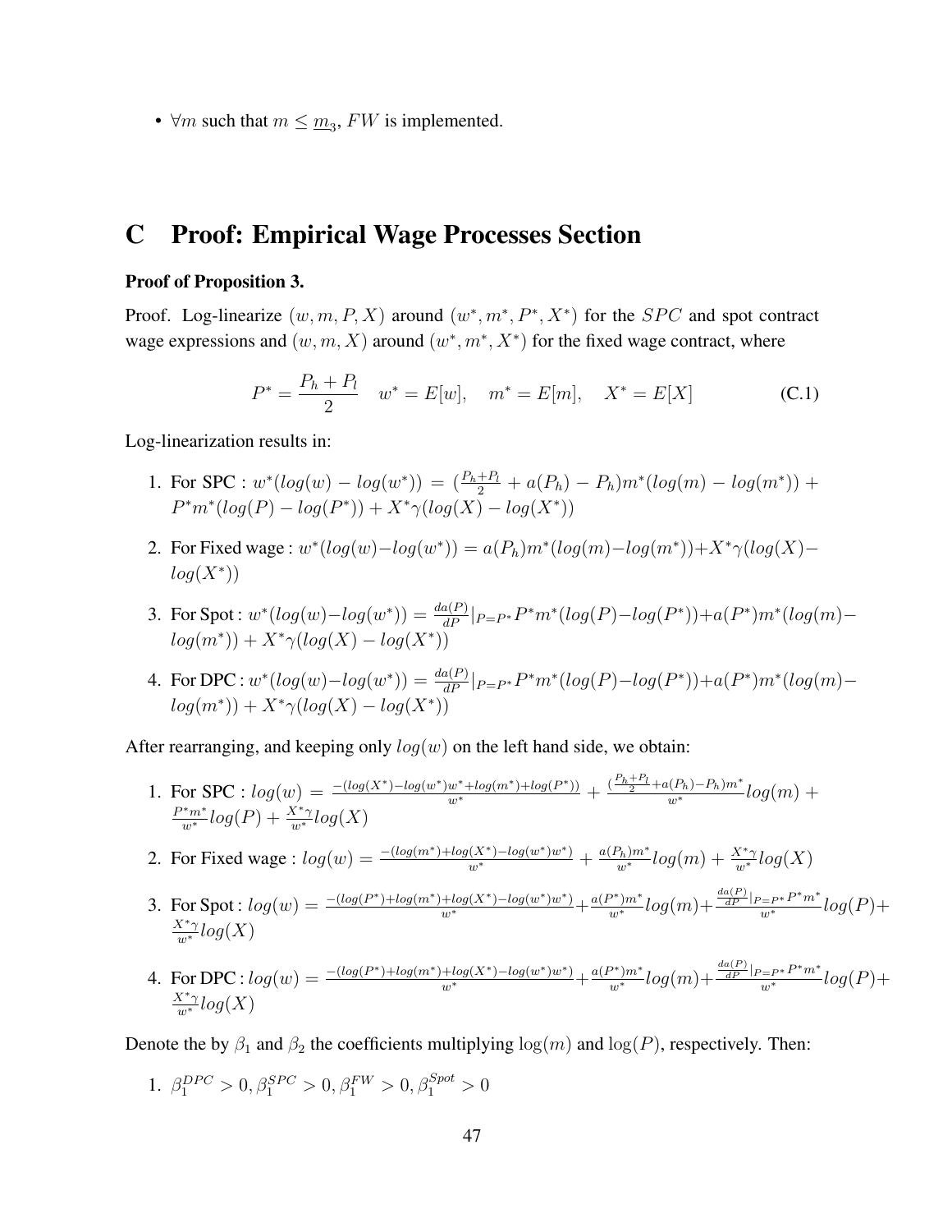- $\forall m$ such that $m \leq \underline{m}_3$, $FW$ is implemented.

# C Proof: Empirical Wage Processes Section

**Proof of Proposition 3.**

Proof. Log-linearize $(w, m, P, X)$ around $(w^*, m^*, P^*, X^*)$ for the $SPC$ and spot contract wage expressions and $(w, m, X)$ around $(w^*, m^*, X^*)$ for the fixed wage contract, where

$$P^* = \frac{P_h + P_l}{2} \quad w^* = E[w], \quad m^* = E[m], \quad X^* = E[X] \tag{C.1}$$

Log-linearization results in:

1. For SPC : $w^*(log(w) - log(w^*)) = (\frac{P_h+P_l}{2} + a(P_h) - P_h)m^*(log(m) - log(m^*)) + P^*m^*(log(P) - log(P^*)) + X^*\gamma(log(X) - log(X^*))$
2. For Fixed wage : $w^*(log(w) - log(w^*)) = a(P_h)m^*(log(m) - log(m^*)) + X^*\gamma(log(X) - log(X^*))$
3. For Spot : $w^*(log(w) - log(w^*)) = \frac{da(P)}{dP}|_{P=P^*}P^*m^*(log(P) - log(P^*)) + a(P^*)m^*(log(m) - log(m^*)) + X^*\gamma(log(X) - log(X^*))$
4. For DPC : $w^*(log(w) - log(w^*)) = \frac{da(P)}{dP}|_{P=P^*}P^*m^*(log(P) - log(P^*)) + a(P^*)m^*(log(m) - log(m^*)) + X^*\gamma(log(X) - log(X^*))$

After rearranging, and keeping only $log(w)$ on the left hand side, we obtain:

1. For SPC : $log(w) = \frac{-(log(X^*) - log(w^*)w^* + log(m^*) + log(P^*))}{w^*} + \frac{(\frac{P_h+P_l}{2} + a(P_h) - P_h)m^*}{w^*}log(m) + \frac{P^*m^*}{w^*}log(P) + \frac{X^*\gamma}{w^*}log(X)$
2. For Fixed wage : $log(w) = \frac{-(log(m^*) + log(X^*) - log(w^*)w^*)}{w^*} + \frac{a(P_h)m^*}{w^*}log(m) + \frac{X^*\gamma}{w^*}log(X)$
3. For Spot : $log(w) = \frac{-(log(P^*) + log(m^*) + log(X^*) - log(w^*)w^*)}{w^*} + \frac{a(P^*)m^*}{w^*}log(m) + \frac{\frac{da(P)}{dP}|_{P=P^*}P^*m^*}{w^*}log(P) + \frac{X^*\gamma}{w^*}log(X)$
4. For DPC : $log(w) = \frac{-(log(P^*) + log(m^*) + log(X^*) - log(w^*)w^*)}{w^*} + \frac{a(P^*)m^*}{w^*}log(m) + \frac{\frac{da(P)}{dP}|_{P=P^*}P^*m^*}{w^*}log(P) + \frac{X^*\gamma}{w^*}log(X)$

Denote the by $\beta_1$ and $\beta_2$ the coefficients multiplying $\log(m)$ and $\log(P)$, respectively. Then:

1. $\beta_1^{DPC} > 0, \beta_1^{SPC} > 0, \beta_1^{FW} > 0, \beta_1^{Spot} > 0$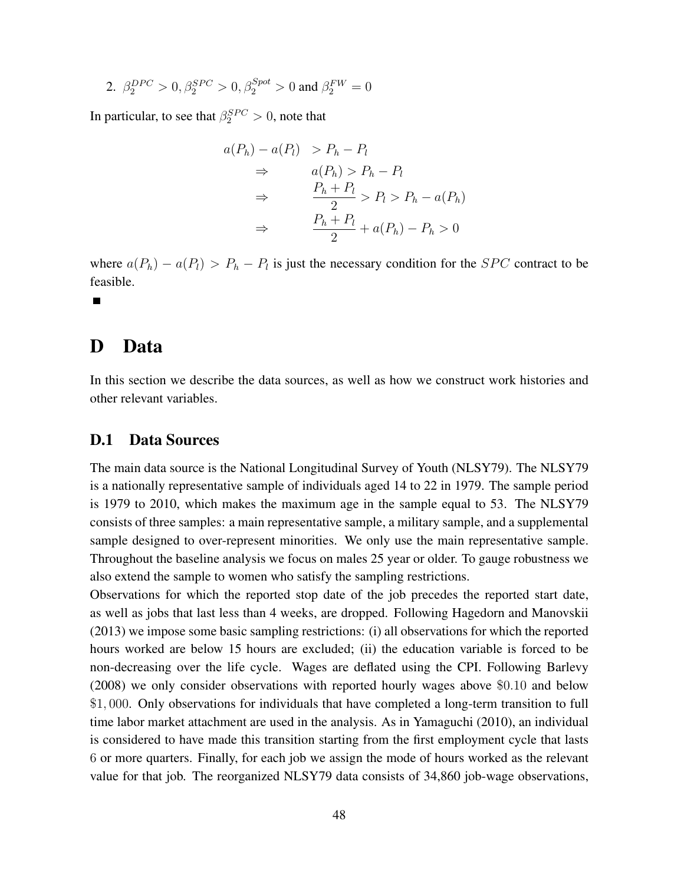2. $\beta_2^{DPC} > 0, \beta_2^{SPC} > 0, \beta_2^{Spot} > 0$ and $\beta_2^{FW} = 0$

In particular, to see that $\beta_2^{SPC} > 0$, note that

$$
\begin{aligned}
a(P_h) - a(P_l) \quad &> P_h - P_l \\
\Rightarrow \qquad & a(P_h) > P_h - P_l \\
\Rightarrow \qquad & \frac{P_h + P_l}{2} > P_l > P_h - a(P_h) \\
\Rightarrow \qquad & \frac{P_h + P_l}{2} + a(P_h) - P_h > 0
\end{aligned}
$$

where $a(P_h) - a(P_l) > P_h - P_l$ is just the necessary condition for the $SPC$ contract to be feasible.

■

# D Data

In this section we describe the data sources, as well as how we construct work histories and other relevant variables.

## D.1 Data Sources

The main data source is the National Longitudinal Survey of Youth (NLSY79). The NLSY79 is a nationally representative sample of individuals aged 14 to 22 in 1979. The sample period is 1979 to 2010, which makes the maximum age in the sample equal to 53. The NLSY79 consists of three samples: a main representative sample, a military sample, and a supplemental sample designed to over-represent minorities. We only use the main representative sample. Throughout the baseline analysis we focus on males 25 year or older. To gauge robustness we also extend the sample to women who satisfy the sampling restrictions.

Observations for which the reported stop date of the job precedes the reported start date, as well as jobs that last less than 4 weeks, are dropped. Following Hagedorn and Manovskii (2013) we impose some basic sampling restrictions: (i) all observations for which the reported hours worked are below 15 hours are excluded; (ii) the education variable is forced to be non-decreasing over the life cycle. Wages are deflated using the CPI. Following Barlevy (2008) we only consider observations with reported hourly wages above $\$0.10$ and below $\$1,000$. Only observations for individuals that have completed a long-term transition to full time labor market attachment are used in the analysis. As in Yamaguchi (2010), an individual is considered to have made this transition starting from the first employment cycle that lasts $6$ or more quarters. Finally, for each job we assign the mode of hours worked as the relevant value for that job. The reorganized NLSY79 data consists of 34,860 job-wage observations,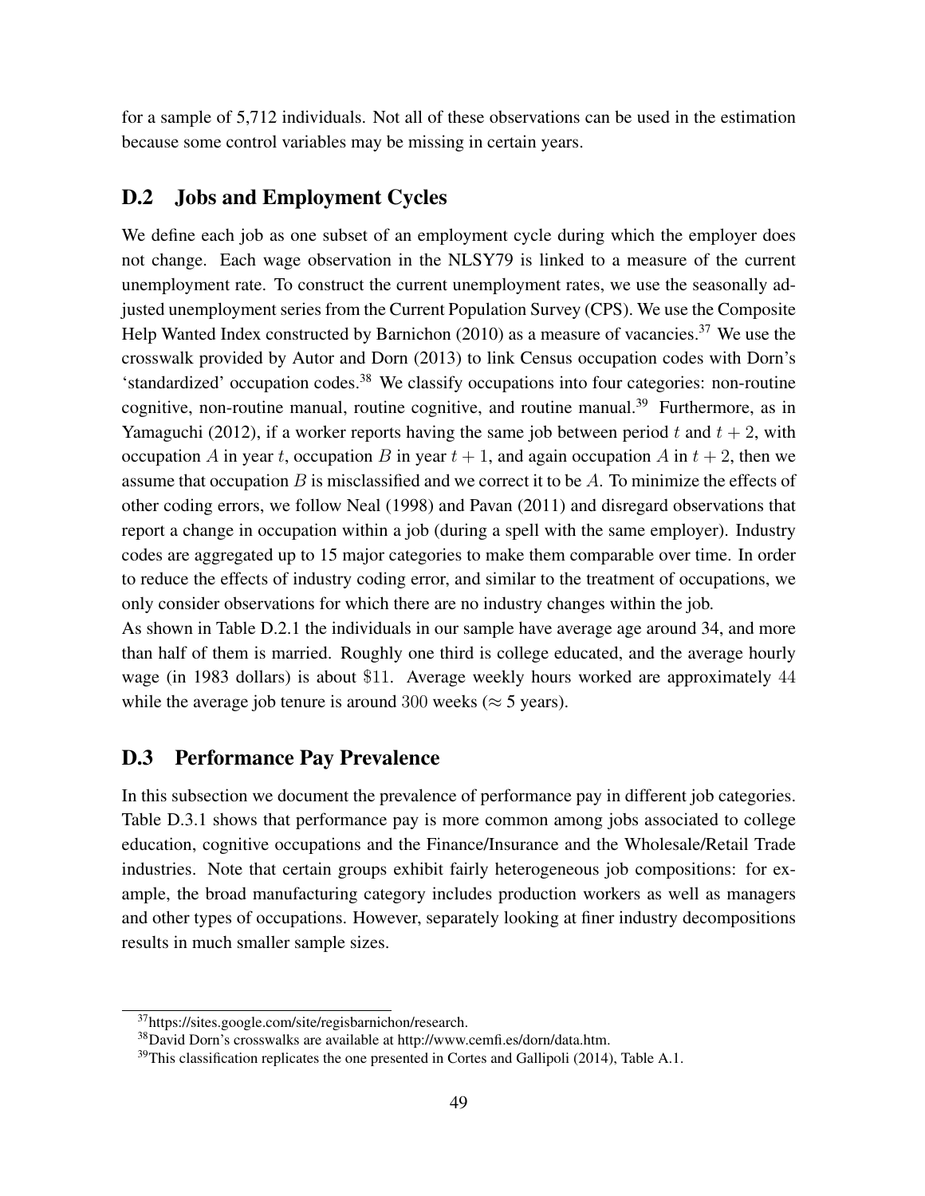for a sample of 5,712 individuals. Not all of these observations can be used in the estimation because some control variables may be missing in certain years.

## D.2 Jobs and Employment Cycles

We define each job as one subset of an employment cycle during which the employer does not change. Each wage observation in the NLSY79 is linked to a measure of the current unemployment rate. To construct the current unemployment rates, we use the seasonally adjusted unemployment series from the Current Population Survey (CPS). We use the Composite Help Wanted Index constructed by Barnichon (2010) as a measure of vacancies.[37] We use the crosswalk provided by Autor and Dorn (2013) to link Census occupation codes with Dorn's 'standardized' occupation codes.[38] We classify occupations into four categories: non-routine cognitive, non-routine manual, routine cognitive, and routine manual.[39] Furthermore, as in Yamaguchi (2012), if a worker reports having the same job between period $t$ and $t+2$, with occupation $A$ in year $t$, occupation $B$ in year $t+1$, and again occupation $A$ in $t+2$, then we assume that occupation $B$ is misclassified and we correct it to be $A$. To minimize the effects of other coding errors, we follow Neal (1998) and Pavan (2011) and disregard observations that report a change in occupation within a job (during a spell with the same employer). Industry codes are aggregated up to 15 major categories to make them comparable over time. In order to reduce the effects of industry coding error, and similar to the treatment of occupations, we only consider observations for which there are no industry changes within the job.

As shown in Table D.2.1 the individuals in our sample have average age around 34, and more than half of them is married. Roughly one third is college educated, and the average hourly wage (in 1983 dollars) is about $\$11$. Average weekly hours worked are approximately $44$ while the average job tenure is around $300$ weeks ($\approx$ 5 years).

## D.3 Performance Pay Prevalence

In this subsection we document the prevalence of performance pay in different job categories. Table D.3.1 shows that performance pay is more common among jobs associated to college education, cognitive occupations and the Finance/Insurance and the Wholesale/Retail Trade industries. Note that certain groups exhibit fairly heterogeneous job compositions: for example, the broad manufacturing category includes production workers as well as managers and other types of occupations. However, separately looking at finer industry decompositions results in much smaller sample sizes.

[37] https://sites.google.com/site/regisbarnichon/research.

[38] David Dorn's crosswalks are available at http://www.cemfi.es/dorn/data.htm.

[39] This classification replicates the one presented in Cortes and Gallipoli (2014), Table A.1.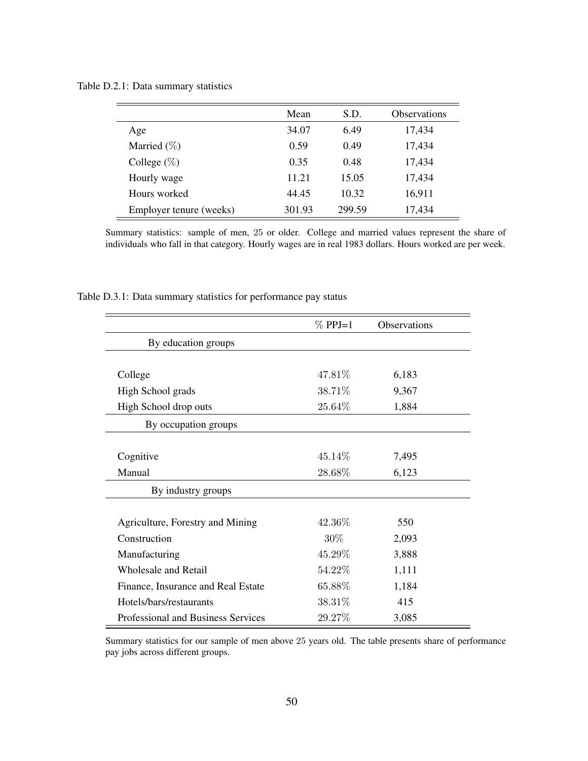Table D.2.1: Data summary statistics

| | Mean | S.D. | Observations |
|---|---|---|---|
| Age | 34.07 | 6.49 | 17,434 |
| Married (%) | 0.59 | 0.49 | 17,434 |
| College (%) | 0.35 | 0.48 | 17,434 |
| Hourly wage | 11.21 | 15.05 | 17,434 |
| Hours worked | 44.45 | 10.32 | 16,911 |
| Employer tenure (weeks) | 301.93 | 299.59 | 17,434 |

Summary statistics: sample of men, 25 or older. College and married values represent the share of individuals who fall in that category. Hourly wages are in real 1983 dollars. Hours worked are per week.

Table D.3.1: Data summary statistics for performance pay status

| | % PPJ=1 | Observations |
|---|---|---|
| By education groups | | |
| College | 47.81% | 6,183 |
| High School grads | 38.71% | 9,367 |
| High School drop outs | 25.64% | 1,884 |
| By occupation groups | | |
| Cognitive | 45.14% | 7,495 |
| Manual | 28.68% | 6,123 |
| By industry groups | | |
| Agriculture, Forestry and Mining | 42.36% | 550 |
| Construction | 30% | 2,093 |
| Manufacturing | 45.29% | 3,888 |
| Wholesale and Retail | 54.22% | 1,111 |
| Finance, Insurance and Real Estate | 65.88% | 1,184 |
| Hotels/bars/restaurants | 38.31% | 415 |
| Professional and Business Services | 29.27% | 3,085 |

Summary statistics for our sample of men above 25 years old. The table presents share of performance pay jobs across different groups.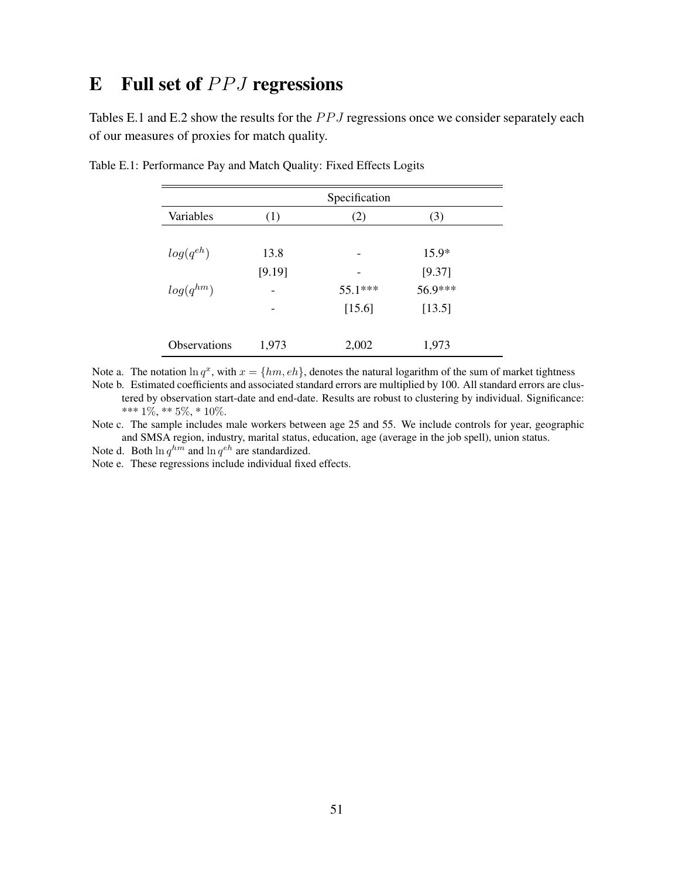# E Full set of $PPJ$ regressions

Tables E.1 and E.2 show the results for the $PPJ$ regressions once we consider separately each of our measures of proxies for match quality.

Table E.1: Performance Pay and Match Quality: Fixed Effects Logits

| | Specification | | |
|---|---|---|---|
| Variables | (1) | (2) | (3) |
| $log(q^{eh})$ | 13.8 | - | 15.9* |
| | [9.19] | - | [9.37] |
| $log(q^{hm})$ | - | 55.1*** | 56.9*** |
| | - | [15.6] | [13.5] |
| Observations | 1,973 | 2,002 | 1,973 |

Note a. The notation $\ln q^x$, with $x = \{hm, eh\}$, denotes the natural logarithm of the sum of market tightness

Note b. Estimated coefficients and associated standard errors are multiplied by 100. All standard errors are clustered by observation start-date and end-date. Results are robust to clustering by individual. Significance: *** $1\%$, ** $5\%$, * $10\%$.

Note c. The sample includes male workers between age 25 and 55. We include controls for year, geographic and SMSA region, industry, marital status, education, age (average in the job spell), union status.

Note d. Both $\ln q^{hm}$ and $\ln q^{eh}$ are standardized.

Note e. These regressions include individual fixed effects.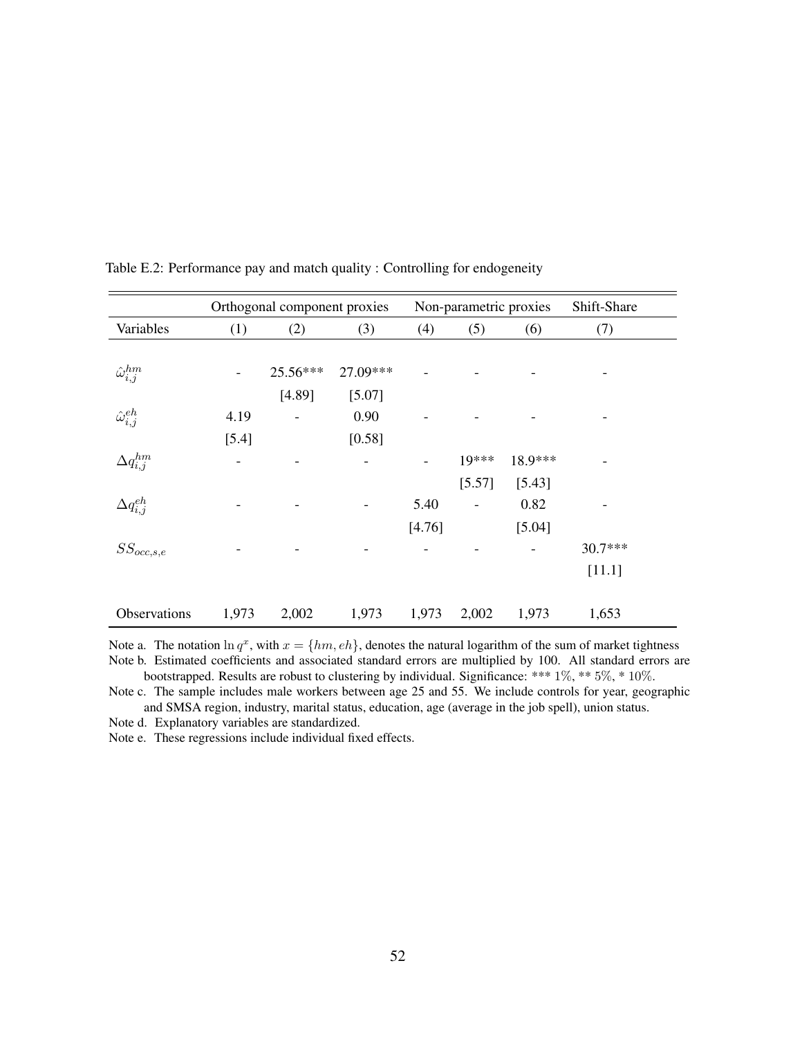Table E.2: Performance pay and match quality : Controlling for endogeneity

| | Orthogonal component proxies | | | Non-parametric proxies | | | Shift-Share |
|---|---|---|---|---|---|---|---|
| Variables | (1) | (2) | (3) | (4) | (5) | (6) | (7) |
| $\hat{\omega}_{i,j}^{hm}$ | - | 25.56*** | 27.09*** | - | - | - | - |
| | | [4.89] | [5.07] | | | | |
| $\hat{\omega}_{i,j}^{eh}$ | 4.19 | - | 0.90 | - | - | - | - |
| | [5.4] | | [0.58] | | | | |
| $\Delta q_{i,j}^{hm}$ | - | - | - | - | 19*** | 18.9*** | - |
| | | | | | [5.57] | [5.43] | |
| $\Delta q_{i,j}^{eh}$ | - | - | - | 5.40 | - | 0.82 | - |
| | | | | [4.76] | | [5.04] | |
| $SS_{occ,s,e}$ | - | - | - | - | - | - | 30.7*** |
| | | | | | | | [11.1] |
| Observations | 1,973 | 2,002 | 1,973 | 1,973 | 2,002 | 1,973 | 1,653 |

Note a. The notation $\ln q^x$, with $x = \{hm, eh\}$, denotes the natural logarithm of the sum of market tightness

Note b. Estimated coefficients and associated standard errors are multiplied by 100. All standard errors are bootstrapped. Results are robust to clustering by individual. Significance: *** $1\%$, ** $5\%$, * $10\%$.

Note c. The sample includes male workers between age 25 and 55. We include controls for year, geographic and SMSA region, industry, marital status, education, age (average in the job spell), union status.

Note d. Explanatory variables are standardized.

Note e. These regressions include individual fixed effects.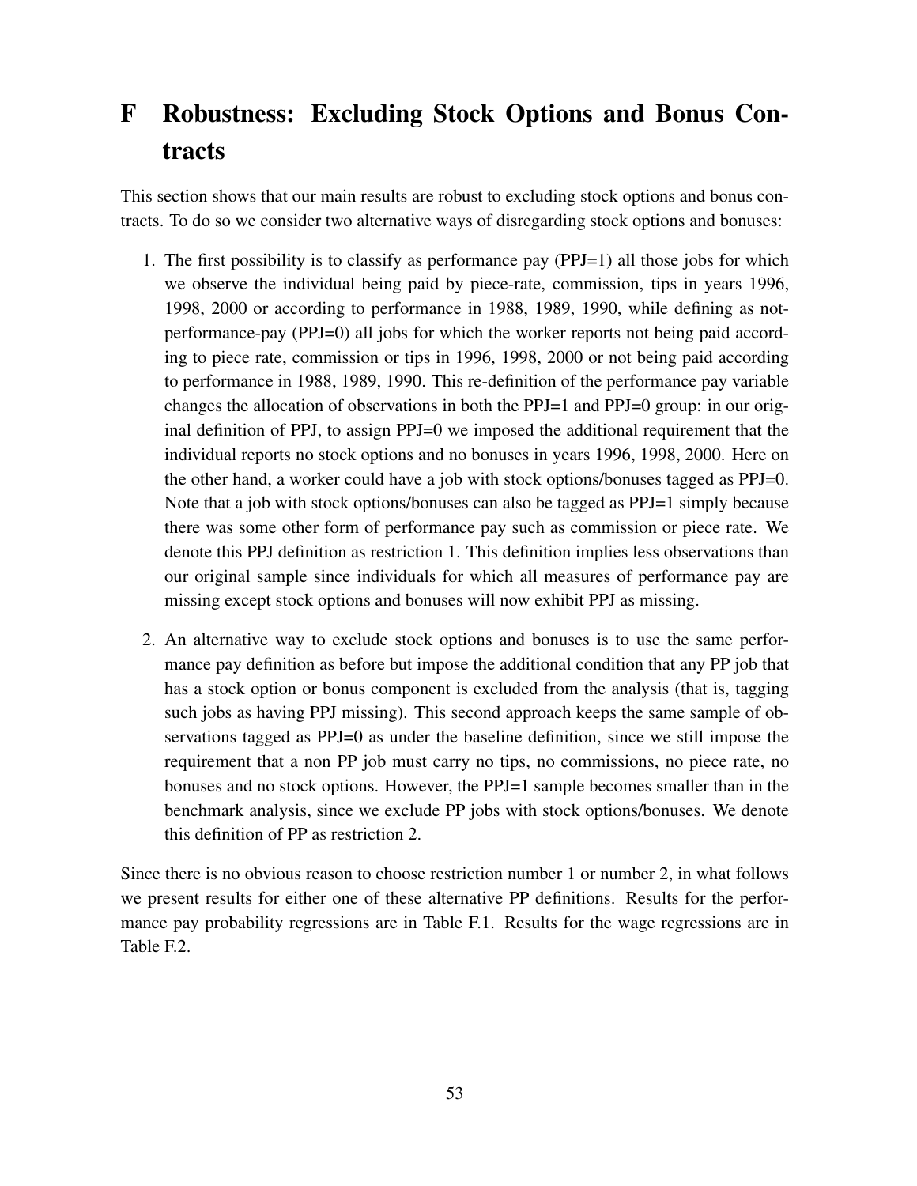# F Robustness: Excluding Stock Options and Bonus Contracts

This section shows that our main results are robust to excluding stock options and bonus contracts. To do so we consider two alternative ways of disregarding stock options and bonuses:

1. The first possibility is to classify as performance pay (PPJ=1) all those jobs for which we observe the individual being paid by piece-rate, commission, tips in years 1996, 1998, 2000 or according to performance in 1988, 1989, 1990, while defining as not-performance-pay (PPJ=0) all jobs for which the worker reports not being paid according to piece rate, commission or tips in 1996, 1998, 2000 or not being paid according to performance in 1988, 1989, 1990. This re-definition of the performance pay variable changes the allocation of observations in both the PPJ=1 and PPJ=0 group: in our original definition of PPJ, to assign PPJ=0 we imposed the additional requirement that the individual reports no stock options and no bonuses in years 1996, 1998, 2000. Here on the other hand, a worker could have a job with stock options/bonuses tagged as PPJ=0. Note that a job with stock options/bonuses can also be tagged as PPJ=1 simply because there was some other form of performance pay such as commission or piece rate. We denote this PPJ definition as restriction 1. This definition implies less observations than our original sample since individuals for which all measures of performance pay are missing except stock options and bonuses will now exhibit PPJ as missing.

2. An alternative way to exclude stock options and bonuses is to use the same performance pay definition as before but impose the additional condition that any PP job that has a stock option or bonus component is excluded from the analysis (that is, tagging such jobs as having PPJ missing). This second approach keeps the same sample of observations tagged as PPJ=0 as under the baseline definition, since we still impose the requirement that a non PP job must carry no tips, no commissions, no piece rate, no bonuses and no stock options. However, the PPJ=1 sample becomes smaller than in the benchmark analysis, since we exclude PP jobs with stock options/bonuses. We denote this definition of PP as restriction 2.

Since there is no obvious reason to choose restriction number 1 or number 2, in what follows we present results for either one of these alternative PP definitions. Results for the performance pay probability regressions are in Table F.1. Results for the wage regressions are in Table F.2.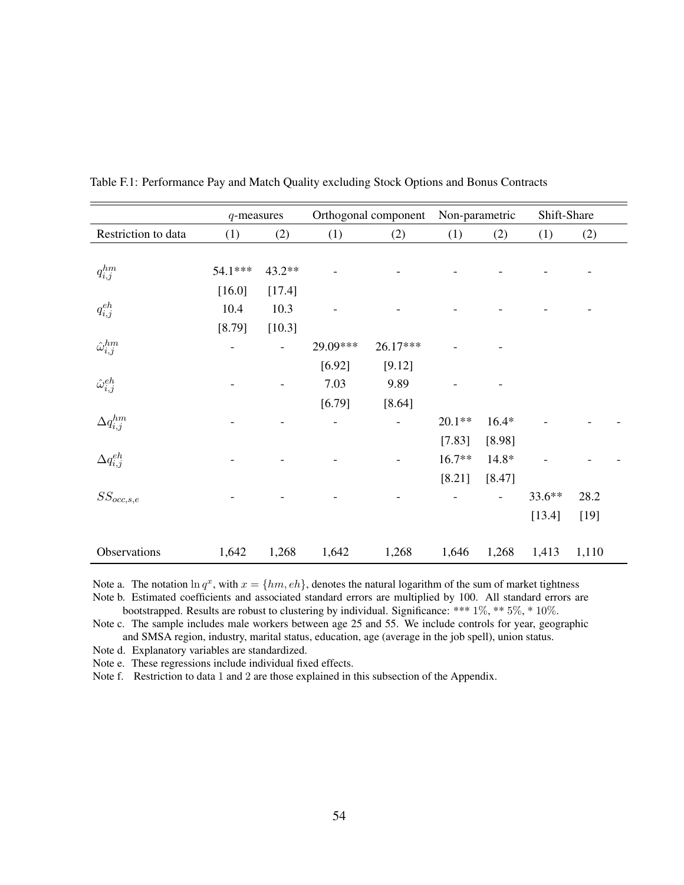Table F.1: Performance Pay and Match Quality excluding Stock Options and Bonus Contracts

| | $q$-measures | | Orthogonal component | | Non-parametric | | Shift-Share | |
|---|---|---|---|---|---|---|---|---|
| Restriction to data | (1) | (2) | (1) | (2) | (1) | (2) | (1) | (2) |
| $q^{hm}_{i,j}$ | 54.1*** | 43.2** | - | - | - | - | - | - |
| | [16.0] | [17.4] | | | | | | |
| $q^{eh}_{i,j}$ | 10.4 | 10.3 | - | - | - | - | - | - |
| | [8.79] | [10.3] | | | | | | |
| $\hat{\omega}^{hm}_{i,j}$ | - | - | 29.09*** | 26.17*** | - | - | | |
| | | | [6.92] | [9.12] | | | | |
| $\hat{\omega}^{eh}_{i,j}$ | - | - | 7.03 | 9.89 | - | - | | |
| | | | [6.79] | [8.64] | | | | |
| $\Delta q^{hm}_{i,j}$ | - | - | - | - | 20.1** | 16.4* | - | - |
| | | | | | [7.83] | [8.98] | | |
| $\Delta q^{eh}_{i,j}$ | - | - | - | - | 16.7** | 14.8* | - | - |
| | | | | | [8.21] | [8.47] | | |
| $SS_{occ,s,e}$ | - | - | - | - | - | - | 33.6** | 28.2 |
| | | | | | | | [13.4] | [19] |
| Observations | 1,642 | 1,268 | 1,642 | 1,268 | 1,646 | 1,268 | 1,413 | 1,110 |

Note a. The notation $\ln q^x$, with $x = \{hm, eh\}$, denotes the natural logarithm of the sum of market tightness

Note b. Estimated coefficients and associated standard errors are multiplied by 100. All standard errors are bootstrapped. Results are robust to clustering by individual. Significance: *** $1\%$, ** $5\%$, * $10\%$.

Note c. The sample includes male workers between age 25 and 55. We include controls for year, geographic and SMSA region, industry, marital status, education, age (average in the job spell), union status.

Note d. Explanatory variables are standardized.

Note e. These regressions include individual fixed effects.

Note f. Restriction to data 1 and 2 are those explained in this subsection of the Appendix.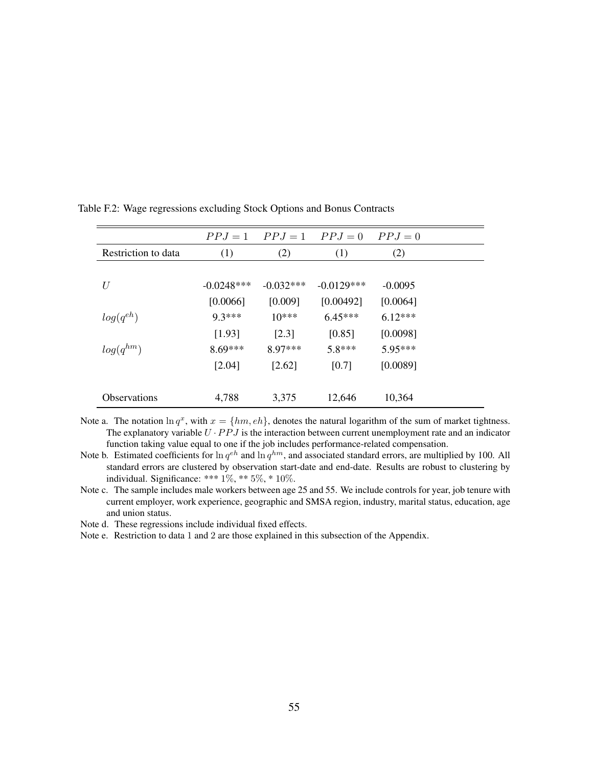Table F.2: Wage regressions excluding Stock Options and Bonus Contracts

| | $PPJ = 1$ | $PPJ = 1$ | $PPJ = 0$ | $PPJ = 0$ |
|---|---|---|---|---|
| Restriction to data | (1) | (2) | (1) | (2) |
| $U$ | -0.0248*** | -0.032*** | -0.0129*** | -0.0095 |
| | [0.0066] | [0.009] | [0.00492] | [0.0064] |
| $log(q^{eh})$ | 9.3*** | 10*** | 6.45*** | 6.12*** |
| | [1.93] | [2.3] | [0.85] | [0.0098] |
| $log(q^{hm})$ | 8.69*** | 8.97*** | 5.8*** | 5.95*** |
| | [2.04] | [2.62] | [0.7] | [0.0089] |
| Observations | 4,788 | 3,375 | 12,646 | 10,364 |

Note a. The notation $\ln q^x$, with $x = \{hm, eh\}$, denotes the natural logarithm of the sum of market tightness. The explanatory variable $U \cdot PPJ$ is the interaction between current unemployment rate and an indicator function taking value equal to one if the job includes performance-related compensation.

Note b. Estimated coefficients for $\ln q^{eh}$ and $\ln q^{hm}$, and associated standard errors, are multiplied by 100. All standard errors are clustered by observation start-date and end-date. Results are robust to clustering by individual. Significance: *** 1%, ** 5%, * 10%.

Note c. The sample includes male workers between age 25 and 55. We include controls for year, job tenure with current employer, work experience, geographic and SMSA region, industry, marital status, education, age and union status.

Note d. These regressions include individual fixed effects.

Note e. Restriction to data 1 and 2 are those explained in this subsection of the Appendix.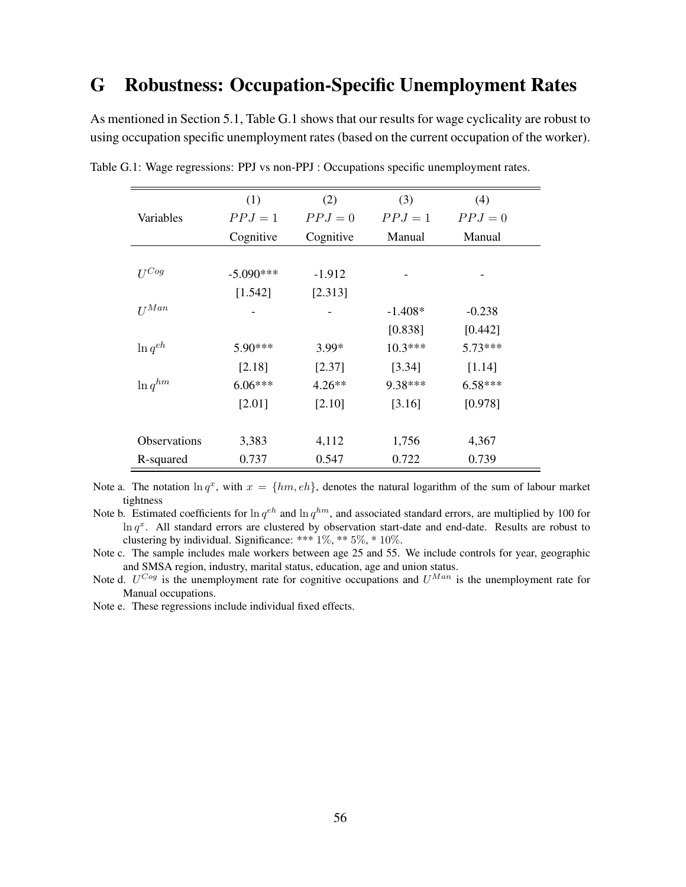# G Robustness: Occupation-Specific Unemployment Rates

As mentioned in Section 5.1, Table G.1 shows that our results for wage cyclicality are robust to using occupation specific unemployment rates (based on the current occupation of the worker).

Table G.1: Wage regressions: PPJ vs non-PPJ : Occupations specific unemployment rates.

| Variables | (1) $PPJ = 1$ Cognitive | (2) $PPJ = 0$ Cognitive | (3) $PPJ = 1$ Manual | (4) $PPJ = 0$ Manual |
|---|---|---|---|---|
| $U^{Cog}$ | -5.090*** | -1.912 | - | - |
| | [1.542] | [2.313] | | |
| $U^{Man}$ | - | - | -1.408* | -0.238 |
| | | | [0.838] | [0.442] |
| $\ln q^{eh}$ | 5.90*** | 3.99* | 10.3*** | 5.73*** |
| | [2.18] | [2.37] | [3.34] | [1.14] |
| $\ln q^{hm}$ | 6.06*** | 4.26** | 9.38*** | 6.58*** |
| | [2.01] | [2.10] | [3.16] | [0.978] |
| Observations | 3,383 | 4,112 | 1,756 | 4,367 |
| R-squared | 0.737 | 0.547 | 0.722 | 0.739 |

Note a. The notation $\ln q^x$, with $x = \{hm, eh\}$, denotes the natural logarithm of the sum of labour market tightness

Note b. Estimated coefficients for $\ln q^{eh}$ and $\ln q^{hm}$, and associated standard errors, are multiplied by 100 for $\ln q^x$. All standard errors are clustered by observation start-date and end-date. Results are robust to clustering by individual. Significance: *** $1\%$, ** $5\%$, * $10\%$.

Note c. The sample includes male workers between age 25 and 55. We include controls for year, geographic and SMSA region, industry, marital status, education, age and union status.

Note d. $U^{Cog}$ is the unemployment rate for cognitive occupations and $U^{Man}$ is the unemployment rate for Manual occupations.

Note e. These regressions include individual fixed effects.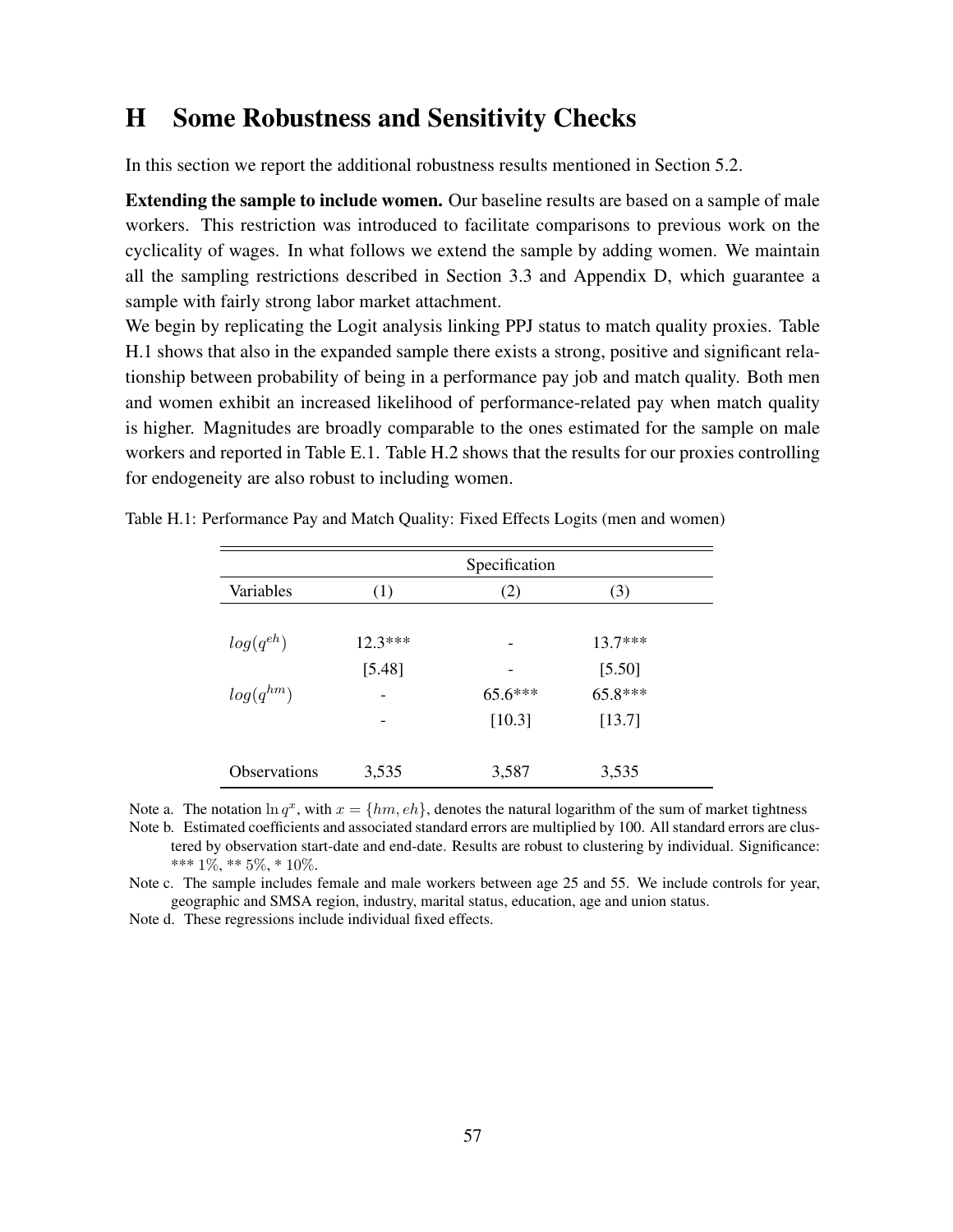# H Some Robustness and Sensitivity Checks

In this section we report the additional robustness results mentioned in Section 5.2.

**Extending the sample to include women.** Our baseline results are based on a sample of male workers. This restriction was introduced to facilitate comparisons to previous work on the cyclicality of wages. In what follows we extend the sample by adding women. We maintain all the sampling restrictions described in Section 3.3 and Appendix D, which guarantee a sample with fairly strong labor market attachment.

We begin by replicating the Logit analysis linking PPJ status to match quality proxies. Table H.1 shows that also in the expanded sample there exists a strong, positive and significant relationship between probability of being in a performance pay job and match quality. Both men and women exhibit an increased likelihood of performance-related pay when match quality is higher. Magnitudes are broadly comparable to the ones estimated for the sample on male workers and reported in Table E.1. Table H.2 shows that the results for our proxies controlling for endogeneity are also robust to including women.

Table H.1: Performance Pay and Match Quality: Fixed Effects Logits (men and women)

| | Specification | | |
|---|---|---|---|
| Variables | (1) | (2) | (3) |
| $log(q^{eh})$ | 12.3*** | - | 13.7*** |
| | [5.48] | - | [5.50] |
| $log(q^{hm})$ | - | 65.6*** | 65.8*** |
| | - | [10.3] | [13.7] |
| Observations | 3,535 | 3,587 | 3,535 |

Note a. The notation $\ln q^x$, with $x = \{hm, eh\}$, denotes the natural logarithm of the sum of market tightness

Note b. Estimated coefficients and associated standard errors are multiplied by 100. All standard errors are clustered by observation start-date and end-date. Results are robust to clustering by individual. Significance: *** 1%, ** 5%, * 10%.

Note c. The sample includes female and male workers between age 25 and 55. We include controls for year, geographic and SMSA region, industry, marital status, education, age and union status.

Note d. These regressions include individual fixed effects.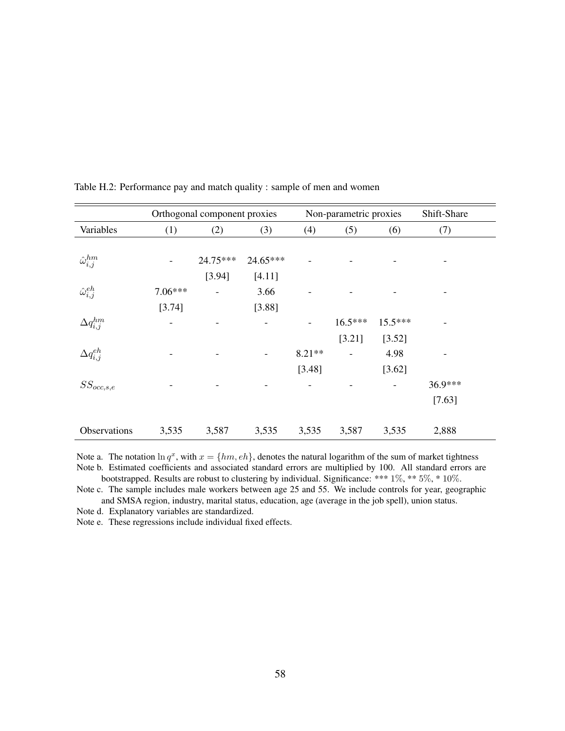Table H.2: Performance pay and match quality : sample of men and women

| | Orthogonal component proxies | | | Non-parametric proxies | | | Shift-Share |
|---|---|---|---|---|---|---|---|
| Variables | (1) | (2) | (3) | (4) | (5) | (6) | (7) |
| $\hat{\omega}_{i,j}^{hm}$ | - | 24.75*** | 24.65*** | - | - | - | - |
| | | [3.94] | [4.11] | | | | |
| $\hat{\omega}_{i,j}^{eh}$ | 7.06*** | - | 3.66 | - | - | - | - |
| | [3.74] | | [3.88] | | | | |
| $\Delta q_{i,j}^{hm}$ | - | - | - | - | 16.5*** | 15.5*** | - |
| | | | | | [3.21] | [3.52] | |
| $\Delta q_{i,j}^{eh}$ | - | - | - | 8.21** | - | 4.98 | - |
| | | | | [3.48] | | [3.62] | |
| $SS_{occ,s,e}$ | - | - | - | - | - | - | 36.9*** |
| | | | | | | | [7.63] |
| Observations | 3,535 | 3,587 | 3,535 | 3,535 | 3,587 | 3,535 | 2,888 |

Note a. The notation $\ln q^x$, with $x = \{hm, eh\}$, denotes the natural logarithm of the sum of market tightness

Note b. Estimated coefficients and associated standard errors are multiplied by 100. All standard errors are bootstrapped. Results are robust to clustering by individual. Significance: *** $1\%$, ** $5\%$, * $10\%$.

Note c. The sample includes male workers between age 25 and 55. We include controls for year, geographic and SMSA region, industry, marital status, education, age (average in the job spell), union status.

Note d. Explanatory variables are standardized.

Note e. These regressions include individual fixed effects.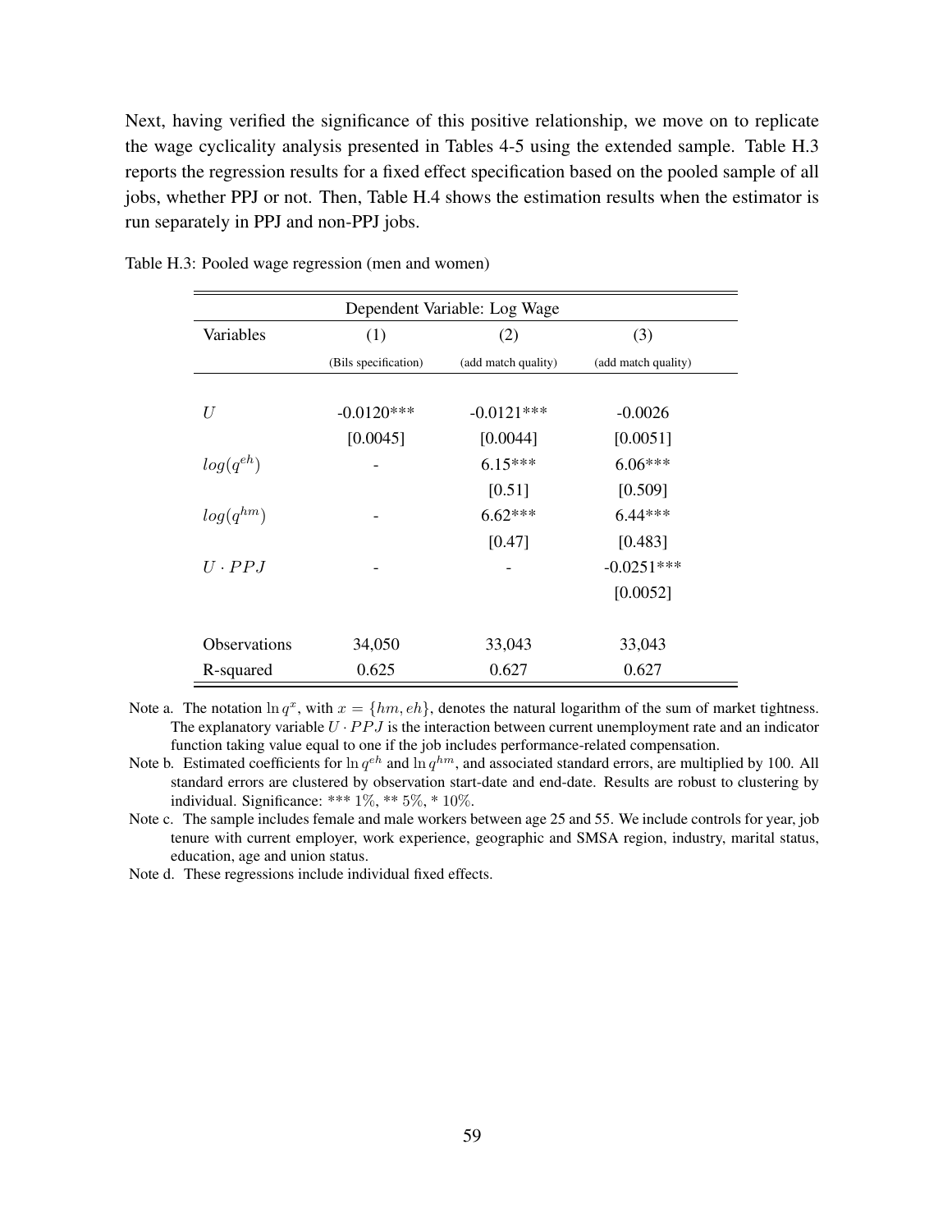Next, having verified the significance of this positive relationship, we move on to replicate the wage cyclicality analysis presented in Tables 4-5 using the extended sample. Table H.3 reports the regression results for a fixed effect specification based on the pooled sample of all jobs, whether PPJ or not. Then, Table H.4 shows the estimation results when the estimator is run separately in PPJ and non-PPJ jobs.

Table H.3: Pooled wage regression (men and women)

| Dependent Variable: Log Wage | | | |
|---|---|---|---|
| Variables | (1) | (2) | (3) |
| | (Bils specification) | (add match quality) | (add match quality) |
| $U$ | -0.0120*** | -0.0121*** | -0.0026 |
| | [0.0045] | [0.0044] | [0.0051] |
| $log(q^{eh})$ | - | 6.15*** | 6.06*** |
| | | [0.51] | [0.509] |
| $log(q^{hm})$ | - | 6.62*** | 6.44*** |
| | | [0.47] | [0.483] |
| $U \cdot PPJ$ | - | - | -0.0251*** |
| | | | [0.0052] |
| Observations | 34,050 | 33,043 | 33,043 |
| R-squared | 0.625 | 0.627 | 0.627 |

Note a. The notation $\ln q^x$, with $x = \{hm, eh\}$, denotes the natural logarithm of the sum of market tightness. The explanatory variable $U \cdot PPJ$ is the interaction between current unemployment rate and an indicator function taking value equal to one if the job includes performance-related compensation.

Note b. Estimated coefficients for $\ln q^{eh}$ and $\ln q^{hm}$, and associated standard errors, are multiplied by 100. All standard errors are clustered by observation start-date and end-date. Results are robust to clustering by individual. Significance: *** 1%, ** 5%, * 10%.

Note c. The sample includes female and male workers between age 25 and 55. We include controls for year, job tenure with current employer, work experience, geographic and SMSA region, industry, marital status, education, age and union status.

Note d. These regressions include individual fixed effects.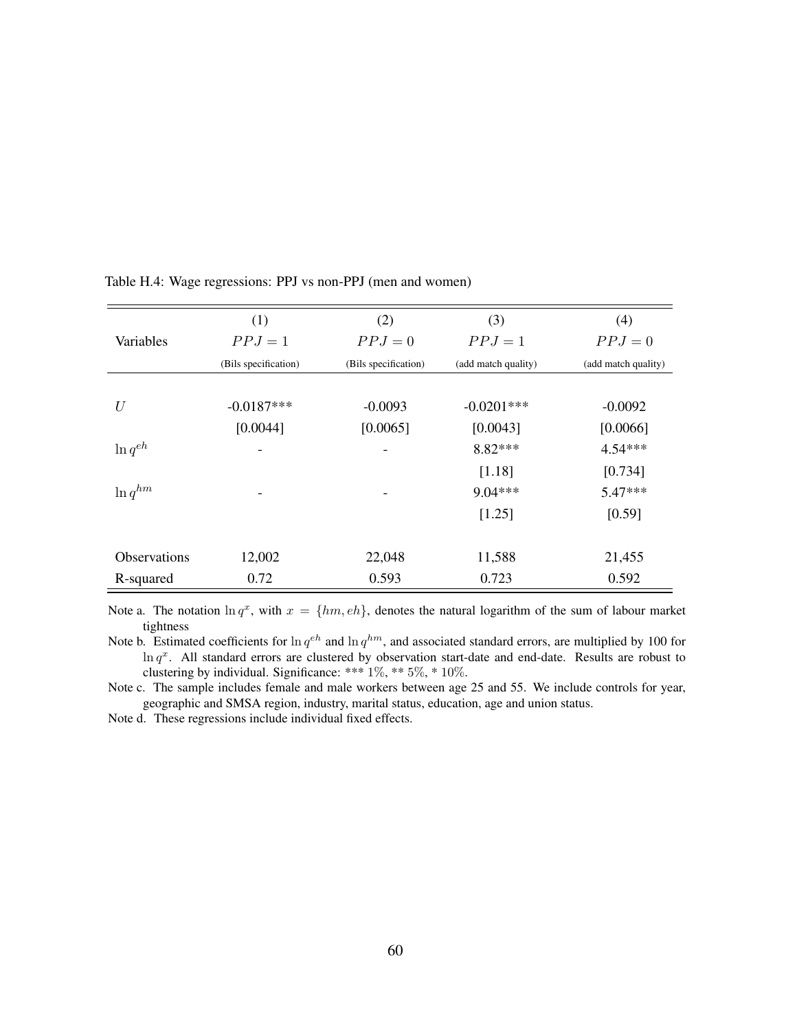Table H.4: Wage regressions: PPJ vs non-PPJ (men and women)

| Variables | (1) $PPJ = 1$ (Bils specification) | (2) $PPJ = 0$ (Bils specification) | (3) $PPJ = 1$ (add match quality) | (4) $PPJ = 0$ (add match quality) |
|---|---|---|---|---|
| $U$ | -0.0187*** | -0.0093 | -0.0201*** | -0.0092 |
| | [0.0044] | [0.0065] | [0.0043] | [0.0066] |
| $\ln q^{eh}$ | - | - | 8.82*** | 4.54*** |
| | | | [1.18] | [0.734] |
| $\ln q^{hm}$ | - | - | 9.04*** | 5.47*** |
| | | | [1.25] | [0.59] |
| Observations | 12,002 | 22,048 | 11,588 | 21,455 |
| R-squared | 0.72 | 0.593 | 0.723 | 0.592 |

Note a. The notation $\ln q^x$, with $x = \{hm, eh\}$, denotes the natural logarithm of the sum of labour market tightness

Note b. Estimated coefficients for $\ln q^{eh}$ and $\ln q^{hm}$, and associated standard errors, are multiplied by 100 for $\ln q^x$. All standard errors are clustered by observation start-date and end-date. Results are robust to clustering by individual. Significance: *** $1\%$, ** $5\%$, * $10\%$.

Note c. The sample includes female and male workers between age 25 and 55. We include controls for year, geographic and SMSA region, industry, marital status, education, age and union status.

Note d. These regressions include individual fixed effects.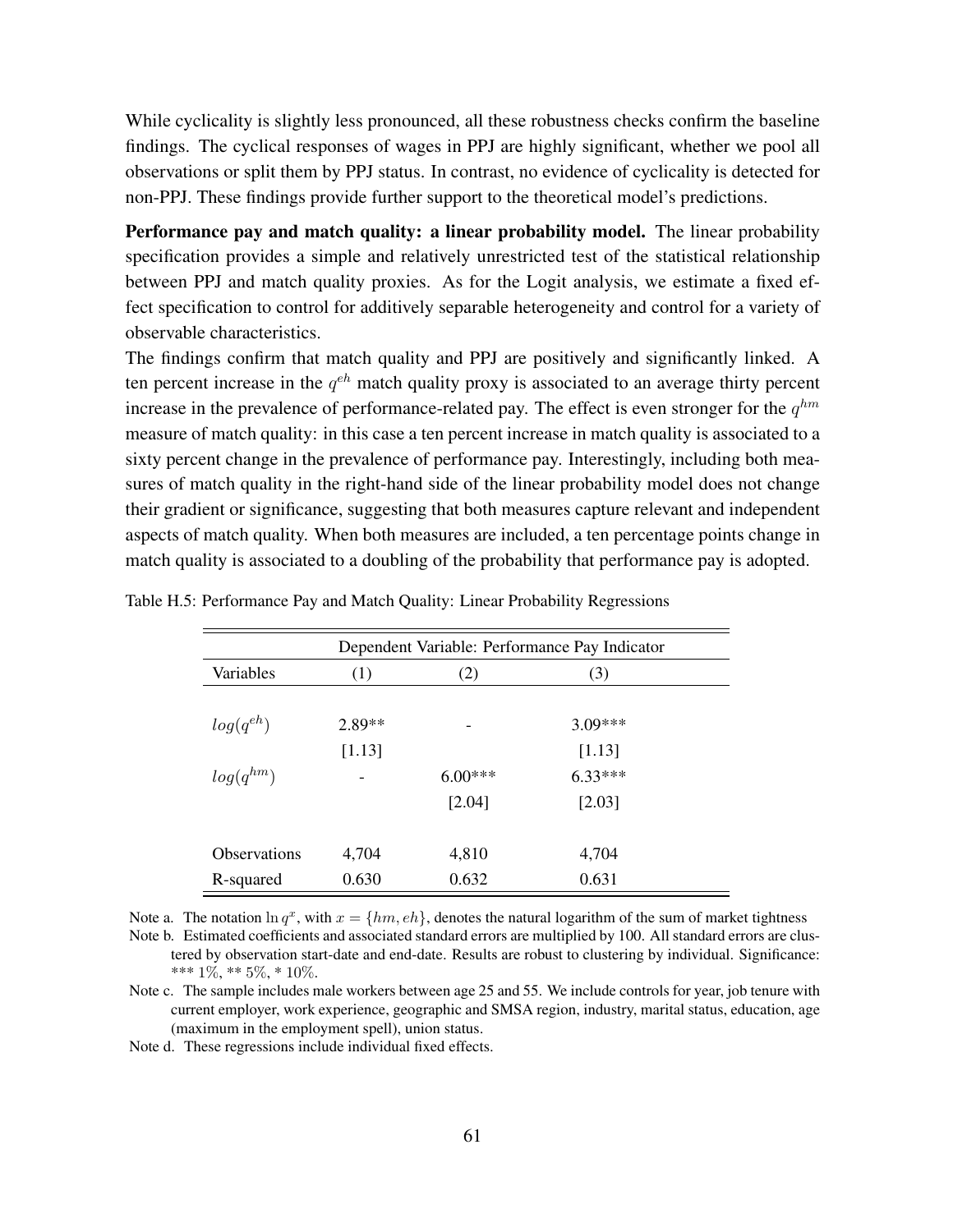While cyclicality is slightly less pronounced, all these robustness checks confirm the baseline findings. The cyclical responses of wages in PPJ are highly significant, whether we pool all observations or split them by PPJ status. In contrast, no evidence of cyclicality is detected for non-PPJ. These findings provide further support to the theoretical model's predictions.

**Performance pay and match quality: a linear probability model.** The linear probability specification provides a simple and relatively unrestricted test of the statistical relationship between PPJ and match quality proxies. As for the Logit analysis, we estimate a fixed effect specification to control for additively separable heterogeneity and control for a variety of observable characteristics.

The findings confirm that match quality and PPJ are positively and significantly linked. A ten percent increase in the $q^{eh}$ match quality proxy is associated to an average thirty percent increase in the prevalence of performance-related pay. The effect is even stronger for the $q^{hm}$ measure of match quality: in this case a ten percent increase in match quality is associated to a sixty percent change in the prevalence of performance pay. Interestingly, including both measures of match quality in the right-hand side of the linear probability model does not change their gradient or significance, suggesting that both measures capture relevant and independent aspects of match quality. When both measures are included, a ten percentage points change in match quality is associated to a doubling of the probability that performance pay is adopted.

Table H.5: Performance Pay and Match Quality: Linear Probability Regressions

| | Dependent Variable: Performance Pay Indicator | | |
|---|---|---|---|
| Variables | (1) | (2) | (3) |
| $log(q^{eh})$ | 2.89** | - | 3.09*** |
| | [1.13] | | [1.13] |
| $log(q^{hm})$ | - | 6.00*** | 6.33*** |
| | | [2.04] | [2.03] |
| Observations | 4,704 | 4,810 | 4,704 |
| R-squared | 0.630 | 0.632 | 0.631 |

Note a. The notation $\ln q^x$, with $x = \{hm, eh\}$, denotes the natural logarithm of the sum of market tightness

Note b. Estimated coefficients and associated standard errors are multiplied by 100. All standard errors are clustered by observation start-date and end-date. Results are robust to clustering by individual. Significance: *** 1%, ** 5%, * 10%.

Note c. The sample includes male workers between age 25 and 55. We include controls for year, job tenure with current employer, work experience, geographic and SMSA region, industry, marital status, education, age (maximum in the employment spell), union status.

Note d. These regressions include individual fixed effects.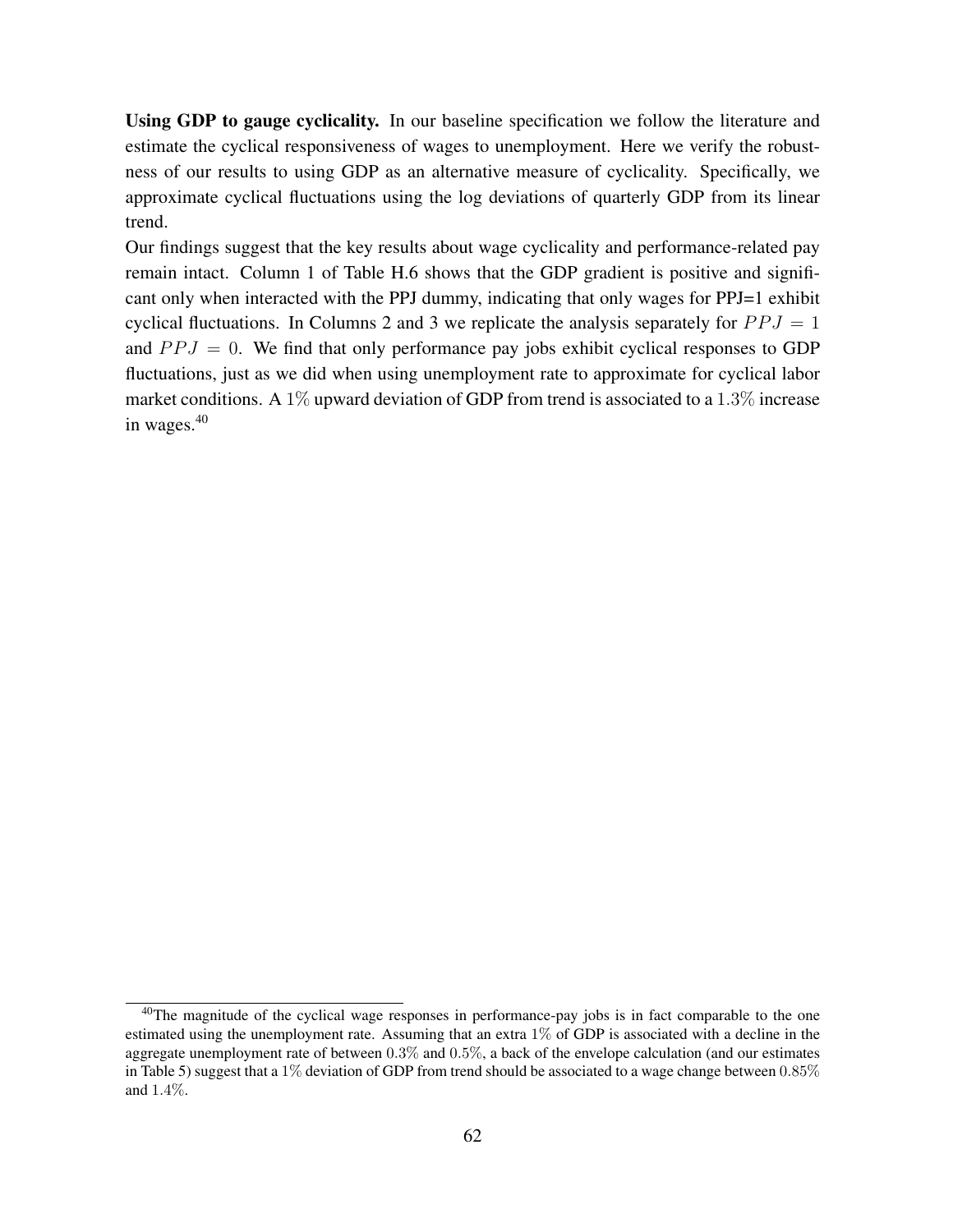**Using GDP to gauge cyclicality.** In our baseline specification we follow the literature and estimate the cyclical responsiveness of wages to unemployment. Here we verify the robustness of our results to using GDP as an alternative measure of cyclicality. Specifically, we approximate cyclical fluctuations using the log deviations of quarterly GDP from its linear trend.

Our findings suggest that the key results about wage cyclicality and performance-related pay remain intact. Column 1 of Table H.6 shows that the GDP gradient is positive and significant only when interacted with the PPJ dummy, indicating that only wages for PPJ=1 exhibit cyclical fluctuations. In Columns 2 and 3 we replicate the analysis separately for $PPJ = 1$ and $PPJ = 0$. We find that only performance pay jobs exhibit cyclical responses to GDP fluctuations, just as we did when using unemployment rate to approximate for cyclical labor market conditions. A $1\%$ upward deviation of GDP from trend is associated to a $1.3\%$ increase in wages.[40]

[40]The magnitude of the cyclical wage responses in performance-pay jobs is in fact comparable to the one estimated using the unemployment rate. Assuming that an extra $1\%$ of GDP is associated with a decline in the aggregate unemployment rate of between $0.3\%$ and $0.5\%$, a back of the envelope calculation (and our estimates in Table 5) suggest that a $1\%$ deviation of GDP from trend should be associated to a wage change between $0.85\%$ and $1.4\%$.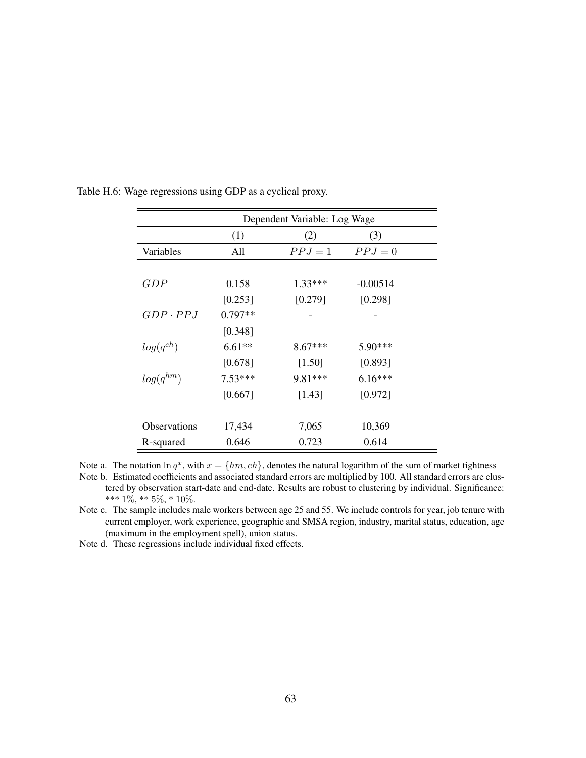Table H.6: Wage regressions using GDP as a cyclical proxy.

| | Dependent Variable: Log Wage | | |
|---|---|---|---|
| | (1) | (2) | (3) |
| Variables | All | $PPJ = 1$ | $PPJ = 0$ |
| | | | |
| $GDP$ | 0.158 | 1.33*** | -0.00514 |
| | [0.253] | [0.279] | [0.298] |
| $GDP \cdot PPJ$ | 0.797** | - | - |
| | [0.348] | | |
| $log(q^{eh})$ | 6.61** | 8.67*** | 5.90*** |
| | [0.678] | [1.50] | [0.893] |
| $log(q^{hm})$ | 7.53*** | 9.81*** | 6.16*** |
| | [0.667] | [1.43] | [0.972] |
| | | | |
| Observations | 17,434 | 7,065 | 10,369 |
| R-squared | 0.646 | 0.723 | 0.614 |

Note a. The notation $\ln q^x$, with $x = \{hm, eh\}$, denotes the natural logarithm of the sum of market tightness

Note b. Estimated coefficients and associated standard errors are multiplied by 100. All standard errors are clustered by observation start-date and end-date. Results are robust to clustering by individual. Significance: *** $1\%$, ** $5\%$, * $10\%$.

Note c. The sample includes male workers between age 25 and 55. We include controls for year, job tenure with current employer, work experience, geographic and SMSA region, industry, marital status, education, age (maximum in the employment spell), union status.

Note d. These regressions include individual fixed effects.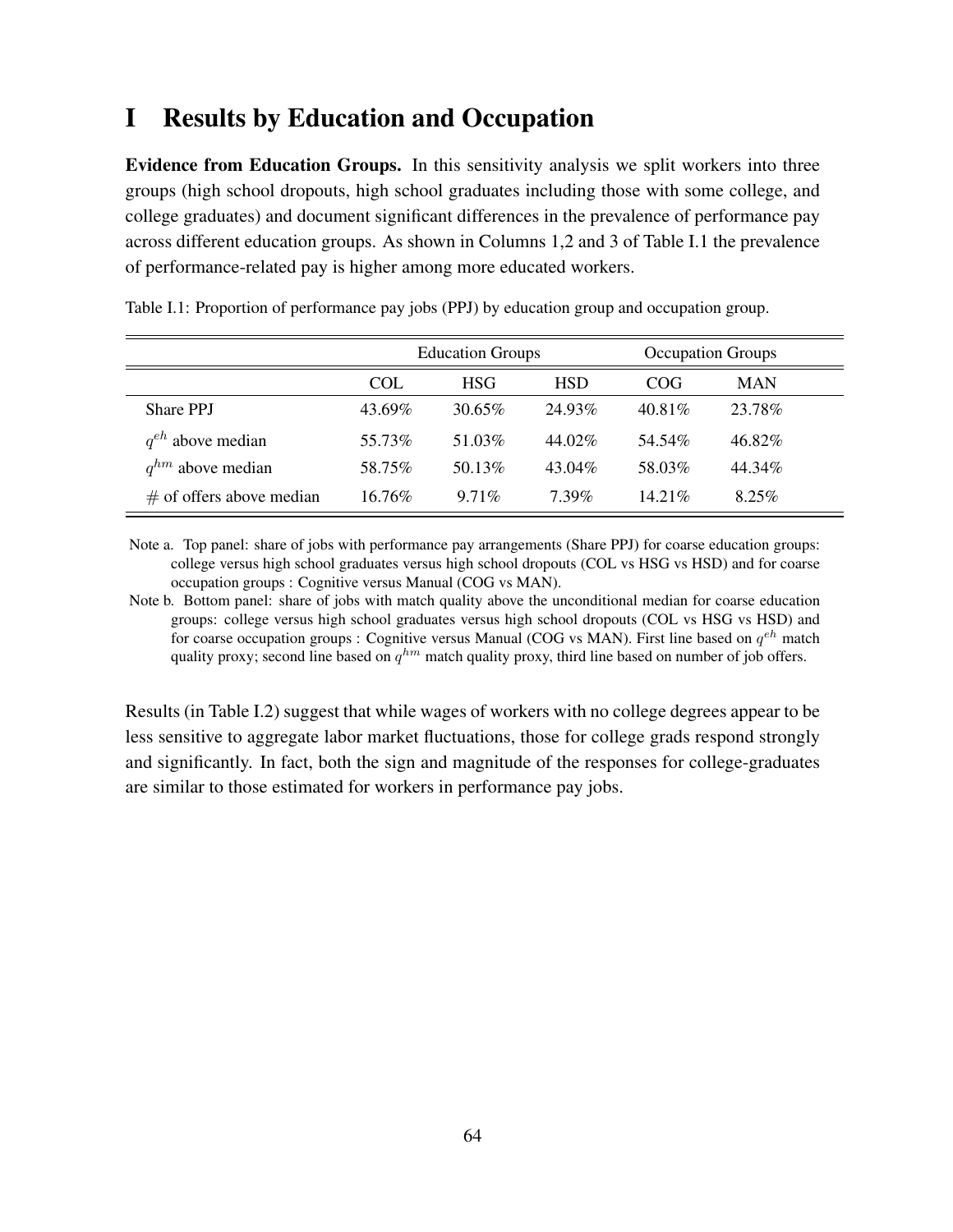# I Results by Education and Occupation

**Evidence from Education Groups.** In this sensitivity analysis we split workers into three groups (high school dropouts, high school graduates including those with some college, and college graduates) and document significant differences in the prevalence of performance pay across different education groups. As shown in Columns 1,2 and 3 of Table I.1 the prevalence of performance-related pay is higher among more educated workers.

Table I.1: Proportion of performance pay jobs (PPJ) by education group and occupation group.

| | Education Groups | | | Occupation Groups | |
|---|---|---|---|---|---|
| | COL | HSG | HSD | COG | MAN |
| Share PPJ | 43.69% | 30.65% | 24.93% | 40.81% | 23.78% |
| $q^{eh}$ above median | 55.73% | 51.03% | 44.02% | 54.54% | 46.82% |
| $q^{hm}$ above median | 58.75% | 50.13% | 43.04% | 58.03% | 44.34% |
| # of offers above median | 16.76% | 9.71% | 7.39% | 14.21% | 8.25% |

Note a. Top panel: share of jobs with performance pay arrangements (Share PPJ) for coarse education groups: college versus high school graduates versus high school dropouts (COL vs HSG vs HSD) and for coarse occupation groups : Cognitive versus Manual (COG vs MAN).

Note b. Bottom panel: share of jobs with match quality above the unconditional median for coarse education groups: college versus high school graduates versus high school dropouts (COL vs HSG vs HSD) and for coarse occupation groups : Cognitive versus Manual (COG vs MAN). First line based on $q^{eh}$ match quality proxy; second line based on $q^{hm}$ match quality proxy, third line based on number of job offers.

Results (in Table I.2) suggest that while wages of workers with no college degrees appear to be less sensitive to aggregate labor market fluctuations, those for college grads respond strongly and significantly. In fact, both the sign and magnitude of the responses for college-graduates are similar to those estimated for workers in performance pay jobs.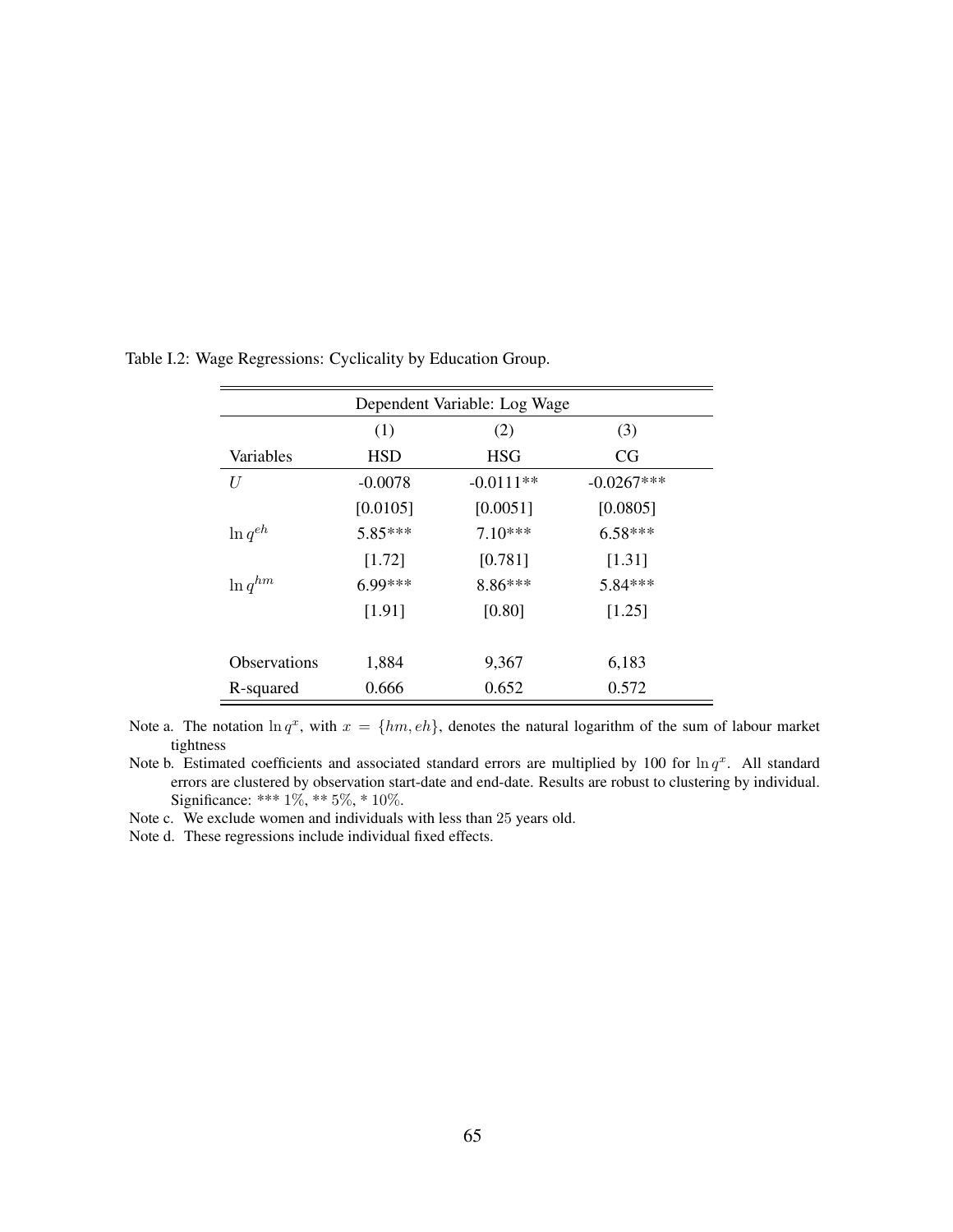Table I.2: Wage Regressions: Cyclicality by Education Group.

| Dependent Variable: Log Wage | | | |
|---|---|---|---|
| | (1) | (2) | (3) |
| Variables | HSD | HSG | CG |
| $U$ | -0.0078 | -0.0111** | -0.0267*** |
| | [0.0105] | [0.0051] | [0.0805] |
| $\ln q^{eh}$ | 5.85*** | 7.10*** | 6.58*** |
| | [1.72] | [0.781] | [1.31] |
| $\ln q^{hm}$ | 6.99*** | 8.86*** | 5.84*** |
| | [1.91] | [0.80] | [1.25] |
| | | | |
| Observations | 1,884 | 9,367 | 6,183 |
| R-squared | 0.666 | 0.652 | 0.572 |

Note a. The notation $\ln q^x$, with $x = \{hm, eh\}$, denotes the natural logarithm of the sum of labour market tightness

Note b. Estimated coefficients and associated standard errors are multiplied by 100 for $\ln q^x$. All standard errors are clustered by observation start-date and end-date. Results are robust to clustering by individual. Significance: *** $1\%$, ** $5\%$, * $10\%$.

Note c. We exclude women and individuals with less than $25$ years old.

Note d. These regressions include individual fixed effects.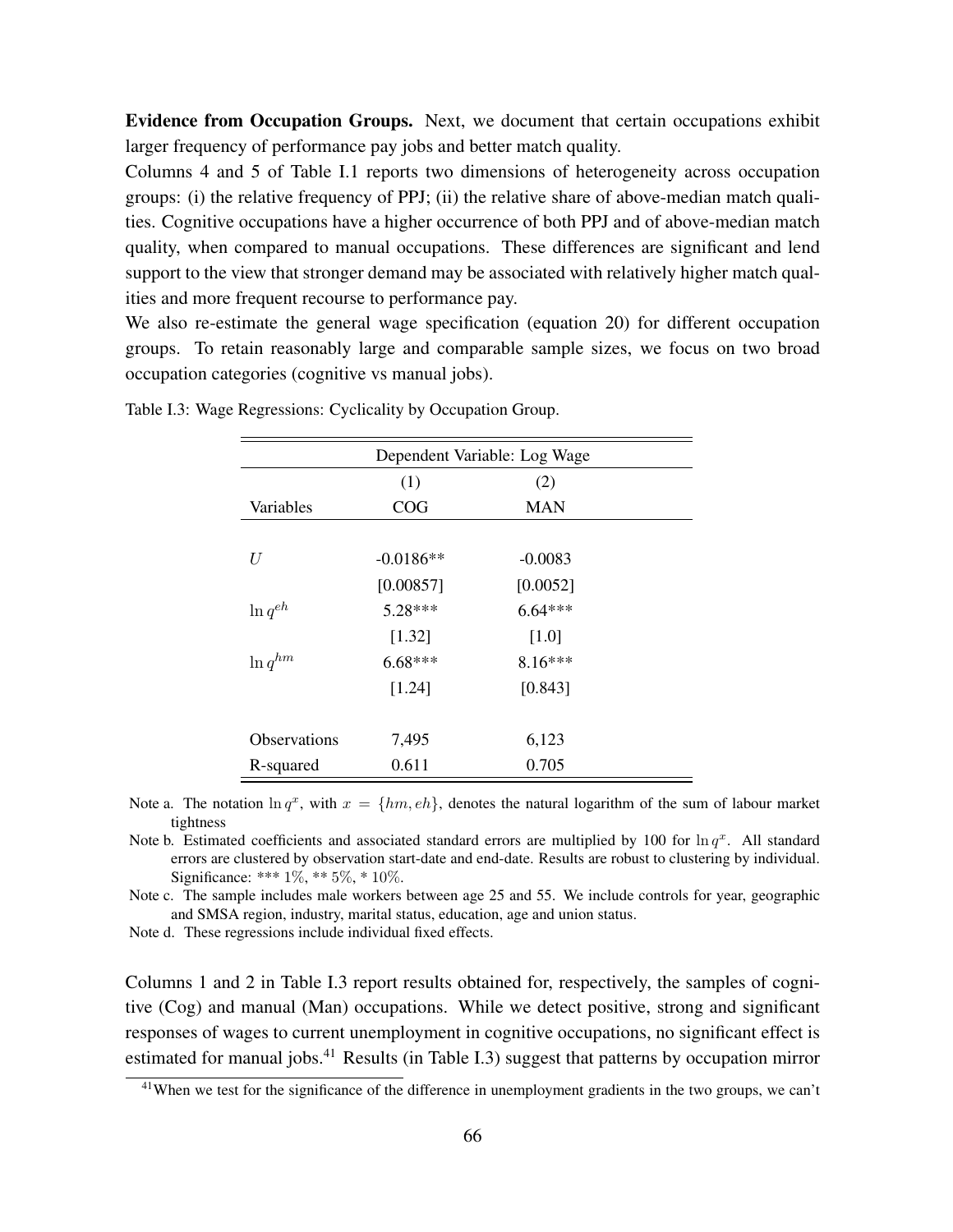**Evidence from Occupation Groups.** Next, we document that certain occupations exhibit larger frequency of performance pay jobs and better match quality.

Columns 4 and 5 of Table I.1 reports two dimensions of heterogeneity across occupation groups: (i) the relative frequency of PPJ; (ii) the relative share of above-median match qualities. Cognitive occupations have a higher occurrence of both PPJ and of above-median match quality, when compared to manual occupations. These differences are significant and lend support to the view that stronger demand may be associated with relatively higher match qualities and more frequent recourse to performance pay.

We also re-estimate the general wage specification (equation 20) for different occupation groups. To retain reasonably large and comparable sample sizes, we focus on two broad occupation categories (cognitive vs manual jobs).

Table I.3: Wage Regressions: Cyclicality by Occupation Group.

| | Dependent Variable: Log Wage | |
|---|---|---|
| | (1) | (2) |
| Variables | COG | MAN |
| $U$ | -0.0186** | -0.0083 |
| | [0.00857] | [0.0052] |
| $\ln q^{eh}$ | 5.28*** | 6.64*** |
| | [1.32] | [1.0] |
| $\ln q^{hm}$ | 6.68*** | 8.16*** |
| | [1.24] | [0.843] |
| Observations | 7,495 | 6,123 |
| R-squared | 0.611 | 0.705 |

Note a. The notation $\ln q^x$, with $x = \{hm, eh\}$, denotes the natural logarithm of the sum of labour market tightness

Note b. Estimated coefficients and associated standard errors are multiplied by 100 for $\ln q^x$. All standard errors are clustered by observation start-date and end-date. Results are robust to clustering by individual. Significance: *** 1%, ** 5%, * 10%.

Note c. The sample includes male workers between age 25 and 55. We include controls for year, geographic and SMSA region, industry, marital status, education, age and union status.

Note d. These regressions include individual fixed effects.

Columns 1 and 2 in Table I.3 report results obtained for, respectively, the samples of cognitive (Cog) and manual (Man) occupations. While we detect positive, strong and significant responses of wages to current unemployment in cognitive occupations, no significant effect is estimated for manual jobs.[41] Results (in Table I.3) suggest that patterns by occupation mirror

[41] When we test for the significance of the difference in unemployment gradients in the two groups, we can't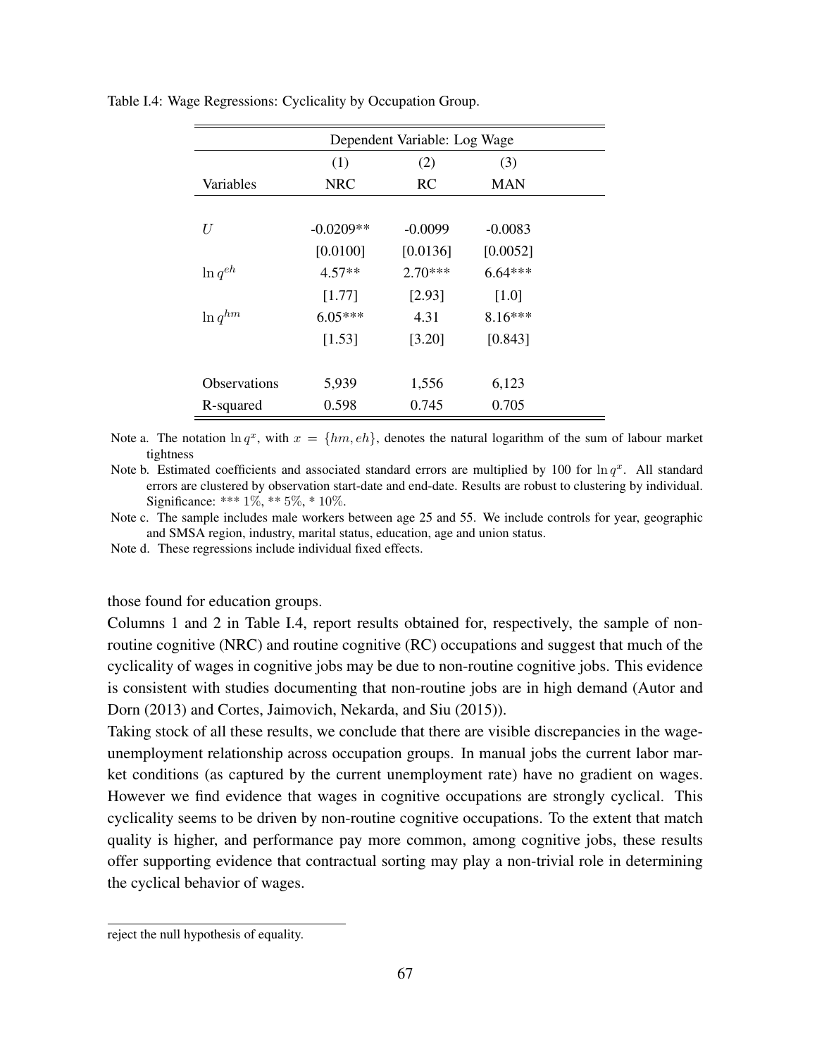Table I.4: Wage Regressions: Cyclicality by Occupation Group.

| | Dependent Variable: Log Wage | | |
|---|---|---|---|
| | (1) | (2) | (3) |
| Variables | NRC | RC | MAN |
| $U$ | -0.0209** | -0.0099 | -0.0083 |
| | [0.0100] | [0.0136] | [0.0052] |
| $\ln q^{eh}$ | 4.57** | 2.70*** | 6.64*** |
| | [1.77] | [2.93] | [1.0] |
| $\ln q^{hm}$ | 6.05*** | 4.31 | 8.16*** |
| | [1.53] | [3.20] | [0.843] |
| Observations | 5,939 | 1,556 | 6,123 |
| R-squared | 0.598 | 0.745 | 0.705 |

Note a. The notation $\ln q^x$, with $x = \{hm, eh\}$, denotes the natural logarithm of the sum of labour market tightness

Note b. Estimated coefficients and associated standard errors are multiplied by 100 for $\ln q^x$. All standard errors are clustered by observation start-date and end-date. Results are robust to clustering by individual. Significance: *** 1%, ** 5%, * 10%.

Note c. The sample includes male workers between age 25 and 55. We include controls for year, geographic and SMSA region, industry, marital status, education, age and union status.

Note d. These regressions include individual fixed effects.

those found for education groups.

Columns 1 and 2 in Table I.4, report results obtained for, respectively, the sample of non-routine cognitive (NRC) and routine cognitive (RC) occupations and suggest that much of the cyclicality of wages in cognitive jobs may be due to non-routine cognitive jobs. This evidence is consistent with studies documenting that non-routine jobs are in high demand (Autor and Dorn (2013) and Cortes, Jaimovich, Nekarda, and Siu (2015)).

Taking stock of all these results, we conclude that there are visible discrepancies in the wage-unemployment relationship across occupation groups. In manual jobs the current labor market conditions (as captured by the current unemployment rate) have no gradient on wages. However we find evidence that wages in cognitive occupations are strongly cyclical. This cyclicality seems to be driven by non-routine cognitive occupations. To the extent that match quality is higher, and performance pay more common, among cognitive jobs, these results offer supporting evidence that contractual sorting may play a non-trivial role in determining the cyclical behavior of wages.

reject the null hypothesis of equality.